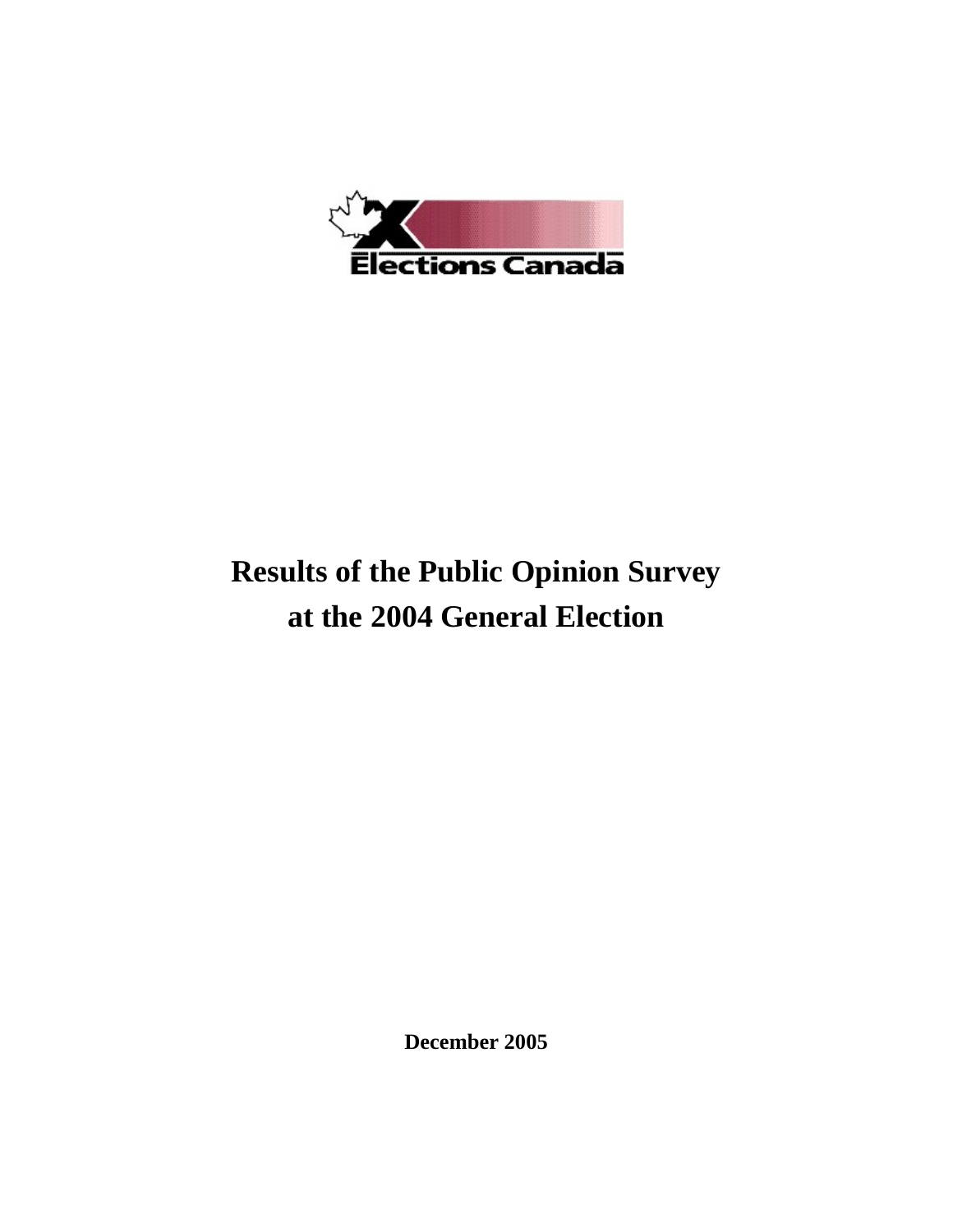Elections Canada

# Results of the Public Opinion Survey at the 2004 General Election

**December 2005**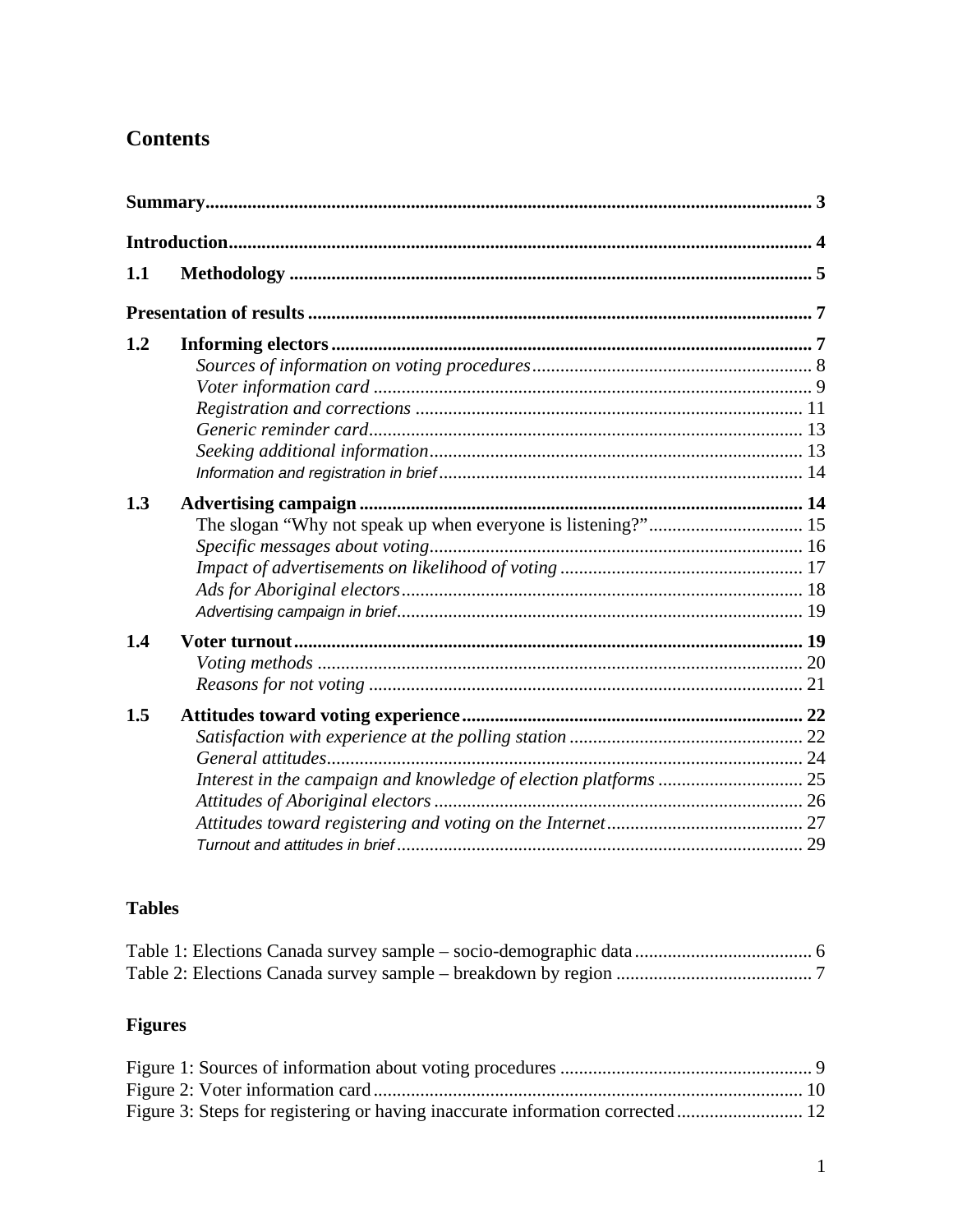# Contents

**Summary** ........................................................................................................................ 3

**Introduction** .................................................................................................................. 4

**1.1 Methodology** ........................................................................................................ 5

**Presentation of results** ................................................................................................ 7

**1.2 Informing electors** ................................................................................................ 7

- *Sources of information on voting procedures* ............................................................ 8
- *Voter information card* ............................................................................................... 9
- *Registration and corrections* ..................................................................................... 11
- *Generic reminder card* .............................................................................................. 13
- *Seeking additional information* ................................................................................ 13
- *Information and registration in brief* ......................................................................... 14

**1.3 Advertising campaign** ........................................................................................... 14

- The slogan "Why not speak up when everyone is listening?" ...................................... 15
- *Specific messages about voting* ................................................................................ 16
- *Impact of advertisements on likelihood of voting* ...................................................... 17
- *Ads for Aboriginal electors* ....................................................................................... 18
- *Advertising campaign in brief* ................................................................................... 19

**1.4 Voter turnout** ........................................................................................................ 19

- *Voting methods* ......................................................................................................... 20
- *Reasons for not voting* ............................................................................................. 21

**1.5 Attitudes toward voting experience** ...................................................................... 22

- *Satisfaction with experience at the polling station* .................................................... 22
- *General attitudes* ....................................................................................................... 24
- *Interest in the campaign and knowledge of election platforms* .................................. 25
- *Attitudes of Aboriginal electors* ................................................................................ 26
- *Attitudes toward registering and voting on the Internet* ............................................ 27
- *Turnout and attitudes in brief* ................................................................................... 29

## Tables

Table 1: Elections Canada survey sample – socio-demographic data ................................ 6
Table 2: Elections Canada survey sample – breakdown by region .................................... 7

## Figures

Figure 1: Sources of information about voting procedures ................................................ 9
Figure 2: Voter information card ...................................................................................... 10
Figure 3: Steps for registering or having inaccurate information corrected ..................... 12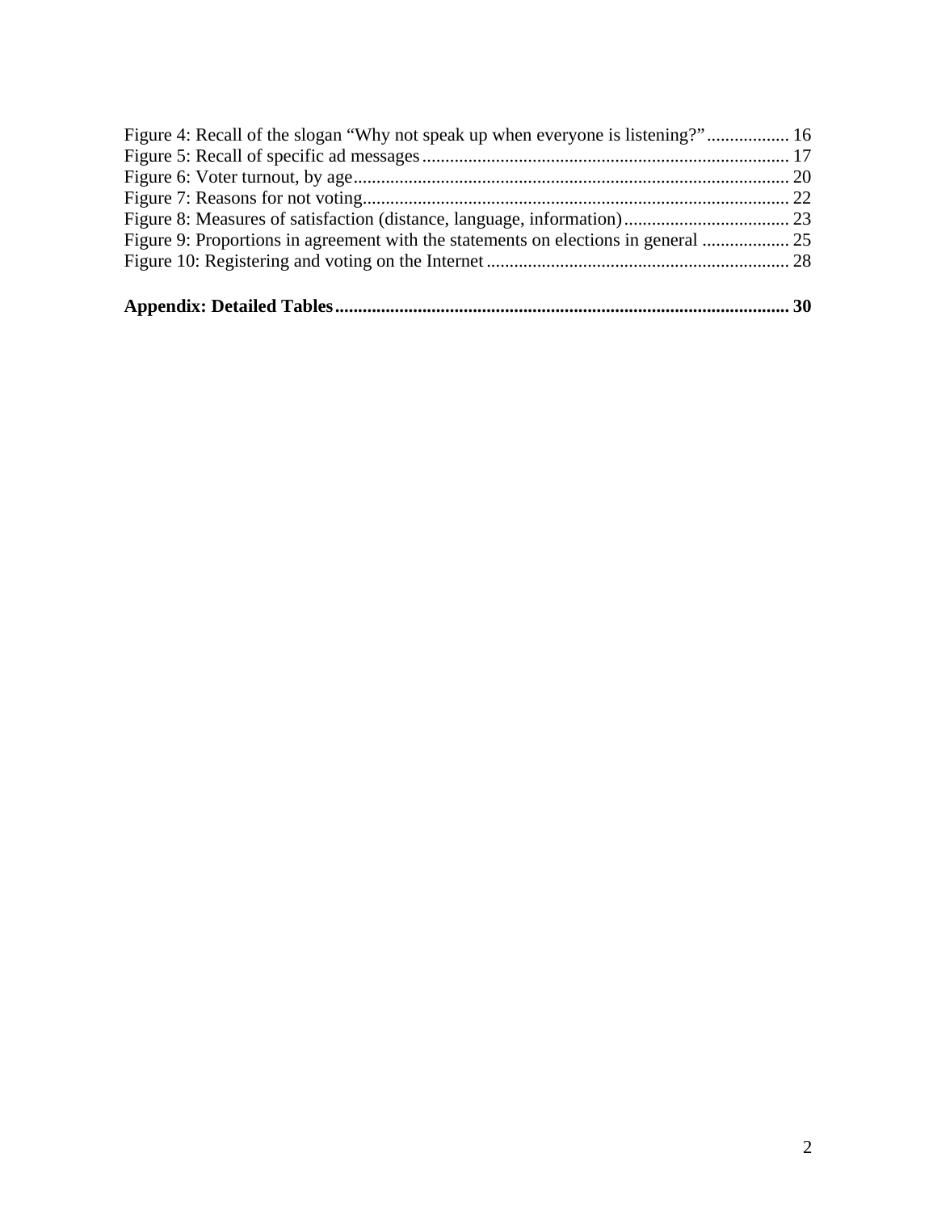Figure 4: Recall of the slogan "Why not speak up when everyone is listening?" .................. 16
Figure 5: Recall of specific ad messages .................................................................................. 17
Figure 6: Voter turnout, by age .................................................................................................. 20
Figure 7: Reasons for not voting ................................................................................................ 22
Figure 8: Measures of satisfaction (distance, language, information) .................................... 23
Figure 9: Proportions in agreement with the statements on elections in general ................... 25
Figure 10: Registering and voting on the Internet ................................................................... 28

**Appendix: Detailed Tables ....................................................................................................... 30**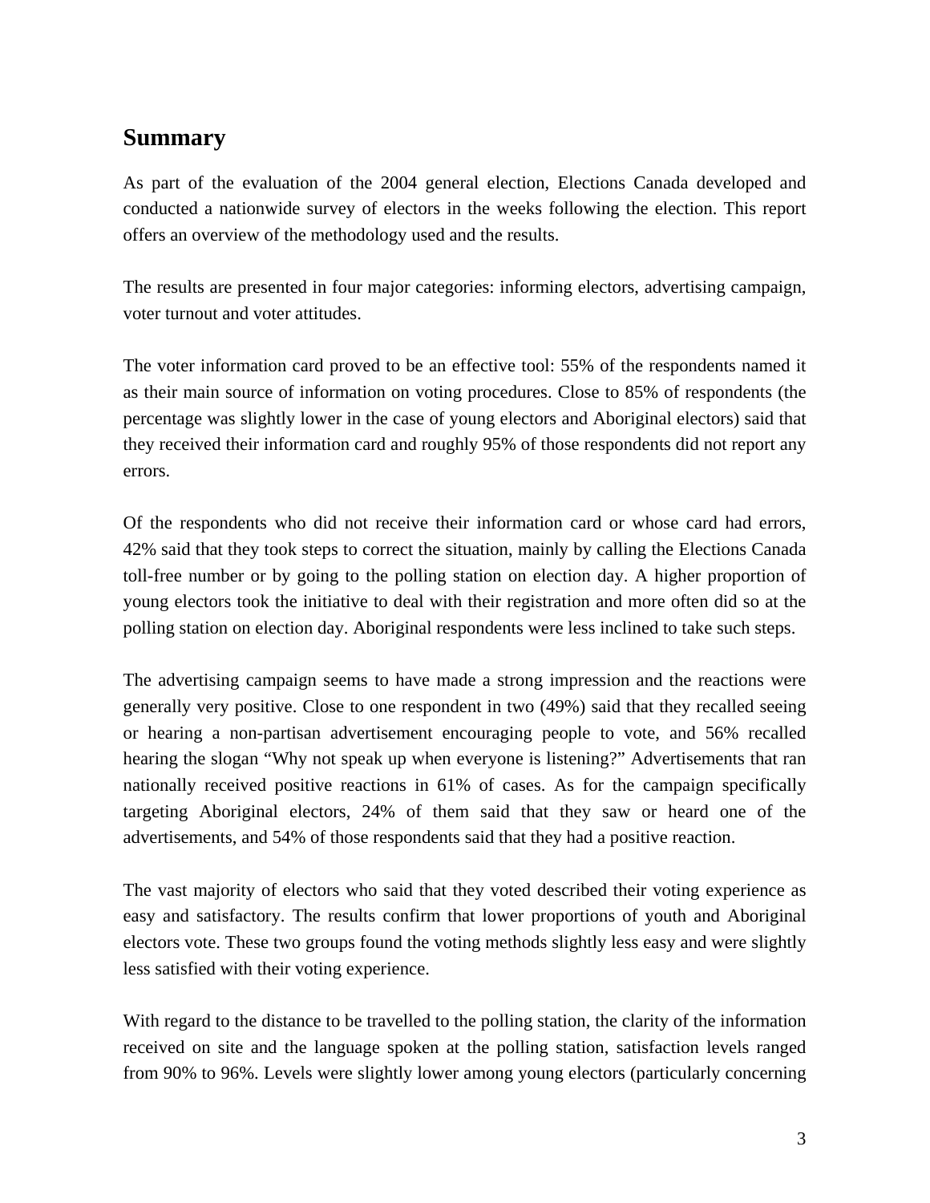## Summary

As part of the evaluation of the 2004 general election, Elections Canada developed and conducted a nationwide survey of electors in the weeks following the election. This report offers an overview of the methodology used and the results.

The results are presented in four major categories: informing electors, advertising campaign, voter turnout and voter attitudes.

The voter information card proved to be an effective tool: 55% of the respondents named it as their main source of information on voting procedures. Close to 85% of respondents (the percentage was slightly lower in the case of young electors and Aboriginal electors) said that they received their information card and roughly 95% of those respondents did not report any errors.

Of the respondents who did not receive their information card or whose card had errors, 42% said that they took steps to correct the situation, mainly by calling the Elections Canada toll-free number or by going to the polling station on election day. A higher proportion of young electors took the initiative to deal with their registration and more often did so at the polling station on election day. Aboriginal respondents were less inclined to take such steps.

The advertising campaign seems to have made a strong impression and the reactions were generally very positive. Close to one respondent in two (49%) said that they recalled seeing or hearing a non-partisan advertisement encouraging people to vote, and 56% recalled hearing the slogan "Why not speak up when everyone is listening?" Advertisements that ran nationally received positive reactions in 61% of cases. As for the campaign specifically targeting Aboriginal electors, 24% of them said that they saw or heard one of the advertisements, and 54% of those respondents said that they had a positive reaction.

The vast majority of electors who said that they voted described their voting experience as easy and satisfactory. The results confirm that lower proportions of youth and Aboriginal electors vote. These two groups found the voting methods slightly less easy and were slightly less satisfied with their voting experience.

With regard to the distance to be travelled to the polling station, the clarity of the information received on site and the language spoken at the polling station, satisfaction levels ranged from 90% to 96%. Levels were slightly lower among young electors (particularly concerning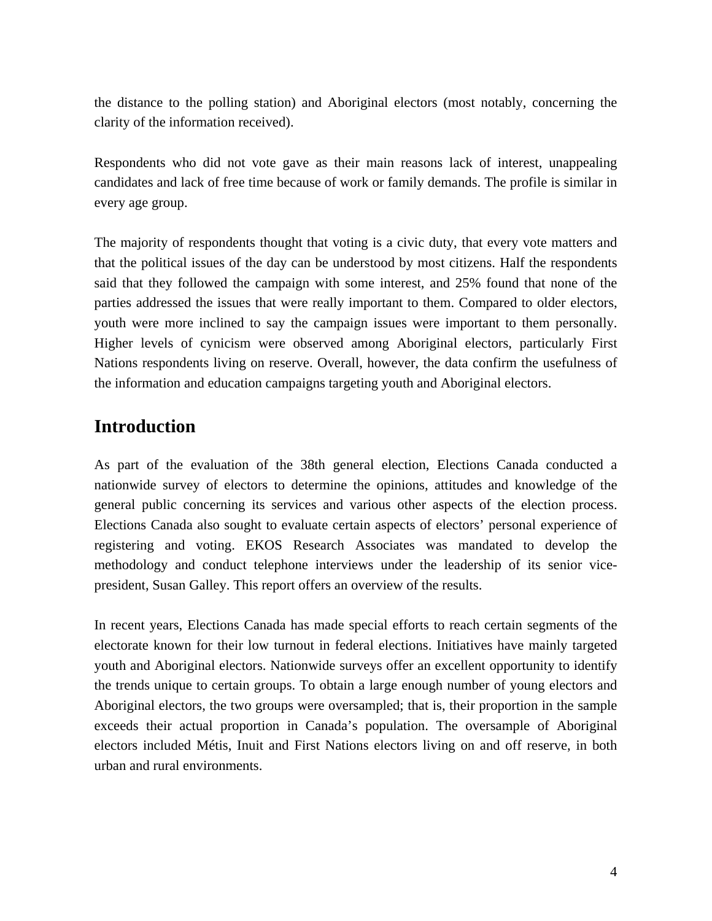the distance to the polling station) and Aboriginal electors (most notably, concerning the clarity of the information received).

Respondents who did not vote gave as their main reasons lack of interest, unappealing candidates and lack of free time because of work or family demands. The profile is similar in every age group.

The majority of respondents thought that voting is a civic duty, that every vote matters and that the political issues of the day can be understood by most citizens. Half the respondents said that they followed the campaign with some interest, and 25% found that none of the parties addressed the issues that were really important to them. Compared to older electors, youth were more inclined to say the campaign issues were important to them personally. Higher levels of cynicism were observed among Aboriginal electors, particularly First Nations respondents living on reserve. Overall, however, the data confirm the usefulness of the information and education campaigns targeting youth and Aboriginal electors.

## Introduction

As part of the evaluation of the 38th general election, Elections Canada conducted a nationwide survey of electors to determine the opinions, attitudes and knowledge of the general public concerning its services and various other aspects of the election process. Elections Canada also sought to evaluate certain aspects of electors' personal experience of registering and voting. EKOS Research Associates was mandated to develop the methodology and conduct telephone interviews under the leadership of its senior vice-president, Susan Galley. This report offers an overview of the results.

In recent years, Elections Canada has made special efforts to reach certain segments of the electorate known for their low turnout in federal elections. Initiatives have mainly targeted youth and Aboriginal electors. Nationwide surveys offer an excellent opportunity to identify the trends unique to certain groups. To obtain a large enough number of young electors and Aboriginal electors, the two groups were oversampled; that is, their proportion in the sample exceeds their actual proportion in Canada's population. The oversample of Aboriginal electors included Métis, Inuit and First Nations electors living on and off reserve, in both urban and rural environments.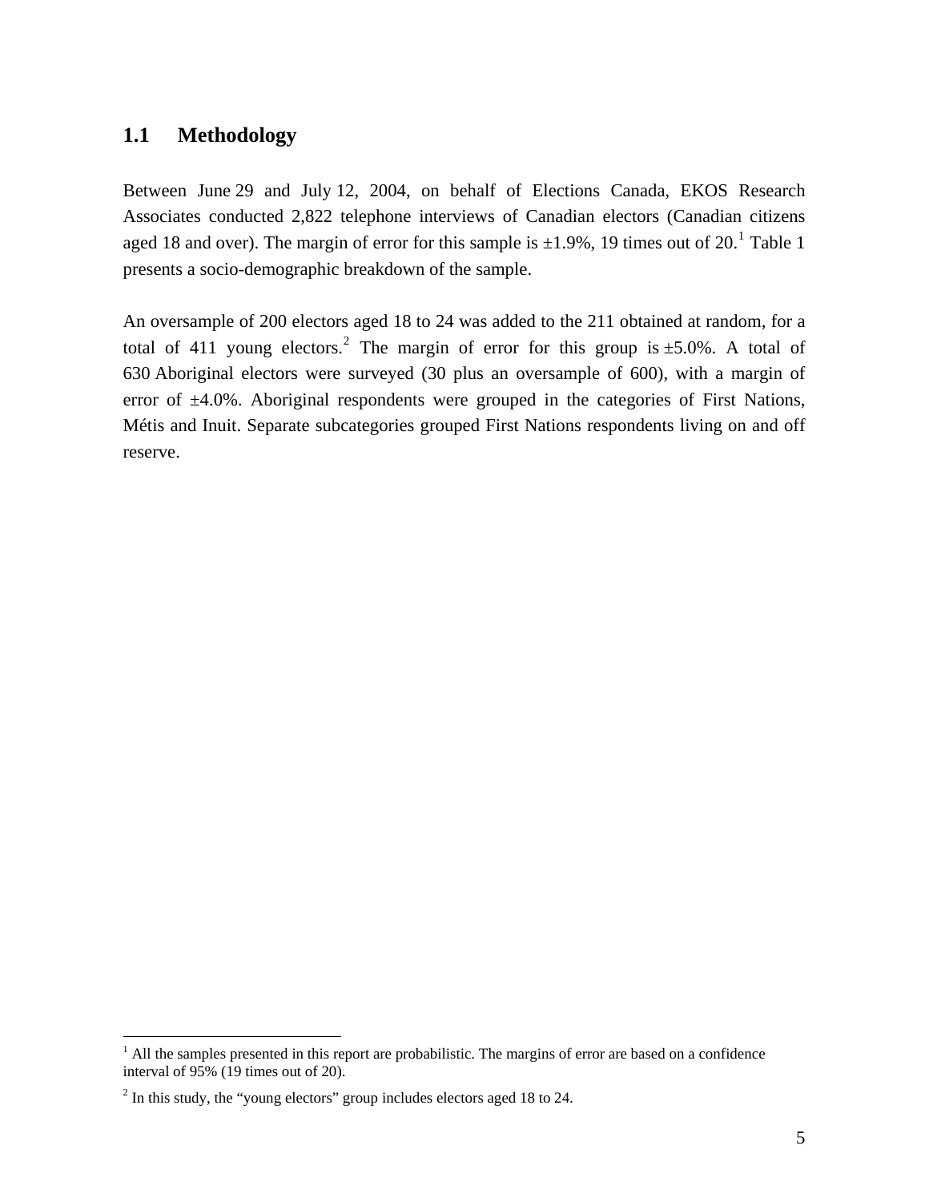## 1.1 Methodology

Between June 29 and July 12, 2004, on behalf of Elections Canada, EKOS Research Associates conducted 2,822 telephone interviews of Canadian electors (Canadian citizens aged 18 and over). The margin of error for this sample is ±1.9%, 19 times out of 20.[1] Table 1 presents a socio-demographic breakdown of the sample.

An oversample of 200 electors aged 18 to 24 was added to the 211 obtained at random, for a total of 411 young electors.[2] The margin of error for this group is ±5.0%. A total of 630 Aboriginal electors were surveyed (30 plus an oversample of 600), with a margin of error of ±4.0%. Aboriginal respondents were grouped in the categories of First Nations, Métis and Inuit. Separate subcategories grouped First Nations respondents living on and off reserve.

---

[1] All the samples presented in this report are probabilistic. The margins of error are based on a confidence interval of 95% (19 times out of 20).

[2] In this study, the "young electors" group includes electors aged 18 to 24.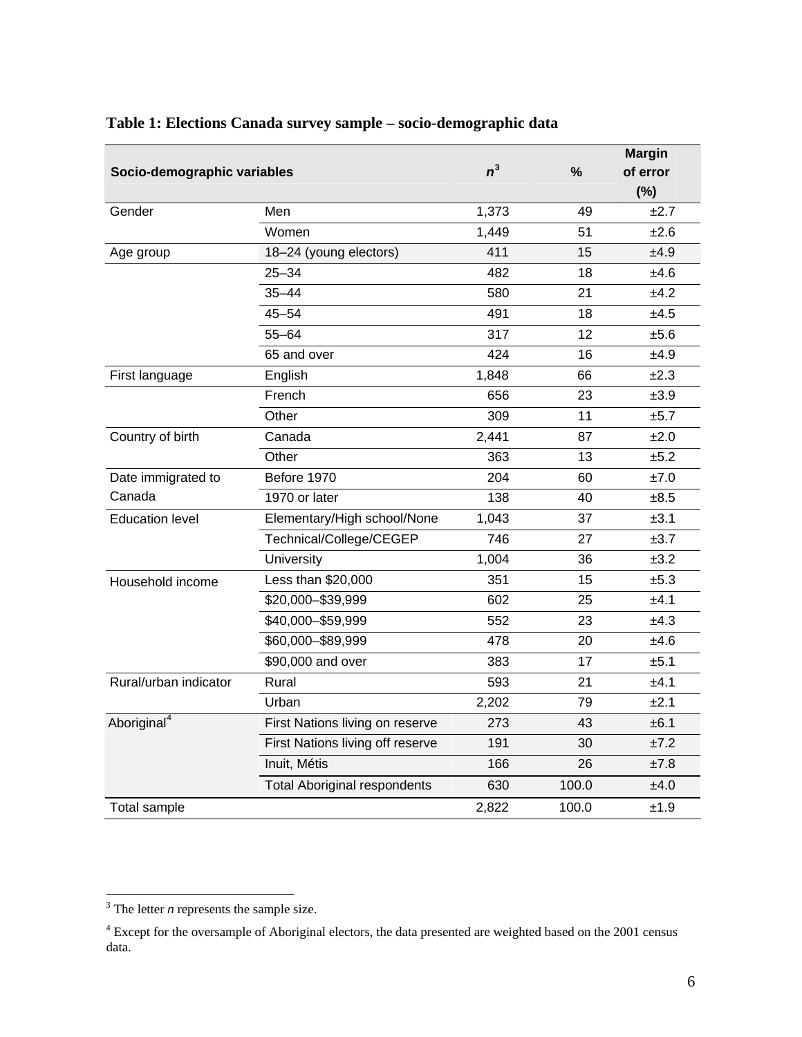**Table 1: Elections Canada survey sample – socio-demographic data**

| Socio-demographic variables | | n[3] | % | Margin of error (%) |
|---|---|---|---|---|
| Gender | Men | 1,373 | 49 | ±2.7 |
| | Women | 1,449 | 51 | ±2.6 |
| Age group | 18–24 (young electors) | 411 | 15 | ±4.9 |
| | 25–34 | 482 | 18 | ±4.6 |
| | 35–44 | 580 | 21 | ±4.2 |
| | 45–54 | 491 | 18 | ±4.5 |
| | 55–64 | 317 | 12 | ±5.6 |
| | 65 and over | 424 | 16 | ±4.9 |
| First language | English | 1,848 | 66 | ±2.3 |
| | French | 656 | 23 | ±3.9 |
| | Other | 309 | 11 | ±5.7 |
| Country of birth | Canada | 2,441 | 87 | ±2.0 |
| | Other | 363 | 13 | ±5.2 |
| Date immigrated to Canada | Before 1970 | 204 | 60 | ±7.0 |
| | 1970 or later | 138 | 40 | ±8.5 |
| Education level | Elementary/High school/None | 1,043 | 37 | ±3.1 |
| | Technical/College/CEGEP | 746 | 27 | ±3.7 |
| | University | 1,004 | 36 | ±3.2 |
| Household income | Less than $20,000 | 351 | 15 | ±5.3 |
| | $20,000–$39,999 | 602 | 25 | ±4.1 |
| | $40,000–$59,999 | 552 | 23 | ±4.3 |
| | $60,000–$89,999 | 478 | 20 | ±4.6 |
| | $90,000 and over | 383 | 17 | ±5.1 |
| Rural/urban indicator | Rural | 593 | 21 | ±4.1 |
| | Urban | 2,202 | 79 | ±2.1 |
| Aboriginal[4] | First Nations living on reserve | 273 | 43 | ±6.1 |
| | First Nations living off reserve | 191 | 30 | ±7.2 |
| | Inuit, Métis | 166 | 26 | ±7.8 |
| | Total Aboriginal respondents | 630 | 100.0 | ±4.0 |
| Total sample | | 2,822 | 100.0 | ±1.9 |

[3] The letter *n* represents the sample size.

[4] Except for the oversample of Aboriginal electors, the data presented are weighted based on the 2001 census data.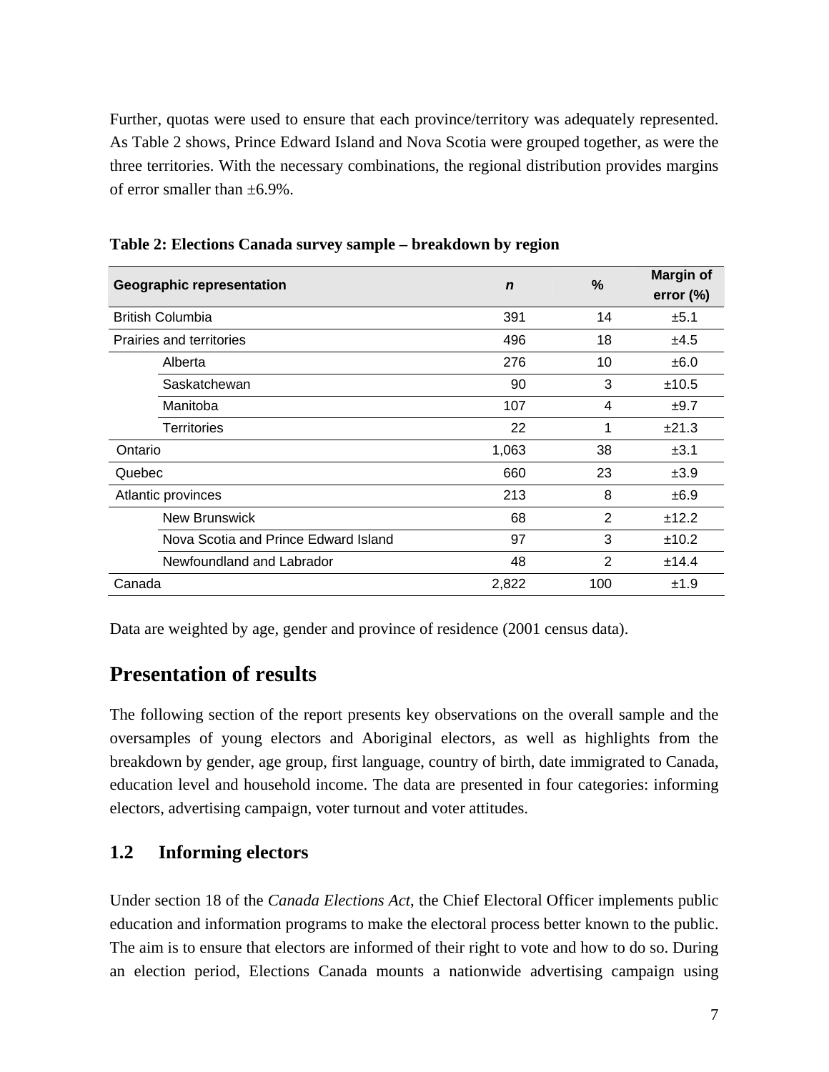Further, quotas were used to ensure that each province/territory was adequately represented. As Table 2 shows, Prince Edward Island and Nova Scotia were grouped together, as were the three territories. With the necessary combinations, the regional distribution provides margins of error smaller than ±6.9%.

**Table 2: Elections Canada survey sample – breakdown by region**

| Geographic representation | *n* | % | Margin of error (%) |
|---|---|---|---|
| British Columbia | 391 | 14 | ±5.1 |
| Prairies and territories | 496 | 18 | ±4.5 |
| Alberta | 276 | 10 | ±6.0 |
| Saskatchewan | 90 | 3 | ±10.5 |
| Manitoba | 107 | 4 | ±9.7 |
| Territories | 22 | 1 | ±21.3 |
| Ontario | 1,063 | 38 | ±3.1 |
| Quebec | 660 | 23 | ±3.9 |
| Atlantic provinces | 213 | 8 | ±6.9 |
| New Brunswick | 68 | 2 | ±12.2 |
| Nova Scotia and Prince Edward Island | 97 | 3 | ±10.2 |
| Newfoundland and Labrador | 48 | 2 | ±14.4 |
| Canada | 2,822 | 100 | ±1.9 |

Data are weighted by age, gender and province of residence (2001 census data).

# Presentation of results

The following section of the report presents key observations on the overall sample and the oversamples of young electors and Aboriginal electors, as well as highlights from the breakdown by gender, age group, first language, country of birth, date immigrated to Canada, education level and household income. The data are presented in four categories: informing electors, advertising campaign, voter turnout and voter attitudes.

## 1.2 Informing electors

Under section 18 of the *Canada Elections Act*, the Chief Electoral Officer implements public education and information programs to make the electoral process better known to the public. The aim is to ensure that electors are informed of their right to vote and how to do so. During an election period, Elections Canada mounts a nationwide advertising campaign using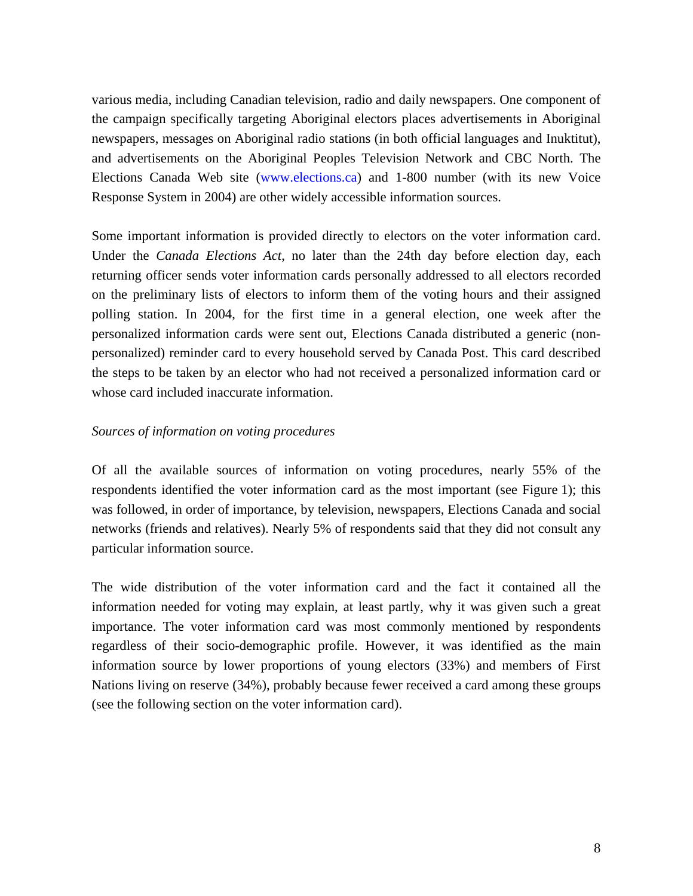various media, including Canadian television, radio and daily newspapers. One component of the campaign specifically targeting Aboriginal electors places advertisements in Aboriginal newspapers, messages on Aboriginal radio stations (in both official languages and Inuktitut), and advertisements on the Aboriginal Peoples Television Network and CBC North. The Elections Canada Web site (www.elections.ca) and 1-800 number (with its new Voice Response System in 2004) are other widely accessible information sources.

Some important information is provided directly to electors on the voter information card. Under the *Canada Elections Act*, no later than the 24th day before election day, each returning officer sends voter information cards personally addressed to all electors recorded on the preliminary lists of electors to inform them of the voting hours and their assigned polling station. In 2004, for the first time in a general election, one week after the personalized information cards were sent out, Elections Canada distributed a generic (non-personalized) reminder card to every household served by Canada Post. This card described the steps to be taken by an elector who had not received a personalized information card or whose card included inaccurate information.

*Sources of information on voting procedures*

Of all the available sources of information on voting procedures, nearly 55% of the respondents identified the voter information card as the most important (see Figure 1); this was followed, in order of importance, by television, newspapers, Elections Canada and social networks (friends and relatives). Nearly 5% of respondents said that they did not consult any particular information source.

The wide distribution of the voter information card and the fact it contained all the information needed for voting may explain, at least partly, why it was given such a great importance. The voter information card was most commonly mentioned by respondents regardless of their socio-demographic profile. However, it was identified as the main information source by lower proportions of young electors (33%) and members of First Nations living on reserve (34%), probably because fewer received a card among these groups (see the following section on the voter information card).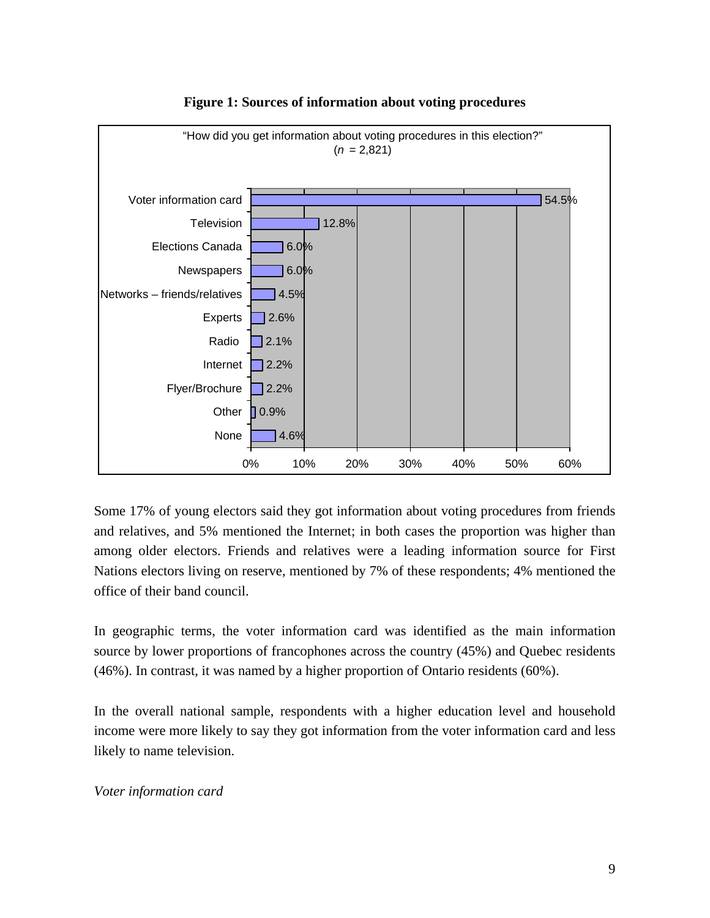**Figure 1: Sources of information about voting procedures**

"How did you get information about voting procedures in this election?"
($n$ = 2,821)

| Source | Percentage |
| --- | --- |
| Voter information card | 54.5% |
| Television | 12.8% |
| Elections Canada | 6.0% |
| Newspapers | 6.0% |
| Networks – friends/relatives | 4.5% |
| Experts | 2.6% |
| Radio | 2.1% |
| Internet | 2.2% |
| Flyer/Brochure | 2.2% |
| Other | 0.9% |
| None | 4.6% |

Some 17% of young electors said they got information about voting procedures from friends and relatives, and 5% mentioned the Internet; in both cases the proportion was higher than among older electors. Friends and relatives were a leading information source for First Nations electors living on reserve, mentioned by 7% of these respondents; 4% mentioned the office of their band council.

In geographic terms, the voter information card was identified as the main information source by lower proportions of francophones across the country (45%) and Quebec residents (46%). In contrast, it was named by a higher proportion of Ontario residents (60%).

In the overall national sample, respondents with a higher education level and household income were more likely to say they got information from the voter information card and less likely to name television.

*Voter information card*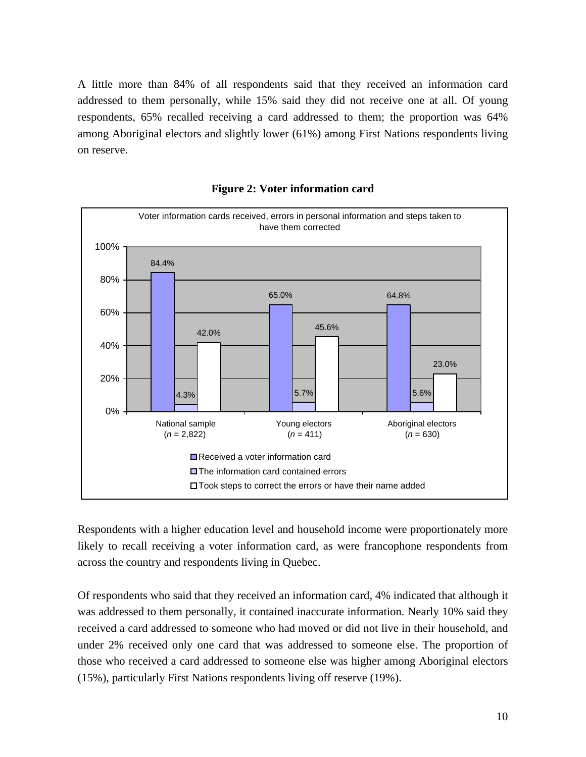A little more than 84% of all respondents said that they received an information card addressed to them personally, while 15% said they did not receive one at all. Of young respondents, 65% recalled receiving a card addressed to them; the proportion was 64% among Aboriginal electors and slightly lower (61%) among First Nations respondents living on reserve.

**Figure 2: Voter information card**

Voter information cards received, errors in personal information and steps taken to have them corrected

| | National sample (*n* = 2,822) | Young electors (*n* = 411) | Aboriginal electors (*n* = 630) |
|---|---|---|---|
| Received a voter information card | 84.4% | 65.0% | 64.8% |
| The information card contained errors | 4.3% | 5.7% | 5.6% |
| Took steps to correct the errors or have their name added | 42.0% | 45.6% | 23.0% |

Respondents with a higher education level and household income were proportionately more likely to recall receiving a voter information card, as were francophone respondents from across the country and respondents living in Quebec.

Of respondents who said that they received an information card, 4% indicated that although it was addressed to them personally, it contained inaccurate information. Nearly 10% said they received a card addressed to someone who had moved or did not live in their household, and under 2% received only one card that was addressed to someone else. The proportion of those who received a card addressed to someone else was higher among Aboriginal electors (15%), particularly First Nations respondents living off reserve (19%).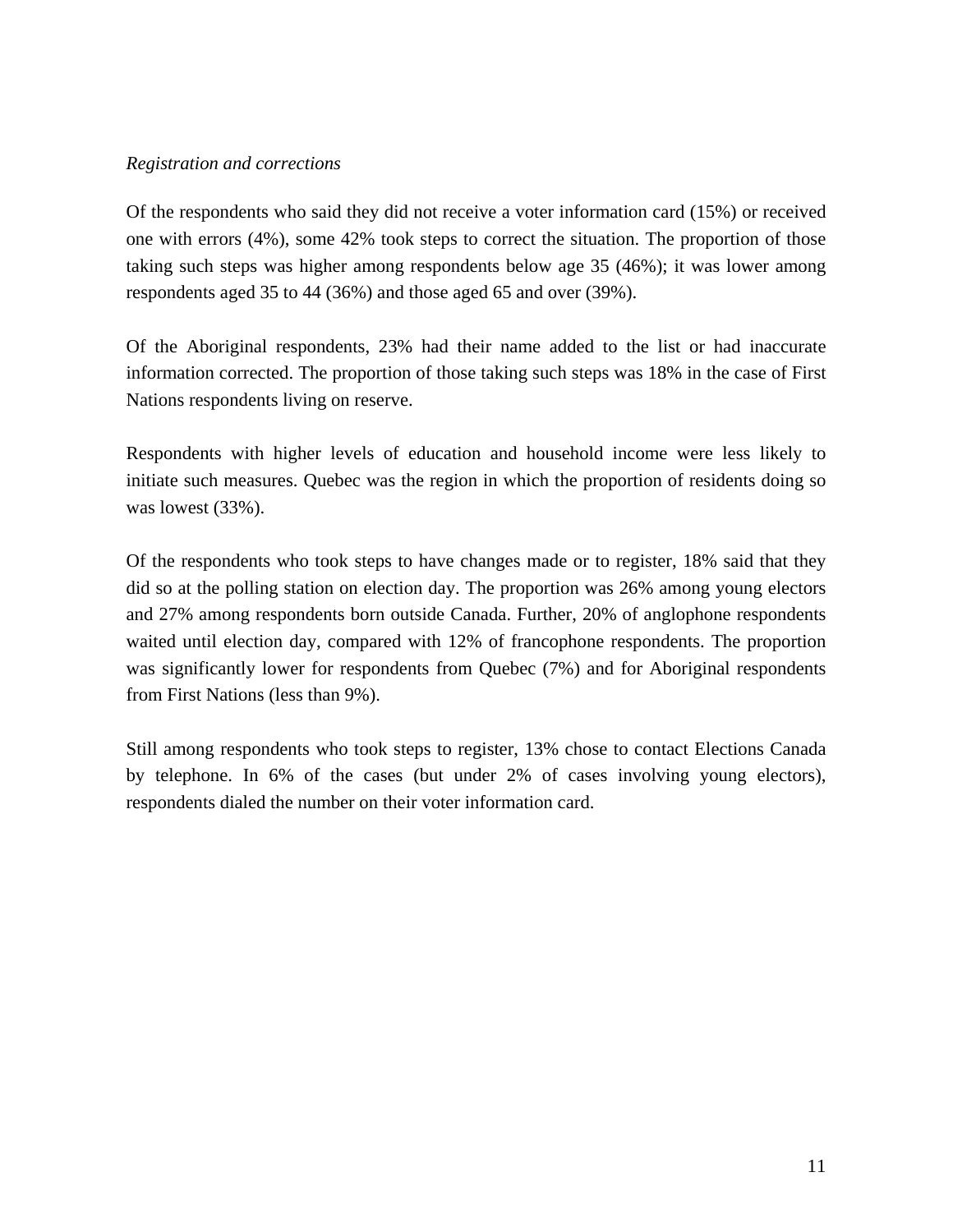*Registration and corrections*

Of the respondents who said they did not receive a voter information card (15%) or received one with errors (4%), some 42% took steps to correct the situation. The proportion of those taking such steps was higher among respondents below age 35 (46%); it was lower among respondents aged 35 to 44 (36%) and those aged 65 and over (39%).

Of the Aboriginal respondents, 23% had their name added to the list or had inaccurate information corrected. The proportion of those taking such steps was 18% in the case of First Nations respondents living on reserve.

Respondents with higher levels of education and household income were less likely to initiate such measures. Quebec was the region in which the proportion of residents doing so was lowest (33%).

Of the respondents who took steps to have changes made or to register, 18% said that they did so at the polling station on election day. The proportion was 26% among young electors and 27% among respondents born outside Canada. Further, 20% of anglophone respondents waited until election day, compared with 12% of francophone respondents. The proportion was significantly lower for respondents from Quebec (7%) and for Aboriginal respondents from First Nations (less than 9%).

Still among respondents who took steps to register, 13% chose to contact Elections Canada by telephone. In 6% of the cases (but under 2% of cases involving young electors), respondents dialed the number on their voter information card.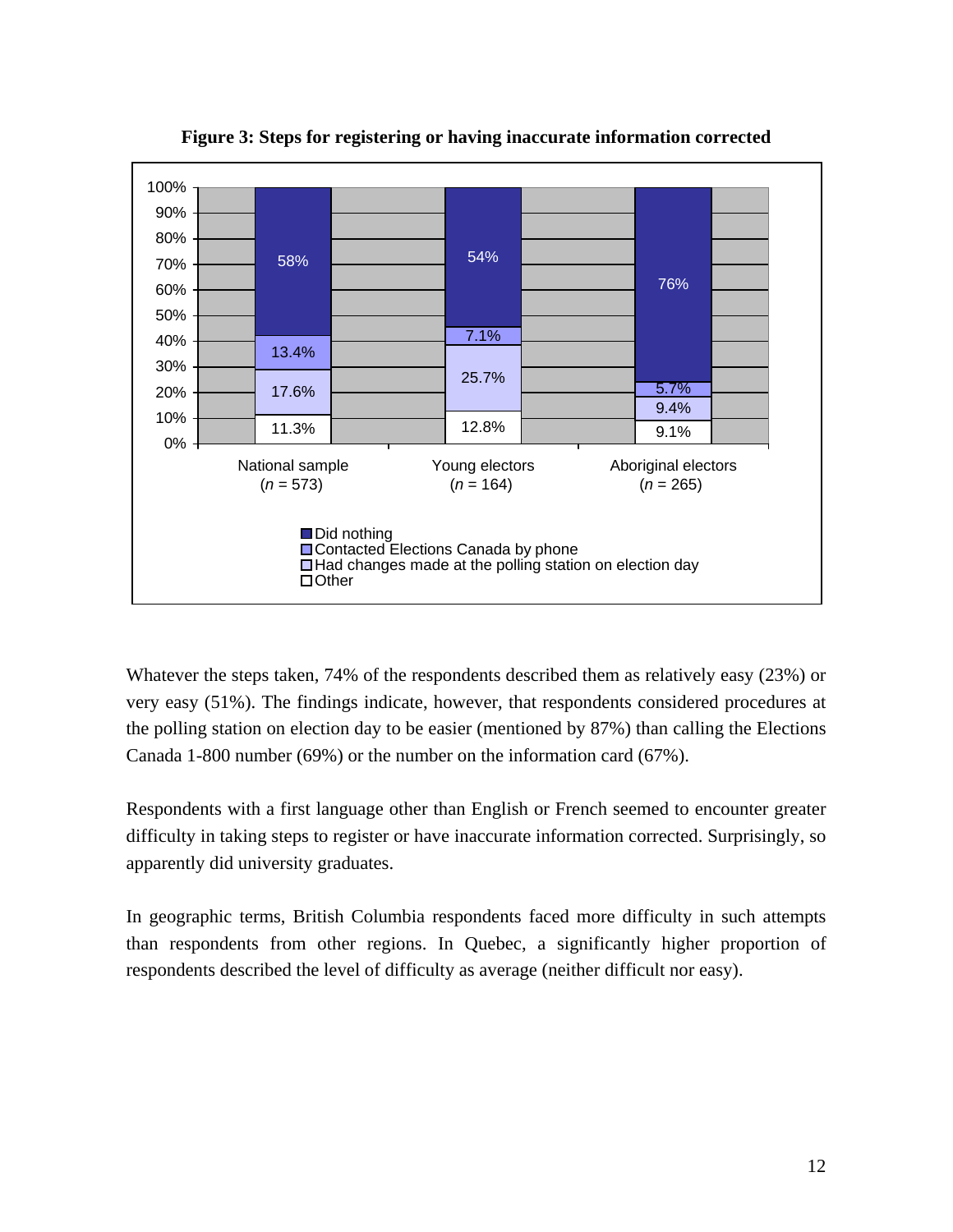**Figure 3: Steps for registering or having inaccurate information corrected**

| | National sample ($n$ = 573) | Young electors ($n$ = 164) | Aboriginal electors ($n$ = 265) |
|---|---|---|---|
| Did nothing | 58% | 54% | 76% |
| Contacted Elections Canada by phone | 13.4% | 7.1% | 5.7% |
| Had changes made at the polling station on election day | 17.6% | 25.7% | 9.4% |
| Other | 11.3% | 12.8% | 9.1% |

Whatever the steps taken, 74% of the respondents described them as relatively easy (23%) or very easy (51%). The findings indicate, however, that respondents considered procedures at the polling station on election day to be easier (mentioned by 87%) than calling the Elections Canada 1-800 number (69%) or the number on the information card (67%).

Respondents with a first language other than English or French seemed to encounter greater difficulty in taking steps to register or have inaccurate information corrected. Surprisingly, so apparently did university graduates.

In geographic terms, British Columbia respondents faced more difficulty in such attempts than respondents from other regions. In Quebec, a significantly higher proportion of respondents described the level of difficulty as average (neither difficult nor easy).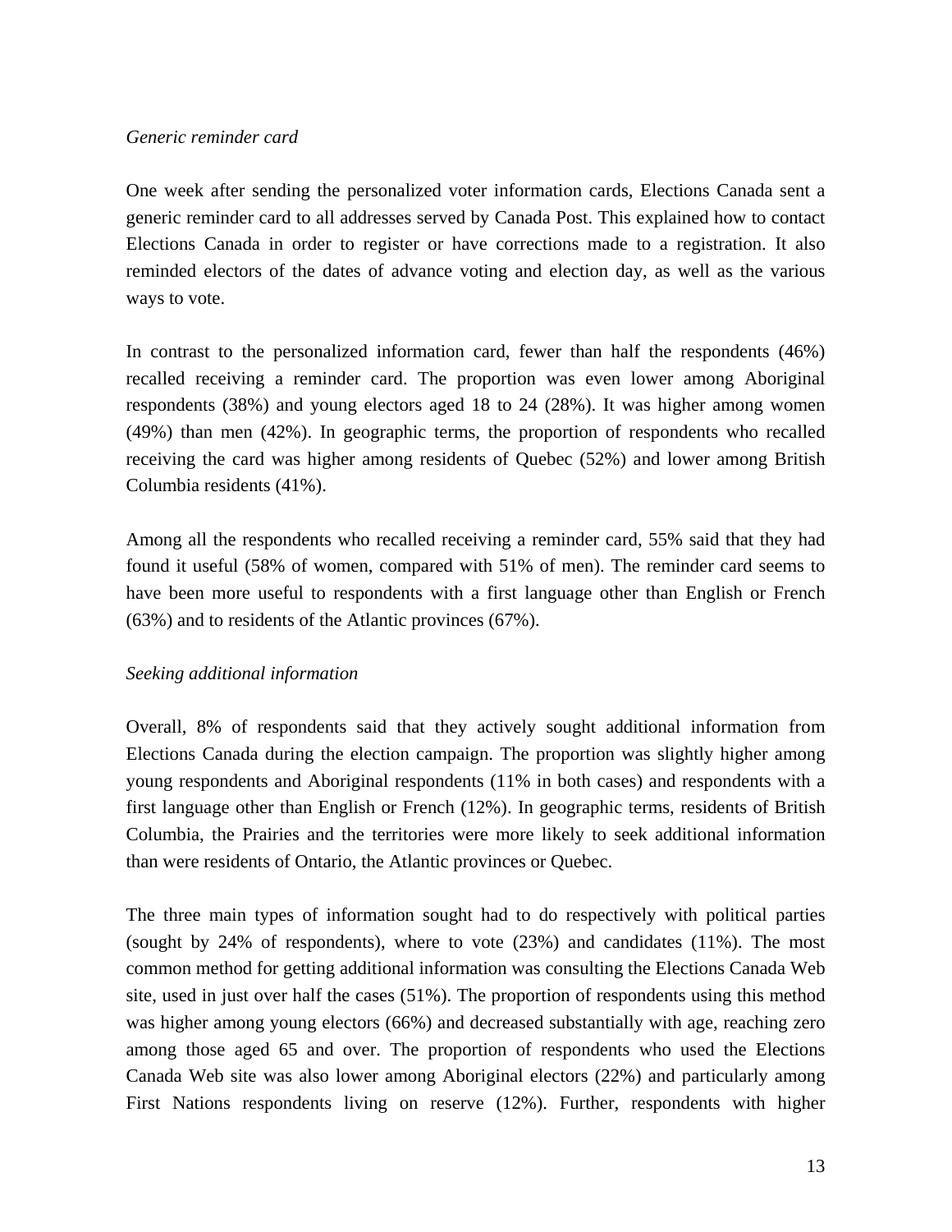*Generic reminder card*

One week after sending the personalized voter information cards, Elections Canada sent a generic reminder card to all addresses served by Canada Post. This explained how to contact Elections Canada in order to register or have corrections made to a registration. It also reminded electors of the dates of advance voting and election day, as well as the various ways to vote.

In contrast to the personalized information card, fewer than half the respondents (46%) recalled receiving a reminder card. The proportion was even lower among Aboriginal respondents (38%) and young electors aged 18 to 24 (28%). It was higher among women (49%) than men (42%). In geographic terms, the proportion of respondents who recalled receiving the card was higher among residents of Quebec (52%) and lower among British Columbia residents (41%).

Among all the respondents who recalled receiving a reminder card, 55% said that they had found it useful (58% of women, compared with 51% of men). The reminder card seems to have been more useful to respondents with a first language other than English or French (63%) and to residents of the Atlantic provinces (67%).

*Seeking additional information*

Overall, 8% of respondents said that they actively sought additional information from Elections Canada during the election campaign. The proportion was slightly higher among young respondents and Aboriginal respondents (11% in both cases) and respondents with a first language other than English or French (12%). In geographic terms, residents of British Columbia, the Prairies and the territories were more likely to seek additional information than were residents of Ontario, the Atlantic provinces or Quebec.

The three main types of information sought had to do respectively with political parties (sought by 24% of respondents), where to vote (23%) and candidates (11%). The most common method for getting additional information was consulting the Elections Canada Web site, used in just over half the cases (51%). The proportion of respondents using this method was higher among young electors (66%) and decreased substantially with age, reaching zero among those aged 65 and over. The proportion of respondents who used the Elections Canada Web site was also lower among Aboriginal electors (22%) and particularly among First Nations respondents living on reserve (12%). Further, respondents with higher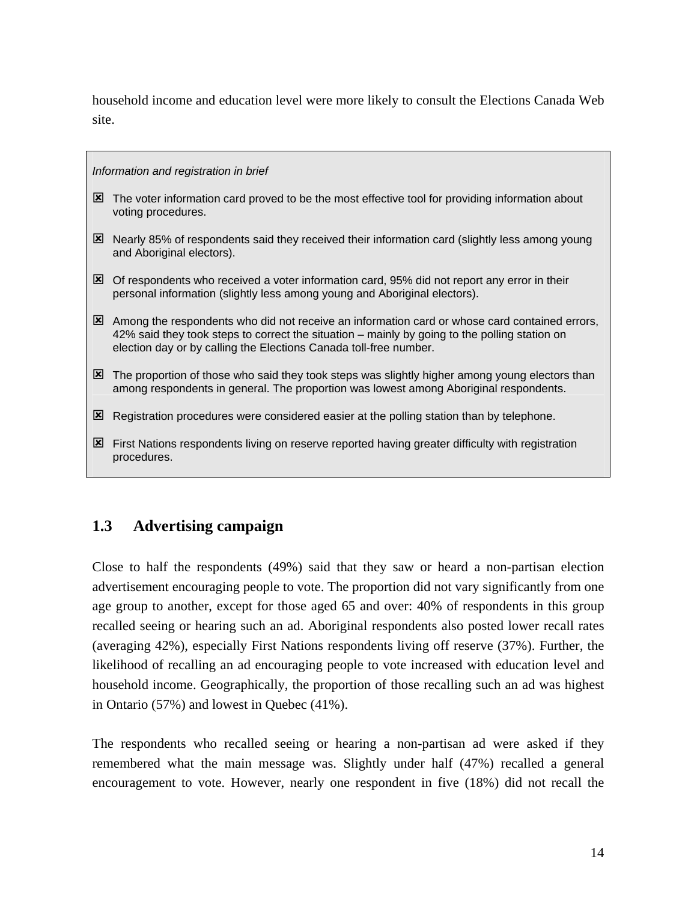household income and education level were more likely to consult the Elections Canada Web site.

> *Information and registration in brief*
>
> - The voter information card proved to be the most effective tool for providing information about voting procedures.
> - Nearly 85% of respondents said they received their information card (slightly less among young and Aboriginal electors).
> - Of respondents who received a voter information card, 95% did not report any error in their personal information (slightly less among young and Aboriginal electors).
> - Among the respondents who did not receive an information card or whose card contained errors, 42% said they took steps to correct the situation – mainly by going to the polling station on election day or by calling the Elections Canada toll-free number.
> - The proportion of those who said they took steps was slightly higher among young electors than among respondents in general. The proportion was lowest among Aboriginal respondents.
> - Registration procedures were considered easier at the polling station than by telephone.
> - First Nations respondents living on reserve reported having greater difficulty with registration procedures.

## 1.3 Advertising campaign

Close to half the respondents (49%) said that they saw or heard a non-partisan election advertisement encouraging people to vote. The proportion did not vary significantly from one age group to another, except for those aged 65 and over: 40% of respondents in this group recalled seeing or hearing such an ad. Aboriginal respondents also posted lower recall rates (averaging 42%), especially First Nations respondents living off reserve (37%). Further, the likelihood of recalling an ad encouraging people to vote increased with education level and household income. Geographically, the proportion of those recalling such an ad was highest in Ontario (57%) and lowest in Quebec (41%).

The respondents who recalled seeing or hearing a non-partisan ad were asked if they remembered what the main message was. Slightly under half (47%) recalled a general encouragement to vote. However, nearly one respondent in five (18%) did not recall the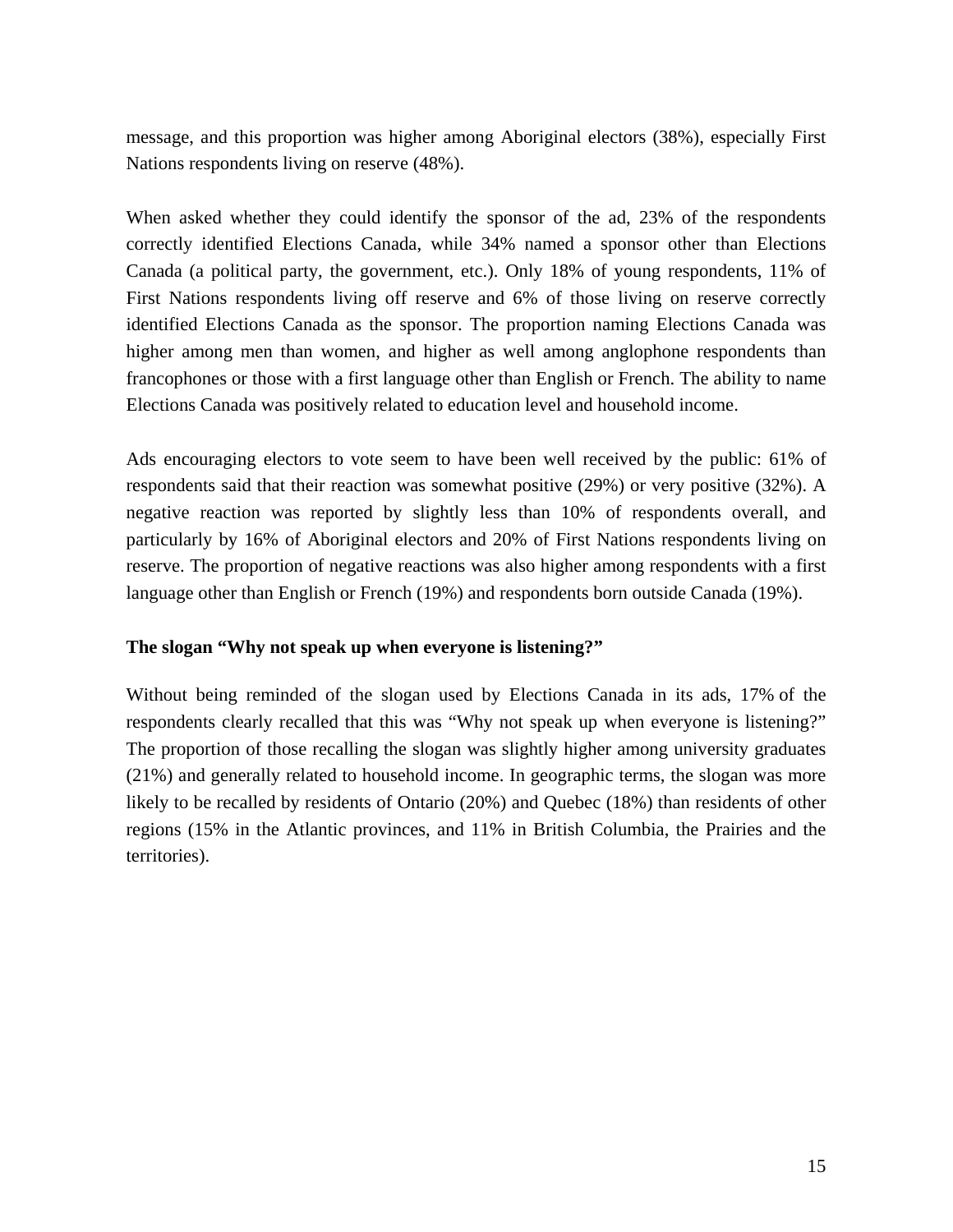message, and this proportion was higher among Aboriginal electors (38%), especially First Nations respondents living on reserve (48%).

When asked whether they could identify the sponsor of the ad, 23% of the respondents correctly identified Elections Canada, while 34% named a sponsor other than Elections Canada (a political party, the government, etc.). Only 18% of young respondents, 11% of First Nations respondents living off reserve and 6% of those living on reserve correctly identified Elections Canada as the sponsor. The proportion naming Elections Canada was higher among men than women, and higher as well among anglophone respondents than francophones or those with a first language other than English or French. The ability to name Elections Canada was positively related to education level and household income.

Ads encouraging electors to vote seem to have been well received by the public: 61% of respondents said that their reaction was somewhat positive (29%) or very positive (32%). A negative reaction was reported by slightly less than 10% of respondents overall, and particularly by 16% of Aboriginal electors and 20% of First Nations respondents living on reserve. The proportion of negative reactions was also higher among respondents with a first language other than English or French (19%) and respondents born outside Canada (19%).

**The slogan "Why not speak up when everyone is listening?"**

Without being reminded of the slogan used by Elections Canada in its ads, 17% of the respondents clearly recalled that this was "Why not speak up when everyone is listening?" The proportion of those recalling the slogan was slightly higher among university graduates (21%) and generally related to household income. In geographic terms, the slogan was more likely to be recalled by residents of Ontario (20%) and Quebec (18%) than residents of other regions (15% in the Atlantic provinces, and 11% in British Columbia, the Prairies and the territories).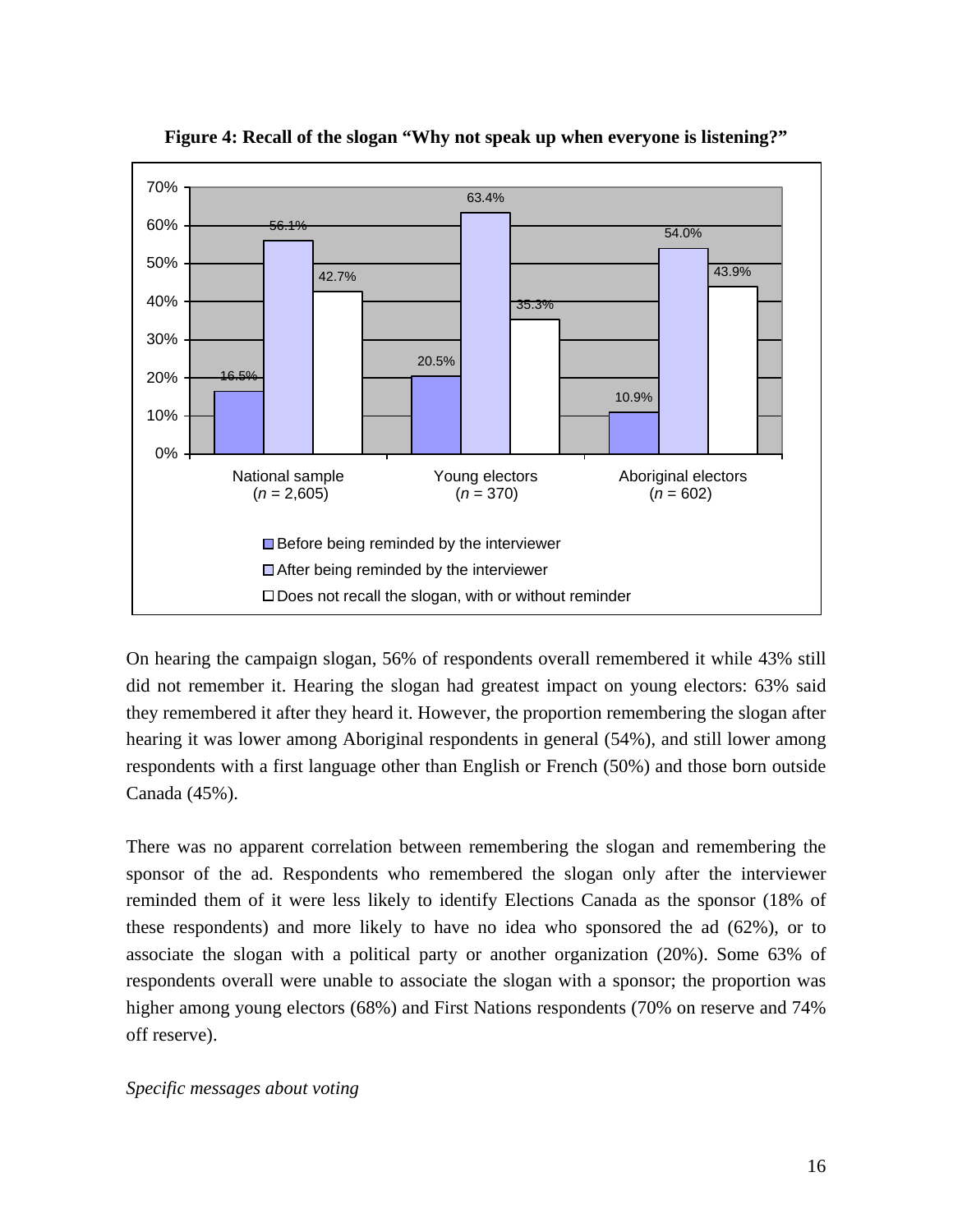**Figure 4: Recall of the slogan "Why not speak up when everyone is listening?"**

| | National sample ($n$ = 2,605) | Young electors ($n$ = 370) | Aboriginal electors ($n$ = 602) |
|---|---|---|---|
| Before being reminded by the interviewer | 16.5% | 20.5% | 10.9% |
| After being reminded by the interviewer | 56.1% | 63.4% | 54.0% |
| Does not recall the slogan, with or without reminder | 42.7% | 35.3% | 43.9% |

On hearing the campaign slogan, 56% of respondents overall remembered it while 43% still did not remember it. Hearing the slogan had greatest impact on young electors: 63% said they remembered it after they heard it. However, the proportion remembering the slogan after hearing it was lower among Aboriginal respondents in general (54%), and still lower among respondents with a first language other than English or French (50%) and those born outside Canada (45%).

There was no apparent correlation between remembering the slogan and remembering the sponsor of the ad. Respondents who remembered the slogan only after the interviewer reminded them of it were less likely to identify Elections Canada as the sponsor (18% of these respondents) and more likely to have no idea who sponsored the ad (62%), or to associate the slogan with a political party or another organization (20%). Some 63% of respondents overall were unable to associate the slogan with a sponsor; the proportion was higher among young electors (68%) and First Nations respondents (70% on reserve and 74% off reserve).

*Specific messages about voting*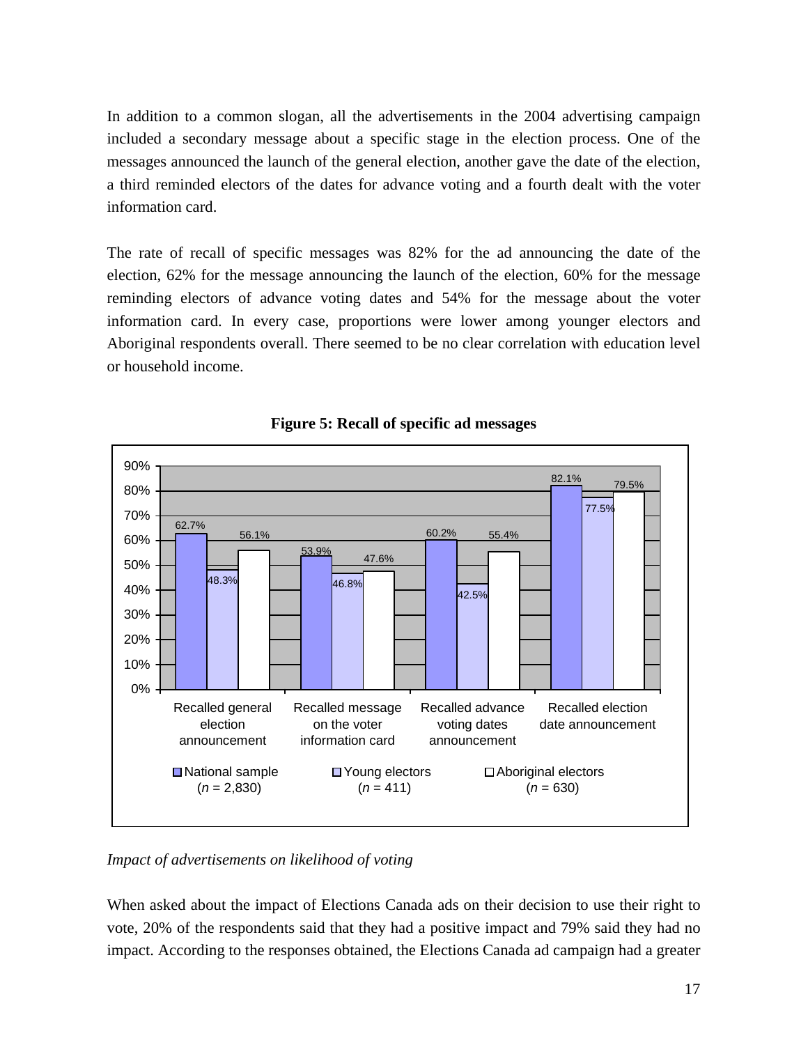In addition to a common slogan, all the advertisements in the 2004 advertising campaign included a secondary message about a specific stage in the election process. One of the messages announced the launch of the general election, another gave the date of the election, a third reminded electors of the dates for advance voting and a fourth dealt with the voter information card.

The rate of recall of specific messages was 82% for the ad announcing the date of the election, 62% for the message announcing the launch of the election, 60% for the message reminding electors of advance voting dates and 54% for the message about the voter information card. In every case, proportions were lower among younger electors and Aboriginal respondents overall. There seemed to be no clear correlation with education level or household income.

**Figure 5: Recall of specific ad messages**

| | National sample (*n* = 2,830) | Young electors (*n* = 411) | Aboriginal electors (*n* = 630) |
|---|---|---|---|
| Recalled general election announcement | 62.7% | 48.3% | 56.1% |
| Recalled message on the voter information card | 53.9% | 46.8% | 47.6% |
| Recalled advance voting dates announcement | 60.2% | 42.5% | 55.4% |
| Recalled election date announcement | 82.1% | 77.5% | 79.5% |

*Impact of advertisements on likelihood of voting*

When asked about the impact of Elections Canada ads on their decision to use their right to vote, 20% of the respondents said that they had a positive impact and 79% said they had no impact. According to the responses obtained, the Elections Canada ad campaign had a greater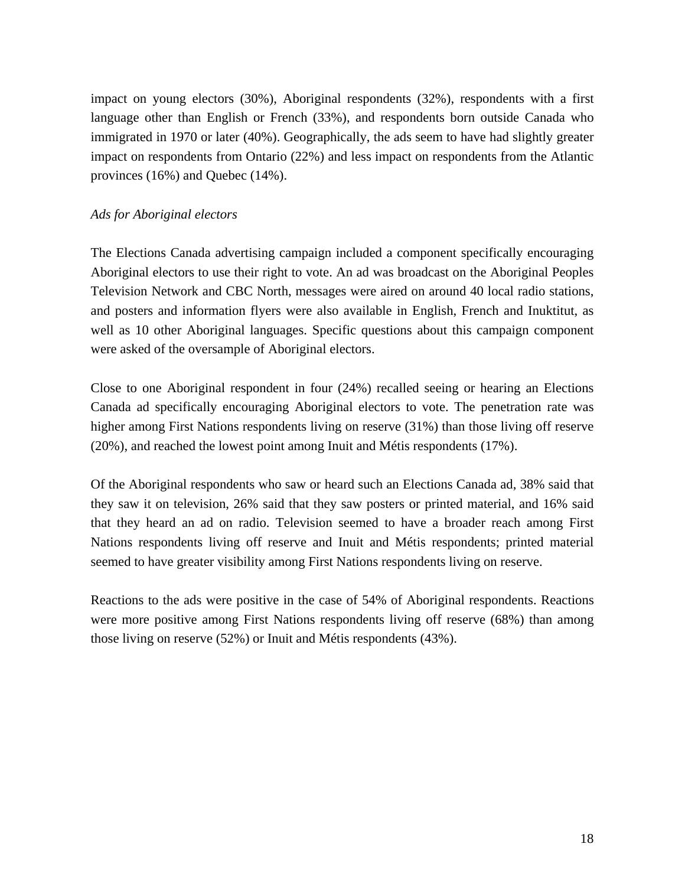impact on young electors (30%), Aboriginal respondents (32%), respondents with a first language other than English or French (33%), and respondents born outside Canada who immigrated in 1970 or later (40%). Geographically, the ads seem to have had slightly greater impact on respondents from Ontario (22%) and less impact on respondents from the Atlantic provinces (16%) and Quebec (14%).

*Ads for Aboriginal electors*

The Elections Canada advertising campaign included a component specifically encouraging Aboriginal electors to use their right to vote. An ad was broadcast on the Aboriginal Peoples Television Network and CBC North, messages were aired on around 40 local radio stations, and posters and information flyers were also available in English, French and Inuktitut, as well as 10 other Aboriginal languages. Specific questions about this campaign component were asked of the oversample of Aboriginal electors.

Close to one Aboriginal respondent in four (24%) recalled seeing or hearing an Elections Canada ad specifically encouraging Aboriginal electors to vote. The penetration rate was higher among First Nations respondents living on reserve (31%) than those living off reserve (20%), and reached the lowest point among Inuit and Métis respondents (17%).

Of the Aboriginal respondents who saw or heard such an Elections Canada ad, 38% said that they saw it on television, 26% said that they saw posters or printed material, and 16% said that they heard an ad on radio. Television seemed to have a broader reach among First Nations respondents living off reserve and Inuit and Métis respondents; printed material seemed to have greater visibility among First Nations respondents living on reserve.

Reactions to the ads were positive in the case of 54% of Aboriginal respondents. Reactions were more positive among First Nations respondents living off reserve (68%) than among those living on reserve (52%) or Inuit and Métis respondents (43%).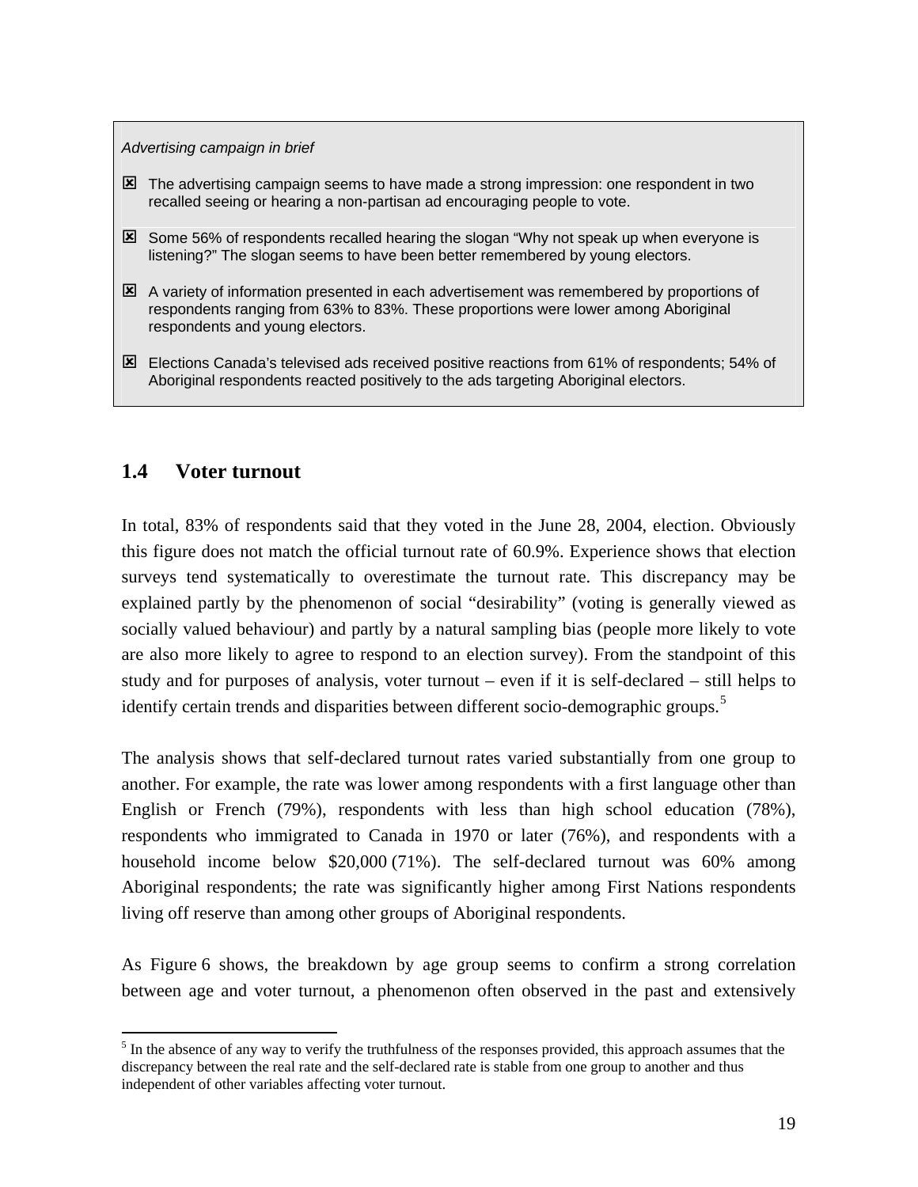*Advertising campaign in brief*

- ☒ The advertising campaign seems to have made a strong impression: one respondent in two recalled seeing or hearing a non-partisan ad encouraging people to vote.
- ☒ Some 56% of respondents recalled hearing the slogan “Why not speak up when everyone is listening?” The slogan seems to have been better remembered by young electors.
- ☒ A variety of information presented in each advertisement was remembered by proportions of respondents ranging from 63% to 83%. These proportions were lower among Aboriginal respondents and young electors.
- ☒ Elections Canada’s televised ads received positive reactions from 61% of respondents; 54% of Aboriginal respondents reacted positively to the ads targeting Aboriginal electors.

## 1.4 Voter turnout

In total, 83% of respondents said that they voted in the June 28, 2004, election. Obviously this figure does not match the official turnout rate of 60.9%. Experience shows that election surveys tend systematically to overestimate the turnout rate. This discrepancy may be explained partly by the phenomenon of social “desirability” (voting is generally viewed as socially valued behaviour) and partly by a natural sampling bias (people more likely to vote are also more likely to agree to respond to an election survey). From the standpoint of this study and for purposes of analysis, voter turnout – even if it is self-declared – still helps to identify certain trends and disparities between different socio-demographic groups.[5]

The analysis shows that self-declared turnout rates varied substantially from one group to another. For example, the rate was lower among respondents with a first language other than English or French (79%), respondents with less than high school education (78%), respondents who immigrated to Canada in 1970 or later (76%), and respondents with a household income below $20,000 (71%). The self-declared turnout was 60% among Aboriginal respondents; the rate was significantly higher among First Nations respondents living off reserve than among other groups of Aboriginal respondents.

As Figure 6 shows, the breakdown by age group seems to confirm a strong correlation between age and voter turnout, a phenomenon often observed in the past and extensively

---

[5] In the absence of any way to verify the truthfulness of the responses provided, this approach assumes that the discrepancy between the real rate and the self-declared rate is stable from one group to another and thus independent of other variables affecting voter turnout.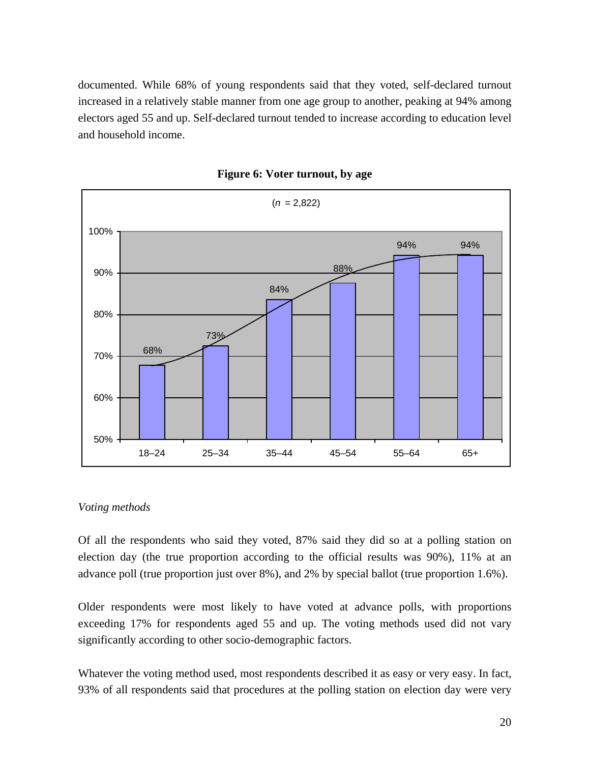documented. While 68% of young respondents said that they voted, self-declared turnout increased in a relatively stable manner from one age group to another, peaking at 94% among electors aged 55 and up. Self-declared turnout tended to increase according to education level and household income.

**Figure 6: Voter turnout, by age**

(*n* = 2,822)

| Age | Turnout |
|---|---|
| 18–24 | 68% |
| 25–34 | 73% |
| 35–44 | 84% |
| 45–54 | 88% |
| 55–64 | 94% |
| 65+ | 94% |

*Voting methods*

Of all the respondents who said they voted, 87% said they did so at a polling station on election day (the true proportion according to the official results was 90%), 11% at an advance poll (true proportion just over 8%), and 2% by special ballot (true proportion 1.6%).

Older respondents were most likely to have voted at advance polls, with proportions exceeding 17% for respondents aged 55 and up. The voting methods used did not vary significantly according to other socio-demographic factors.

Whatever the voting method used, most respondents described it as easy or very easy. In fact, 93% of all respondents said that procedures at the polling station on election day were very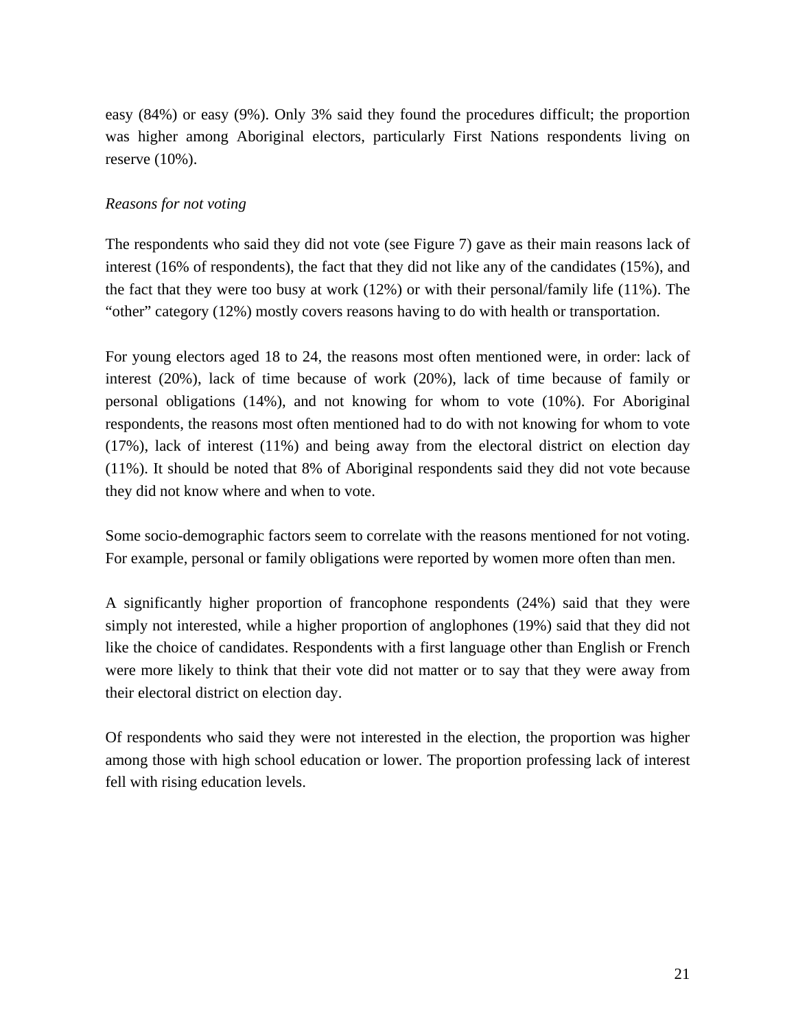easy (84%) or easy (9%). Only 3% said they found the procedures difficult; the proportion was higher among Aboriginal electors, particularly First Nations respondents living on reserve (10%).

*Reasons for not voting*

The respondents who said they did not vote (see Figure 7) gave as their main reasons lack of interest (16% of respondents), the fact that they did not like any of the candidates (15%), and the fact that they were too busy at work (12%) or with their personal/family life (11%). The "other" category (12%) mostly covers reasons having to do with health or transportation.

For young electors aged 18 to 24, the reasons most often mentioned were, in order: lack of interest (20%), lack of time because of work (20%), lack of time because of family or personal obligations (14%), and not knowing for whom to vote (10%). For Aboriginal respondents, the reasons most often mentioned had to do with not knowing for whom to vote (17%), lack of interest (11%) and being away from the electoral district on election day (11%). It should be noted that 8% of Aboriginal respondents said they did not vote because they did not know where and when to vote.

Some socio-demographic factors seem to correlate with the reasons mentioned for not voting. For example, personal or family obligations were reported by women more often than men.

A significantly higher proportion of francophone respondents (24%) said that they were simply not interested, while a higher proportion of anglophones (19%) said that they did not like the choice of candidates. Respondents with a first language other than English or French were more likely to think that their vote did not matter or to say that they were away from their electoral district on election day.

Of respondents who said they were not interested in the election, the proportion was higher among those with high school education or lower. The proportion professing lack of interest fell with rising education levels.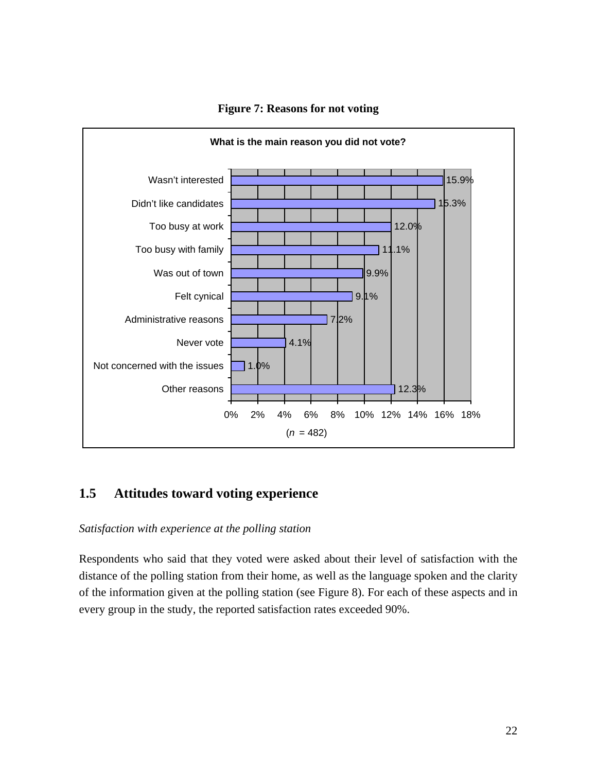**Figure 7: Reasons for not voting**

**What is the main reason you did not vote?**

| Reason | Percentage |
|---|---|
| Wasn't interested | 15.9% |
| Didn't like candidates | 15.3% |
| Too busy at work | 12.0% |
| Too busy with family | 11.1% |
| Was out of town | 9.9% |
| Felt cynical | 9.1% |
| Administrative reasons | 7.2% |
| Never vote | 4.1% |
| Not concerned with the issues | 1.0% |
| Other reasons | 12.3% |

($n$ = 482)

## 1.5 Attitudes toward voting experience

*Satisfaction with experience at the polling station*

Respondents who said that they voted were asked about their level of satisfaction with the distance of the polling station from their home, as well as the language spoken and the clarity of the information given at the polling station (see Figure 8). For each of these aspects and in every group in the study, the reported satisfaction rates exceeded 90%.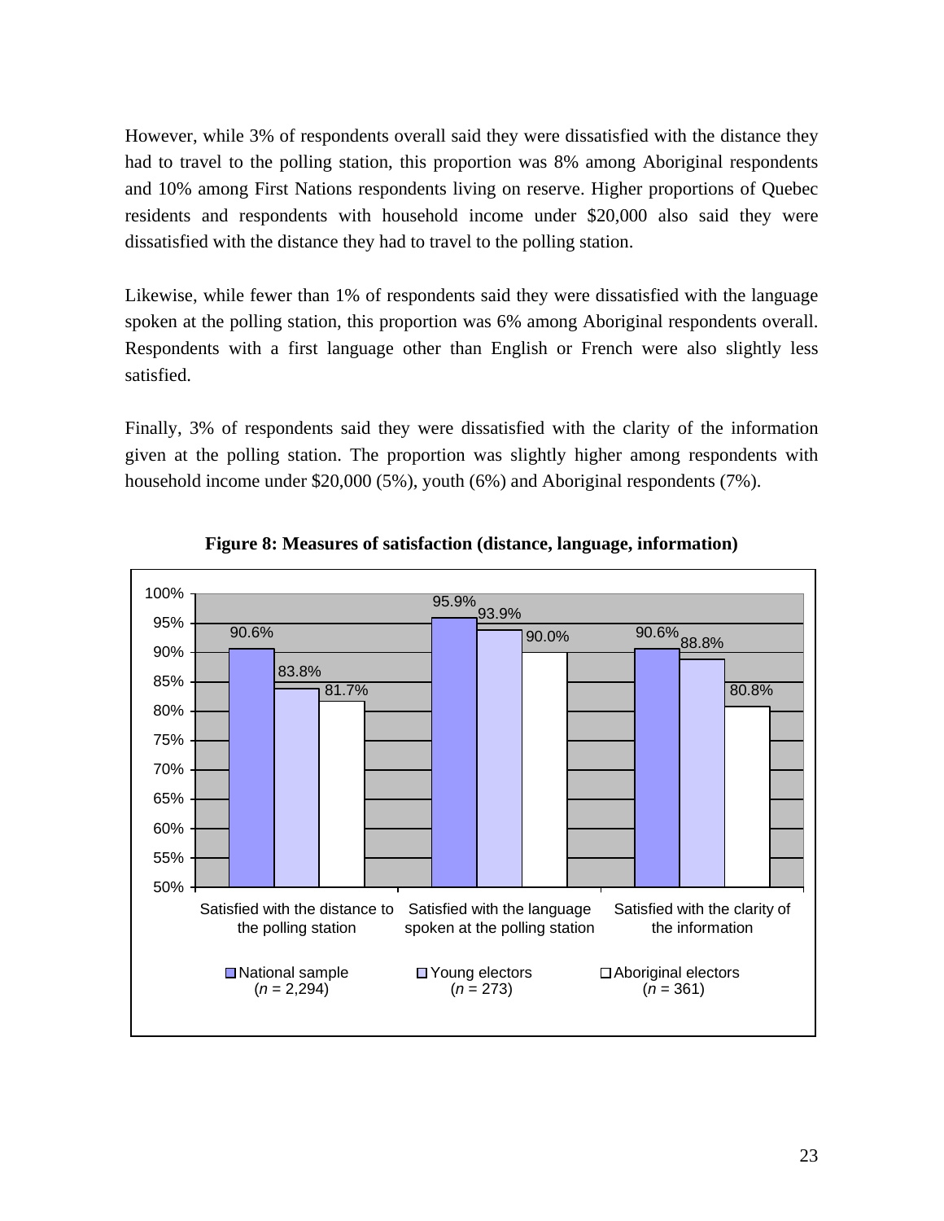However, while 3% of respondents overall said they were dissatisfied with the distance they had to travel to the polling station, this proportion was 8% among Aboriginal respondents and 10% among First Nations respondents living on reserve. Higher proportions of Quebec residents and respondents with household income under $20,000 also said they were dissatisfied with the distance they had to travel to the polling station.

Likewise, while fewer than 1% of respondents said they were dissatisfied with the language spoken at the polling station, this proportion was 6% among Aboriginal respondents overall. Respondents with a first language other than English or French were also slightly less satisfied.

Finally, 3% of respondents said they were dissatisfied with the clarity of the information given at the polling station. The proportion was slightly higher among respondents with household income under $20,000 (5%), youth (6%) and Aboriginal respondents (7%).

**Figure 8: Measures of satisfaction (distance, language, information)**

| | National sample (*n* = 2,294) | Young electors (*n* = 273) | Aboriginal electors (*n* = 361) |
|---|---|---|---|
| Satisfied with the distance to the polling station | 90.6% | 83.8% | 81.7% |
| Satisfied with the language spoken at the polling station | 95.9% | 93.9% | 90.0% |
| Satisfied with the clarity of the information | 90.6% | 88.8% | 80.8% |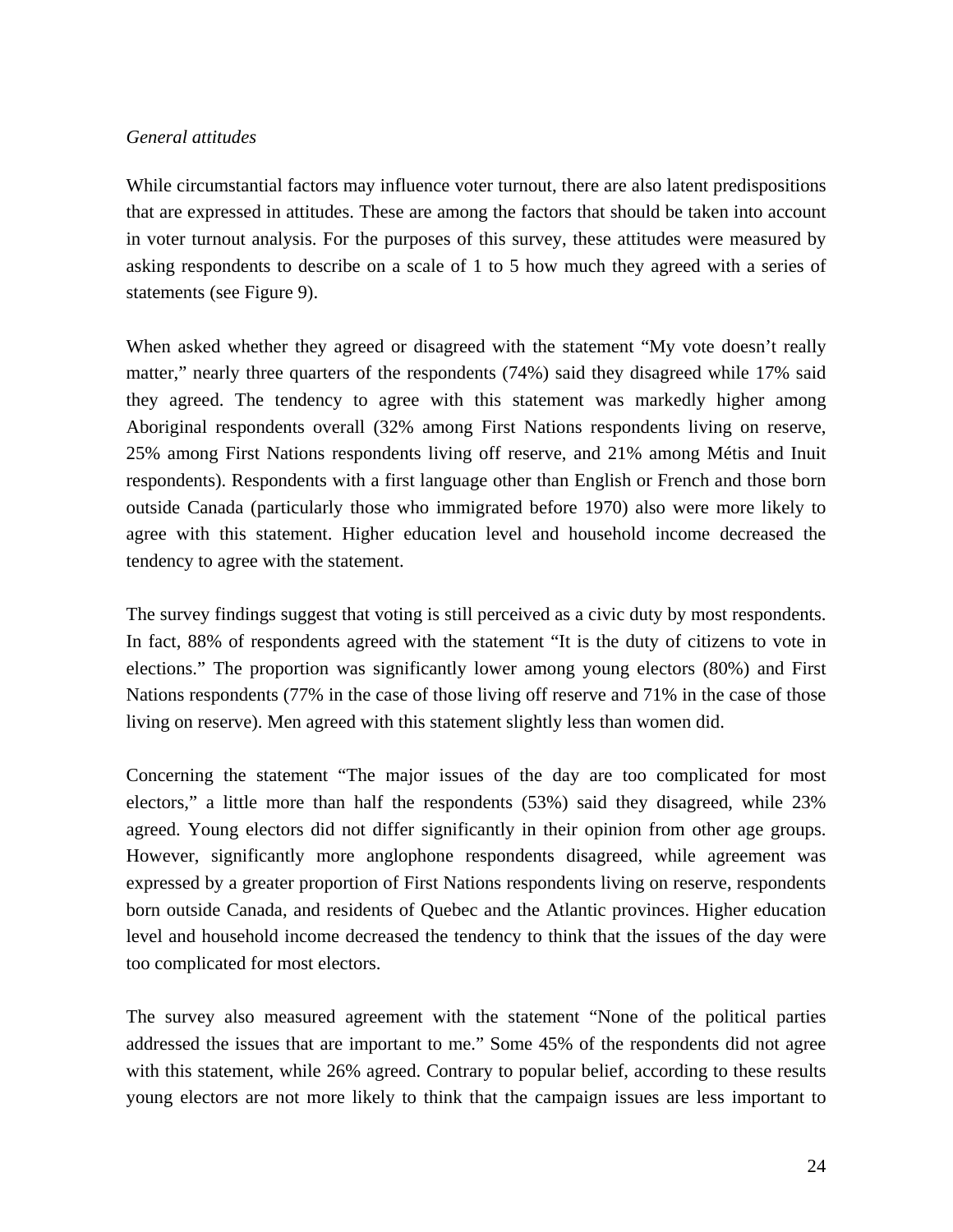*General attitudes*

While circumstantial factors may influence voter turnout, there are also latent predispositions that are expressed in attitudes. These are among the factors that should be taken into account in voter turnout analysis. For the purposes of this survey, these attitudes were measured by asking respondents to describe on a scale of 1 to 5 how much they agreed with a series of statements (see Figure 9).

When asked whether they agreed or disagreed with the statement "My vote doesn't really matter," nearly three quarters of the respondents (74%) said they disagreed while 17% said they agreed. The tendency to agree with this statement was markedly higher among Aboriginal respondents overall (32% among First Nations respondents living on reserve, 25% among First Nations respondents living off reserve, and 21% among Métis and Inuit respondents). Respondents with a first language other than English or French and those born outside Canada (particularly those who immigrated before 1970) also were more likely to agree with this statement. Higher education level and household income decreased the tendency to agree with the statement.

The survey findings suggest that voting is still perceived as a civic duty by most respondents. In fact, 88% of respondents agreed with the statement "It is the duty of citizens to vote in elections." The proportion was significantly lower among young electors (80%) and First Nations respondents (77% in the case of those living off reserve and 71% in the case of those living on reserve). Men agreed with this statement slightly less than women did.

Concerning the statement "The major issues of the day are too complicated for most electors," a little more than half the respondents (53%) said they disagreed, while 23% agreed. Young electors did not differ significantly in their opinion from other age groups. However, significantly more anglophone respondents disagreed, while agreement was expressed by a greater proportion of First Nations respondents living on reserve, respondents born outside Canada, and residents of Quebec and the Atlantic provinces. Higher education level and household income decreased the tendency to think that the issues of the day were too complicated for most electors.

The survey also measured agreement with the statement "None of the political parties addressed the issues that are important to me." Some 45% of the respondents did not agree with this statement, while 26% agreed. Contrary to popular belief, according to these results young electors are not more likely to think that the campaign issues are less important to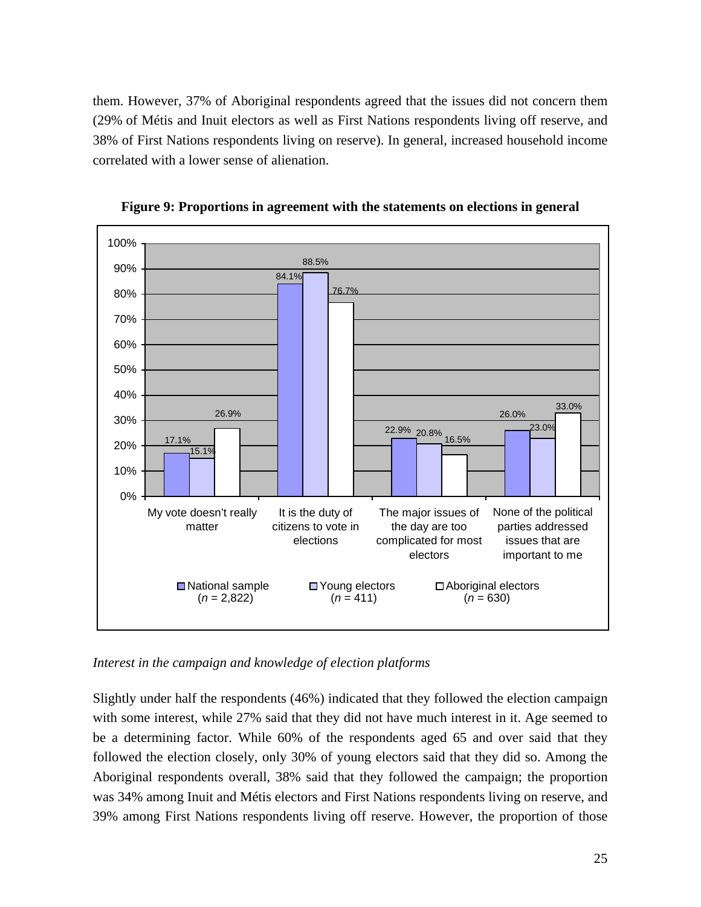them. However, 37% of Aboriginal respondents agreed that the issues did not concern them (29% of Métis and Inuit electors as well as First Nations respondents living off reserve, and 38% of First Nations respondents living on reserve). In general, increased household income correlated with a lower sense of alienation.

**Figure 9: Proportions in agreement with the statements on elections in general**

| | National sample ($n$ = 2,822) | Young electors ($n$ = 411) | Aboriginal electors ($n$ = 630) |
|---|---|---|---|
| My vote doesn't really matter | 17.1% | 15.1% | 26.9% |
| It is the duty of citizens to vote in elections | 84.1% | 88.5% | 76.7% |
| The major issues of the day are too complicated for most electors | 22.9% | 20.8% | 16.5% |
| None of the political parties addressed issues that are important to me | 26.0% | 23.0% | 33.0% |

*Interest in the campaign and knowledge of election platforms*

Slightly under half the respondents (46%) indicated that they followed the election campaign with some interest, while 27% said that they did not have much interest in it. Age seemed to be a determining factor. While 60% of the respondents aged 65 and over said that they followed the election closely, only 30% of young electors said that they did so. Among the Aboriginal respondents overall, 38% said that they followed the campaign; the proportion was 34% among Inuit and Métis electors and First Nations respondents living on reserve, and 39% among First Nations respondents living off reserve. However, the proportion of those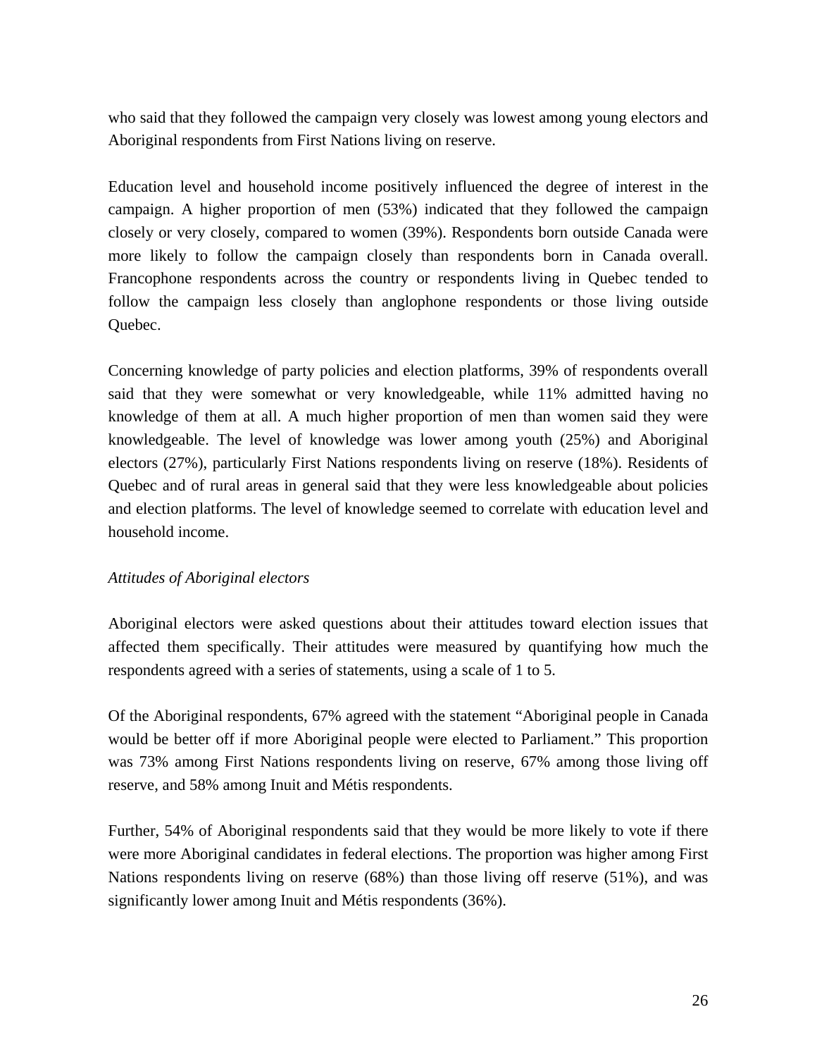who said that they followed the campaign very closely was lowest among young electors and Aboriginal respondents from First Nations living on reserve.

Education level and household income positively influenced the degree of interest in the campaign. A higher proportion of men (53%) indicated that they followed the campaign closely or very closely, compared to women (39%). Respondents born outside Canada were more likely to follow the campaign closely than respondents born in Canada overall. Francophone respondents across the country or respondents living in Quebec tended to follow the campaign less closely than anglophone respondents or those living outside Quebec.

Concerning knowledge of party policies and election platforms, 39% of respondents overall said that they were somewhat or very knowledgeable, while 11% admitted having no knowledge of them at all. A much higher proportion of men than women said they were knowledgeable. The level of knowledge was lower among youth (25%) and Aboriginal electors (27%), particularly First Nations respondents living on reserve (18%). Residents of Quebec and of rural areas in general said that they were less knowledgeable about policies and election platforms. The level of knowledge seemed to correlate with education level and household income.

*Attitudes of Aboriginal electors*

Aboriginal electors were asked questions about their attitudes toward election issues that affected them specifically. Their attitudes were measured by quantifying how much the respondents agreed with a series of statements, using a scale of 1 to 5.

Of the Aboriginal respondents, 67% agreed with the statement "Aboriginal people in Canada would be better off if more Aboriginal people were elected to Parliament." This proportion was 73% among First Nations respondents living on reserve, 67% among those living off reserve, and 58% among Inuit and Métis respondents.

Further, 54% of Aboriginal respondents said that they would be more likely to vote if there were more Aboriginal candidates in federal elections. The proportion was higher among First Nations respondents living on reserve (68%) than those living off reserve (51%), and was significantly lower among Inuit and Métis respondents (36%).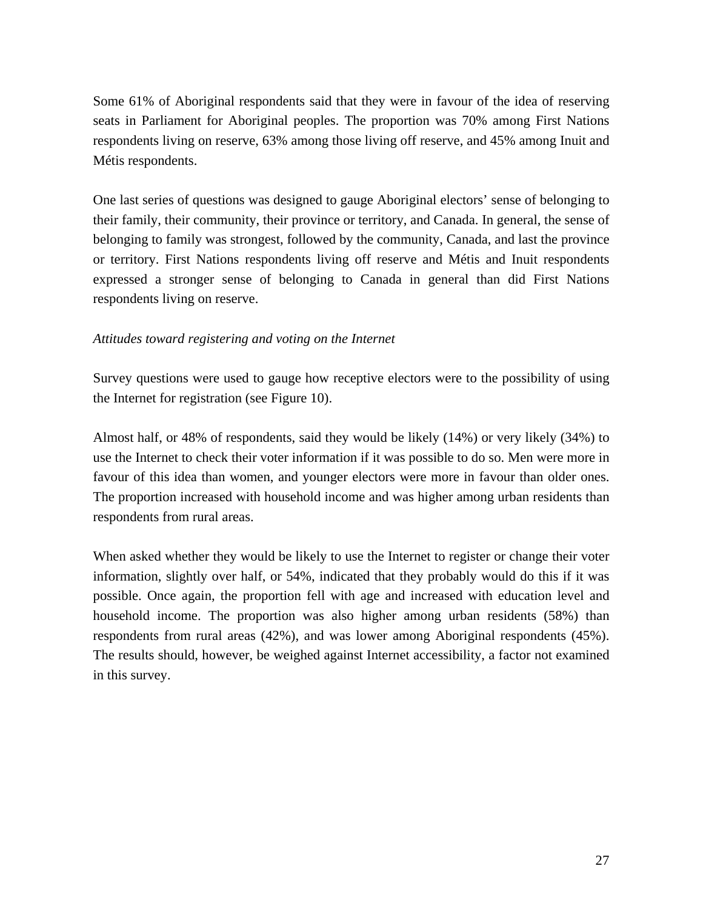Some 61% of Aboriginal respondents said that they were in favour of the idea of reserving seats in Parliament for Aboriginal peoples. The proportion was 70% among First Nations respondents living on reserve, 63% among those living off reserve, and 45% among Inuit and Métis respondents.

One last series of questions was designed to gauge Aboriginal electors’ sense of belonging to their family, their community, their province or territory, and Canada. In general, the sense of belonging to family was strongest, followed by the community, Canada, and last the province or territory. First Nations respondents living off reserve and Métis and Inuit respondents expressed a stronger sense of belonging to Canada in general than did First Nations respondents living on reserve.

*Attitudes toward registering and voting on the Internet*

Survey questions were used to gauge how receptive electors were to the possibility of using the Internet for registration (see Figure 10).

Almost half, or 48% of respondents, said they would be likely (14%) or very likely (34%) to use the Internet to check their voter information if it was possible to do so. Men were more in favour of this idea than women, and younger electors were more in favour than older ones. The proportion increased with household income and was higher among urban residents than respondents from rural areas.

When asked whether they would be likely to use the Internet to register or change their voter information, slightly over half, or 54%, indicated that they probably would do this if it was possible. Once again, the proportion fell with age and increased with education level and household income. The proportion was also higher among urban residents (58%) than respondents from rural areas (42%), and was lower among Aboriginal respondents (45%). The results should, however, be weighed against Internet accessibility, a factor not examined in this survey.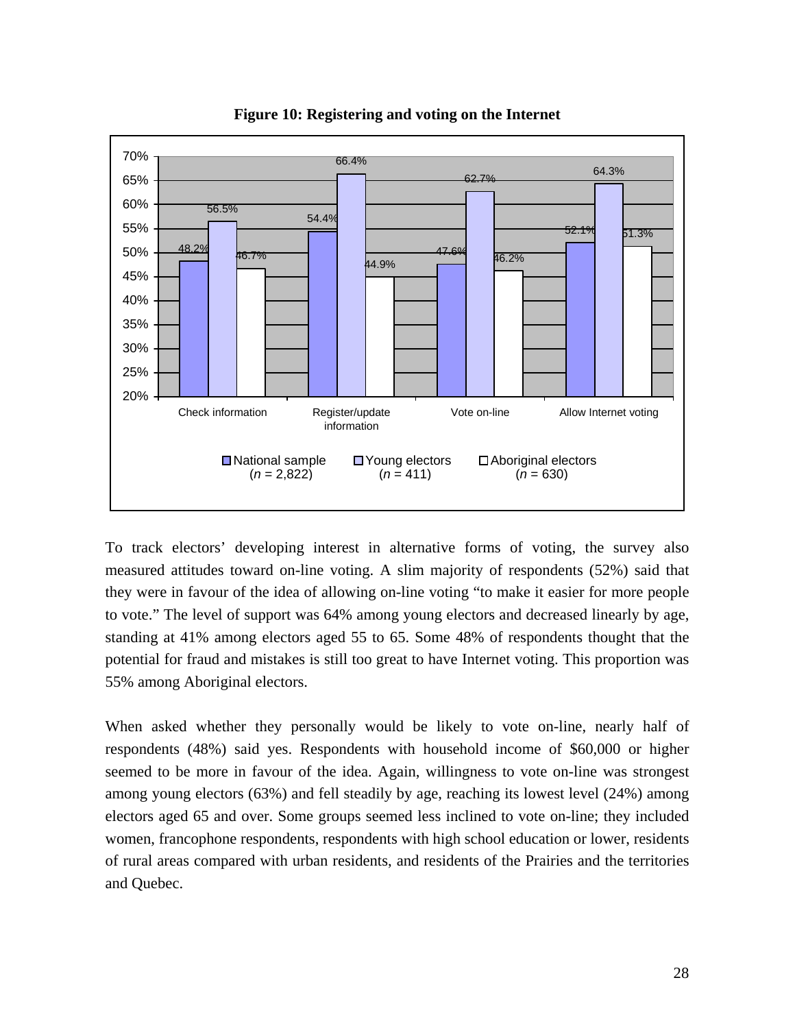**Figure 10: Registering and voting on the Internet**

| | National sample (*n* = 2,822) | Young electors (*n* = 411) | Aboriginal electors (*n* = 630) |
|---|---|---|---|
| Check information | 48.2% | 56.5% | 46.7% |
| Register/update information | 54.4% | 66.4% | 44.9% |
| Vote on-line | 47.6% | 62.7% | 46.2% |
| Allow Internet voting | 52.1% | 64.3% | 51.3% |

To track electors' developing interest in alternative forms of voting, the survey also measured attitudes toward on-line voting. A slim majority of respondents (52%) said that they were in favour of the idea of allowing on-line voting "to make it easier for more people to vote." The level of support was 64% among young electors and decreased linearly by age, standing at 41% among electors aged 55 to 65. Some 48% of respondents thought that the potential for fraud and mistakes is still too great to have Internet voting. This proportion was 55% among Aboriginal electors.

When asked whether they personally would be likely to vote on-line, nearly half of respondents (48%) said yes. Respondents with household income of $60,000 or higher seemed to be more in favour of the idea. Again, willingness to vote on-line was strongest among young electors (63%) and fell steadily by age, reaching its lowest level (24%) among electors aged 65 and over. Some groups seemed less inclined to vote on-line; they included women, francophone respondents, respondents with high school education or lower, residents of rural areas compared with urban residents, and residents of the Prairies and the territories and Quebec.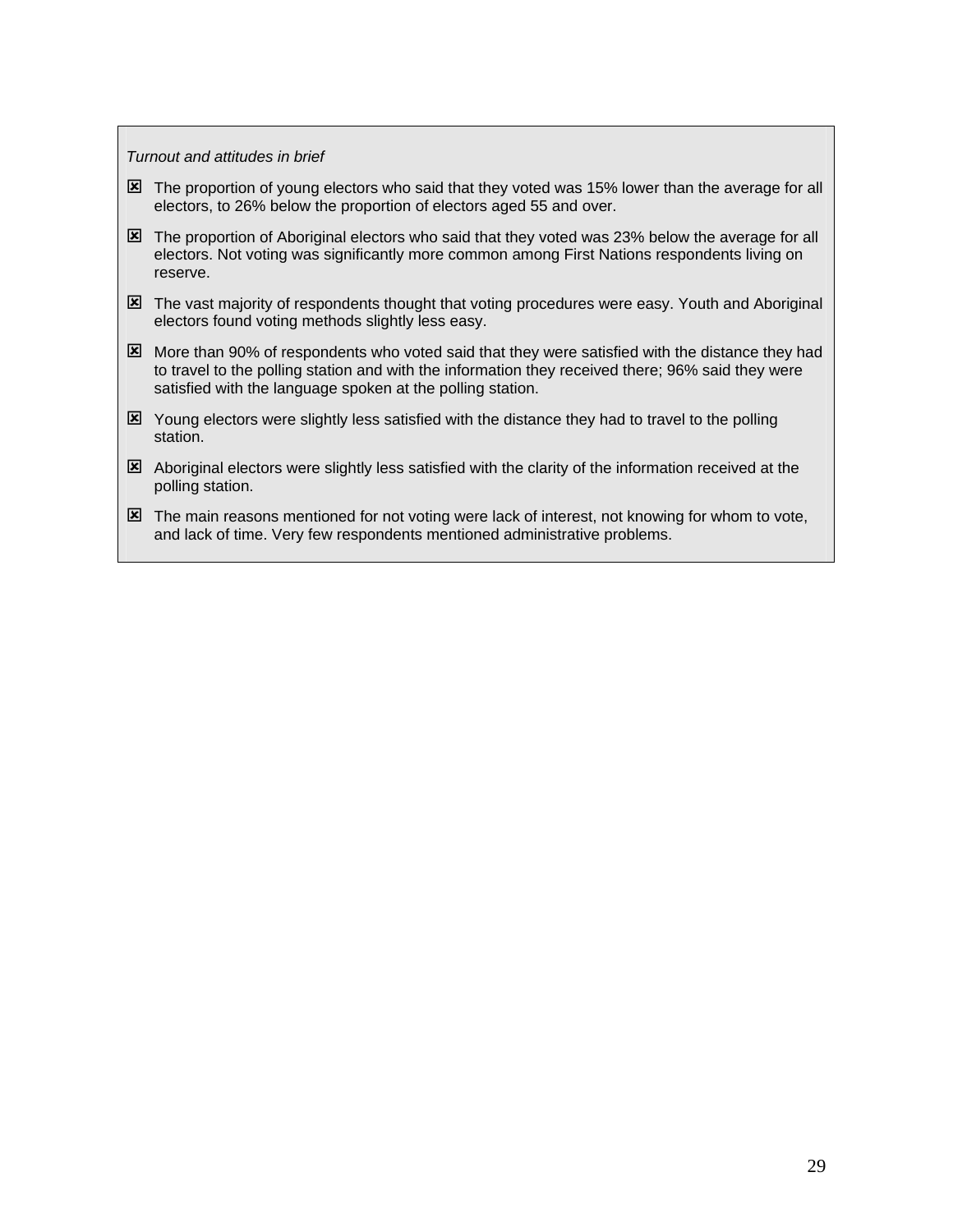*Turnout and attitudes in brief*

- The proportion of young electors who said that they voted was 15% lower than the average for all electors, to 26% below the proportion of electors aged 55 and over.
- The proportion of Aboriginal electors who said that they voted was 23% below the average for all electors. Not voting was significantly more common among First Nations respondents living on reserve.
- The vast majority of respondents thought that voting procedures were easy. Youth and Aboriginal electors found voting methods slightly less easy.
- More than 90% of respondents who voted said that they were satisfied with the distance they had to travel to the polling station and with the information they received there; 96% said they were satisfied with the language spoken at the polling station.
- Young electors were slightly less satisfied with the distance they had to travel to the polling station.
- Aboriginal electors were slightly less satisfied with the clarity of the information received at the polling station.
- The main reasons mentioned for not voting were lack of interest, not knowing for whom to vote, and lack of time. Very few respondents mentioned administrative problems.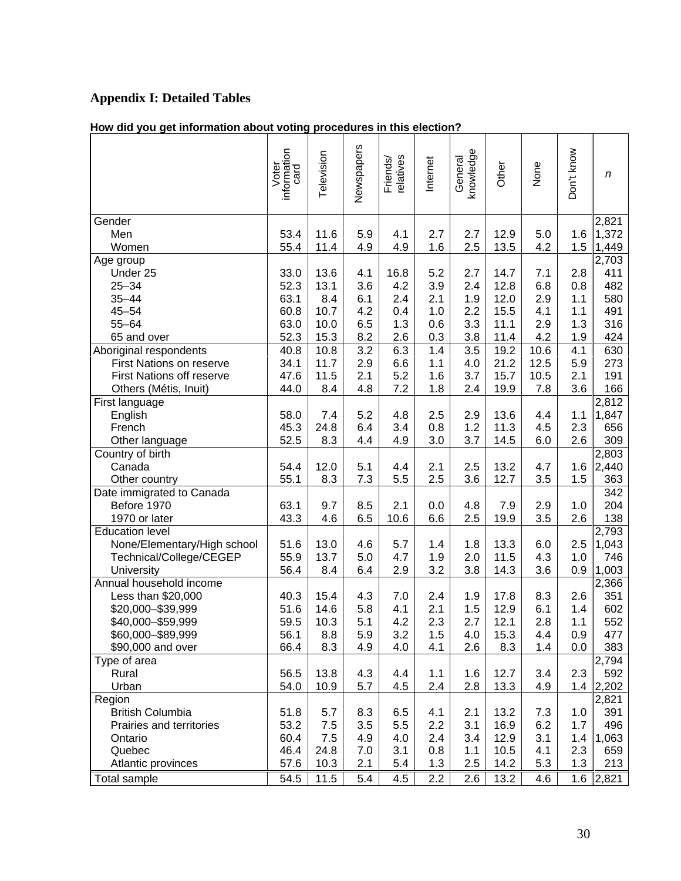## Appendix I: Detailed Tables

**How did you get information about voting procedures in this election?**

| | Voter information card | Television | Newspapers | Friends/ relatives | Internet | General knowledge | Other | None | Don't know | *n* |
|---|---|---|---|---|---|---|---|---|---|---|
| Gender | | | | | | | | | | 2,821 |
| Men | 53.4 | 11.6 | 5.9 | 4.1 | 2.7 | 2.7 | 12.9 | 5.0 | 1.6 | 1,372 |
| Women | 55.4 | 11.4 | 4.9 | 4.9 | 1.6 | 2.5 | 13.5 | 4.2 | 1.5 | 1,449 |
| Age group | | | | | | | | | | 2,703 |
| Under 25 | 33.0 | 13.6 | 4.1 | 16.8 | 5.2 | 2.7 | 14.7 | 7.1 | 2.8 | 411 |
| 25–34 | 52.3 | 13.1 | 3.6 | 4.2 | 3.9 | 2.4 | 12.8 | 6.8 | 0.8 | 482 |
| 35–44 | 63.1 | 8.4 | 6.1 | 2.4 | 2.1 | 1.9 | 12.0 | 2.9 | 1.1 | 580 |
| 45–54 | 60.8 | 10.7 | 4.2 | 0.4 | 1.0 | 2.2 | 15.5 | 4.1 | 1.1 | 491 |
| 55–64 | 63.0 | 10.0 | 6.5 | 1.3 | 0.6 | 3.3 | 11.1 | 2.9 | 1.3 | 316 |
| 65 and over | 52.3 | 15.3 | 8.2 | 2.6 | 0.3 | 3.8 | 11.4 | 4.2 | 1.9 | 424 |
| Aboriginal respondents | 40.8 | 10.8 | 3.2 | 6.3 | 1.4 | 3.5 | 19.2 | 10.6 | 4.1 | 630 |
| First Nations on reserve | 34.1 | 11.7 | 2.9 | 6.6 | 1.1 | 4.0 | 21.2 | 12.5 | 5.9 | 273 |
| First Nations off reserve | 47.6 | 11.5 | 2.1 | 5.2 | 1.6 | 3.7 | 15.7 | 10.5 | 2.1 | 191 |
| Others (Métis, Inuit) | 44.0 | 8.4 | 4.8 | 7.2 | 1.8 | 2.4 | 19.9 | 7.8 | 3.6 | 166 |
| First language | | | | | | | | | | 2,812 |
| English | 58.0 | 7.4 | 5.2 | 4.8 | 2.5 | 2.9 | 13.6 | 4.4 | 1.1 | 1,847 |
| French | 45.3 | 24.8 | 6.4 | 3.4 | 0.8 | 1.2 | 11.3 | 4.5 | 2.3 | 656 |
| Other language | 52.5 | 8.3 | 4.4 | 4.9 | 3.0 | 3.7 | 14.5 | 6.0 | 2.6 | 309 |
| Country of birth | | | | | | | | | | 2,803 |
| Canada | 54.4 | 12.0 | 5.1 | 4.4 | 2.1 | 2.5 | 13.2 | 4.7 | 1.6 | 2,440 |
| Other country | 55.1 | 8.3 | 7.3 | 5.5 | 2.5 | 3.6 | 12.7 | 3.5 | 1.5 | 363 |
| Date immigrated to Canada | | | | | | | | | | 342 |
| Before 1970 | 63.1 | 9.7 | 8.5 | 2.1 | 0.0 | 4.8 | 7.9 | 2.9 | 1.0 | 204 |
| 1970 or later | 43.3 | 4.6 | 6.5 | 10.6 | 6.6 | 2.5 | 19.9 | 3.5 | 2.6 | 138 |
| Education level | | | | | | | | | | 2,793 |
| None/Elementary/High school | 51.6 | 13.0 | 4.6 | 5.7 | 1.4 | 1.8 | 13.3 | 6.0 | 2.5 | 1,043 |
| Technical/College/CEGEP | 55.9 | 13.7 | 5.0 | 4.7 | 1.9 | 2.0 | 11.5 | 4.3 | 1.0 | 746 |
| University | 56.4 | 8.4 | 6.4 | 2.9 | 3.2 | 3.8 | 14.3 | 3.6 | 0.9 | 1,003 |
| Annual household income | | | | | | | | | | 2,366 |
| Less than $20,000 | 40.3 | 15.4 | 4.3 | 7.0 | 2.4 | 1.9 | 17.8 | 8.3 | 2.6 | 351 |
| $20,000–$39,999 | 51.6 | 14.6 | 5.8 | 4.1 | 2.1 | 1.5 | 12.9 | 6.1 | 1.4 | 602 |
| $40,000–$59,999 | 59.5 | 10.3 | 5.1 | 4.2 | 2.3 | 2.7 | 12.1 | 2.8 | 1.1 | 552 |
| $60,000–$89,999 | 56.1 | 8.8 | 5.9 | 3.2 | 1.5 | 4.0 | 15.3 | 4.4 | 0.9 | 477 |
| $90,000 and over | 66.4 | 8.3 | 4.9 | 4.0 | 4.1 | 2.6 | 8.3 | 1.4 | 0.0 | 383 |
| Type of area | | | | | | | | | | 2,794 |
| Rural | 56.5 | 13.8 | 4.3 | 4.4 | 1.1 | 1.6 | 12.7 | 3.4 | 2.3 | 592 |
| Urban | 54.0 | 10.9 | 5.7 | 4.5 | 2.4 | 2.8 | 13.3 | 4.9 | 1.4 | 2,202 |
| Region | | | | | | | | | | 2,821 |
| British Columbia | 51.8 | 5.7 | 8.3 | 6.5 | 4.1 | 2.1 | 13.2 | 7.3 | 1.0 | 391 |
| Prairies and territories | 53.2 | 7.5 | 3.5 | 5.5 | 2.2 | 3.1 | 16.9 | 6.2 | 1.7 | 496 |
| Ontario | 60.4 | 7.5 | 4.9 | 4.0 | 2.4 | 3.4 | 12.9 | 3.1 | 1.4 | 1,063 |
| Quebec | 46.4 | 24.8 | 7.0 | 3.1 | 0.8 | 1.1 | 10.5 | 4.1 | 2.3 | 659 |
| Atlantic provinces | 57.6 | 10.3 | 2.1 | 5.4 | 1.3 | 2.5 | 14.2 | 5.3 | 1.3 | 213 |
| Total sample | 54.5 | 11.5 | 5.4 | 4.5 | 2.2 | 2.6 | 13.2 | 4.6 | 1.6 | 2,821 |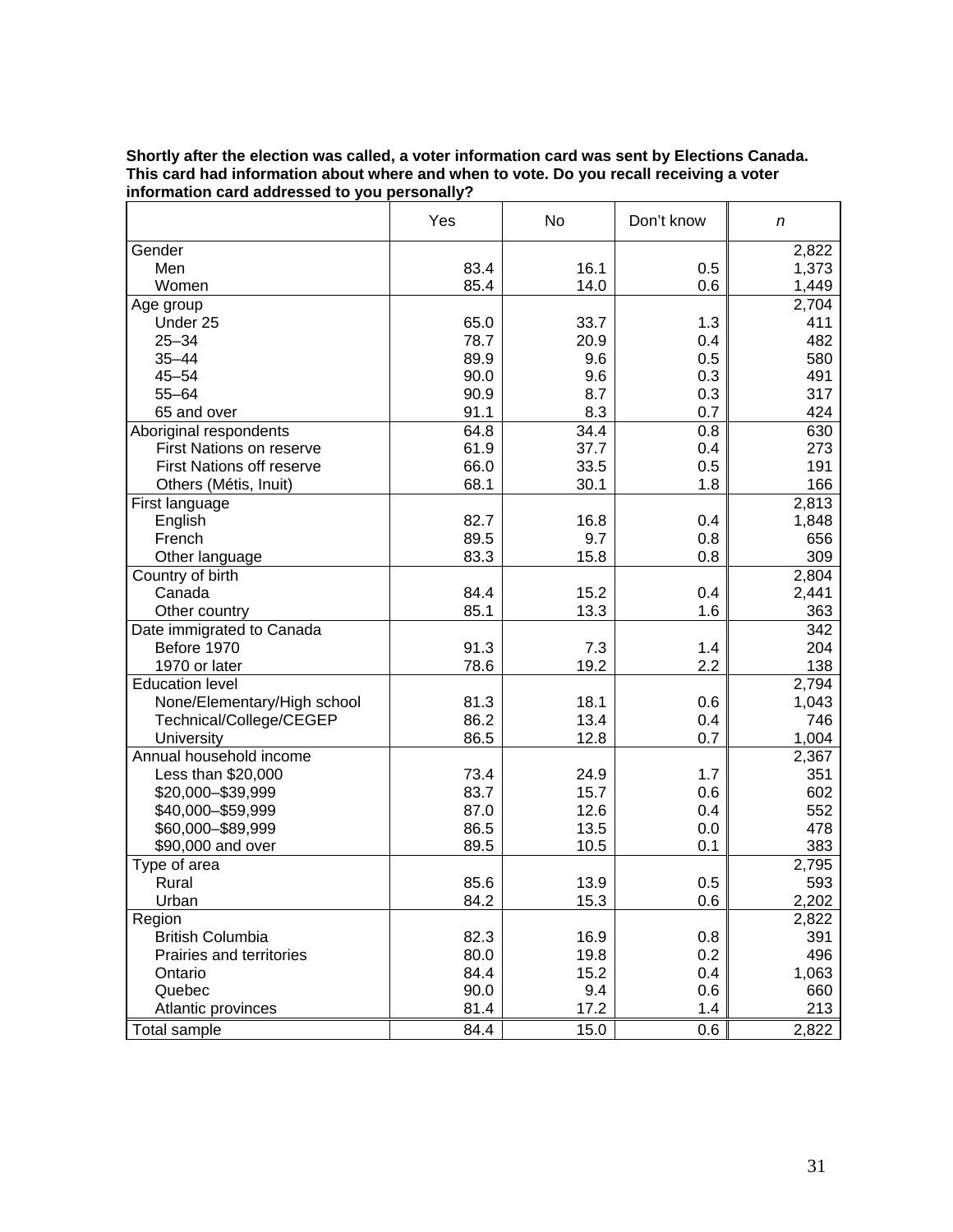**Shortly after the election was called, a voter information card was sent by Elections Canada. This card had information about where and when to vote. Do you recall receiving a voter information card addressed to you personally?**

| | Yes | No | Don't know | *n* |
|---|---|---|---|---|
| Gender | | | | 2,822 |
| Men | 83.4 | 16.1 | 0.5 | 1,373 |
| Women | 85.4 | 14.0 | 0.6 | 1,449 |
| Age group | | | | 2,704 |
| Under 25 | 65.0 | 33.7 | 1.3 | 411 |
| 25–34 | 78.7 | 20.9 | 0.4 | 482 |
| 35–44 | 89.9 | 9.6 | 0.5 | 580 |
| 45–54 | 90.0 | 9.6 | 0.3 | 491 |
| 55–64 | 90.9 | 8.7 | 0.3 | 317 |
| 65 and over | 91.1 | 8.3 | 0.7 | 424 |
| Aboriginal respondents | 64.8 | 34.4 | 0.8 | 630 |
| First Nations on reserve | 61.9 | 37.7 | 0.4 | 273 |
| First Nations off reserve | 66.0 | 33.5 | 0.5 | 191 |
| Others (Métis, Inuit) | 68.1 | 30.1 | 1.8 | 166 |
| First language | | | | 2,813 |
| English | 82.7 | 16.8 | 0.4 | 1,848 |
| French | 89.5 | 9.7 | 0.8 | 656 |
| Other language | 83.3 | 15.8 | 0.8 | 309 |
| Country of birth | | | | 2,804 |
| Canada | 84.4 | 15.2 | 0.4 | 2,441 |
| Other country | 85.1 | 13.3 | 1.6 | 363 |
| Date immigrated to Canada | | | | 342 |
| Before 1970 | 91.3 | 7.3 | 1.4 | 204 |
| 1970 or later | 78.6 | 19.2 | 2.2 | 138 |
| Education level | | | | 2,794 |
| None/Elementary/High school | 81.3 | 18.1 | 0.6 | 1,043 |
| Technical/College/CEGEP | 86.2 | 13.4 | 0.4 | 746 |
| University | 86.5 | 12.8 | 0.7 | 1,004 |
| Annual household income | | | | 2,367 |
| Less than $20,000 | 73.4 | 24.9 | 1.7 | 351 |
| $20,000–$39,999 | 83.7 | 15.7 | 0.6 | 602 |
| $40,000–$59,999 | 87.0 | 12.6 | 0.4 | 552 |
| $60,000–$89,999 | 86.5 | 13.5 | 0.0 | 478 |
| $90,000 and over | 89.5 | 10.5 | 0.1 | 383 |
| Type of area | | | | 2,795 |
| Rural | 85.6 | 13.9 | 0.5 | 593 |
| Urban | 84.2 | 15.3 | 0.6 | 2,202 |
| Region | | | | 2,822 |
| British Columbia | 82.3 | 16.9 | 0.8 | 391 |
| Prairies and territories | 80.0 | 19.8 | 0.2 | 496 |
| Ontario | 84.4 | 15.2 | 0.4 | 1,063 |
| Quebec | 90.0 | 9.4 | 0.6 | 660 |
| Atlantic provinces | 81.4 | 17.2 | 1.4 | 213 |
| Total sample | 84.4 | 15.0 | 0.6 | 2,822 |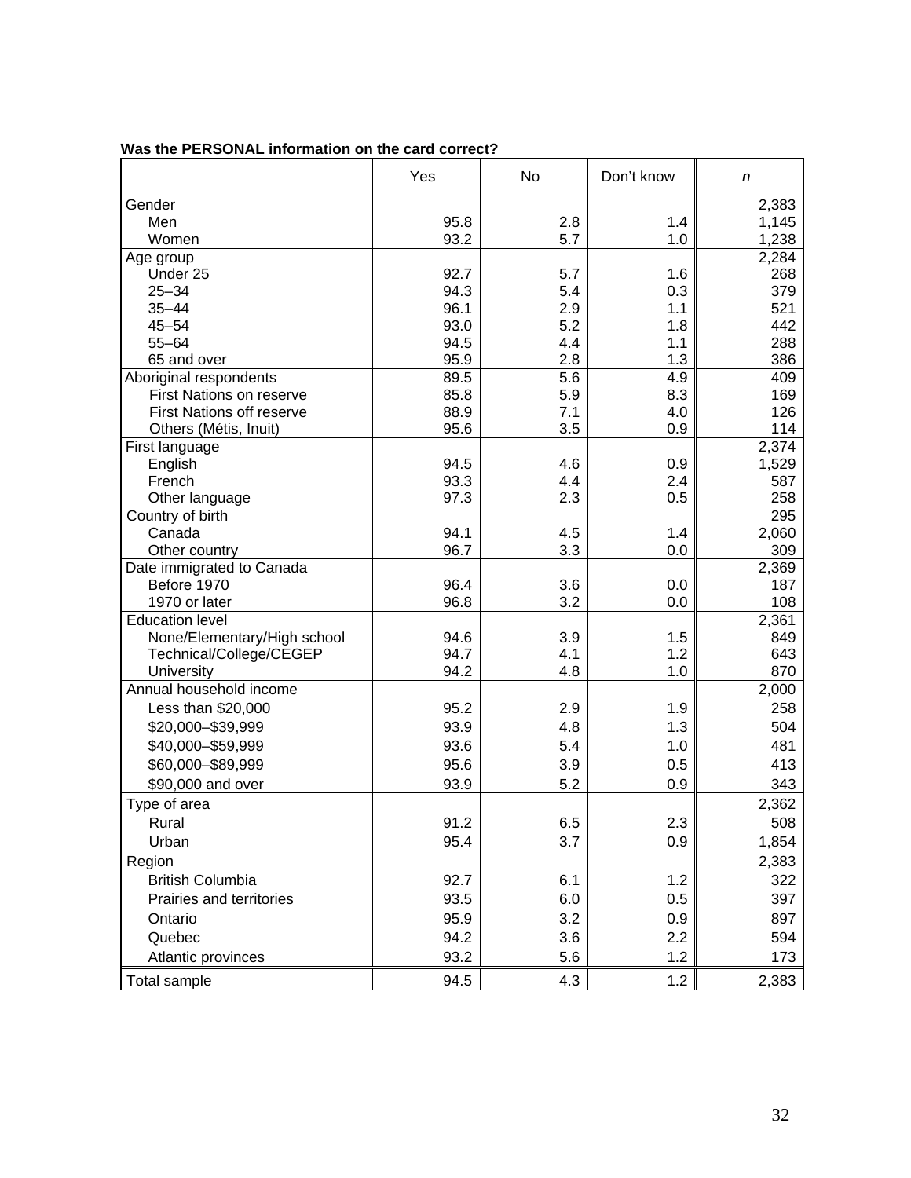**Was the PERSONAL information on the card correct?**

| | Yes | No | Don't know | *n* |
|---|---|---|---|---|
| Gender | | | | 2,383 |
| Men | 95.8 | 2.8 | 1.4 | 1,145 |
| Women | 93.2 | 5.7 | 1.0 | 1,238 |
| Age group | | | | 2,284 |
| Under 25 | 92.7 | 5.7 | 1.6 | 268 |
| 25–34 | 94.3 | 5.4 | 0.3 | 379 |
| 35–44 | 96.1 | 2.9 | 1.1 | 521 |
| 45–54 | 93.0 | 5.2 | 1.8 | 442 |
| 55–64 | 94.5 | 4.4 | 1.1 | 288 |
| 65 and over | 95.9 | 2.8 | 1.3 | 386 |
| Aboriginal respondents | 89.5 | 5.6 | 4.9 | 409 |
| First Nations on reserve | 85.8 | 5.9 | 8.3 | 169 |
| First Nations off reserve | 88.9 | 7.1 | 4.0 | 126 |
| Others (Métis, Inuit) | 95.6 | 3.5 | 0.9 | 114 |
| First language | | | | 2,374 |
| English | 94.5 | 4.6 | 0.9 | 1,529 |
| French | 93.3 | 4.4 | 2.4 | 587 |
| Other language | 97.3 | 2.3 | 0.5 | 258 |
| Country of birth | | | | 295 |
| Canada | 94.1 | 4.5 | 1.4 | 2,060 |
| Other country | 96.7 | 3.3 | 0.0 | 309 |
| Date immigrated to Canada | | | | 2,369 |
| Before 1970 | 96.4 | 3.6 | 0.0 | 187 |
| 1970 or later | 96.8 | 3.2 | 0.0 | 108 |
| Education level | | | | 2,361 |
| None/Elementary/High school | 94.6 | 3.9 | 1.5 | 849 |
| Technical/College/CEGEP | 94.7 | 4.1 | 1.2 | 643 |
| University | 94.2 | 4.8 | 1.0 | 870 |
| Annual household income | | | | 2,000 |
| Less than $20,000 | 95.2 | 2.9 | 1.9 | 258 |
| $20,000–$39,999 | 93.9 | 4.8 | 1.3 | 504 |
| $40,000–$59,999 | 93.6 | 5.4 | 1.0 | 481 |
| $60,000–$89,999 | 95.6 | 3.9 | 0.5 | 413 |
| $90,000 and over | 93.9 | 5.2 | 0.9 | 343 |
| Type of area | | | | 2,362 |
| Rural | 91.2 | 6.5 | 2.3 | 508 |
| Urban | 95.4 | 3.7 | 0.9 | 1,854 |
| Region | | | | 2,383 |
| British Columbia | 92.7 | 6.1 | 1.2 | 322 |
| Prairies and territories | 93.5 | 6.0 | 0.5 | 397 |
| Ontario | 95.9 | 3.2 | 0.9 | 897 |
| Quebec | 94.2 | 3.6 | 2.2 | 594 |
| Atlantic provinces | 93.2 | 5.6 | 1.2 | 173 |
| Total sample | 94.5 | 4.3 | 1.2 | 2,383 |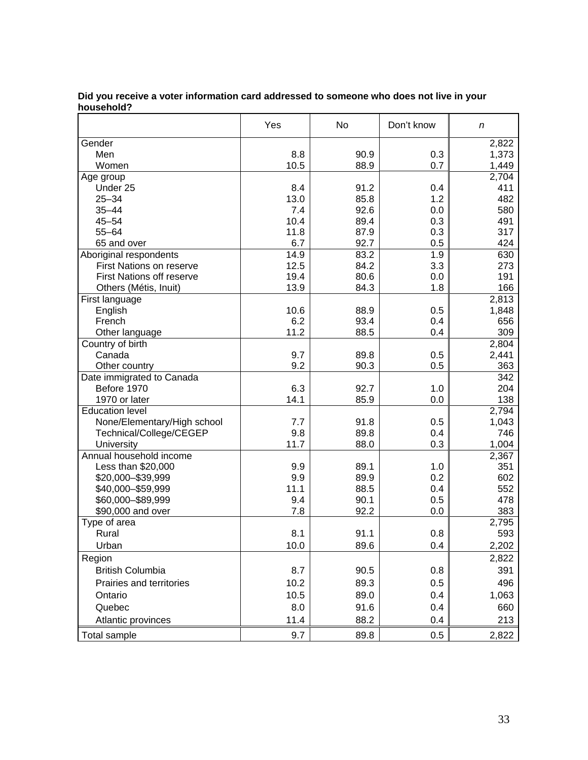**Did you receive a voter information card addressed to someone who does not live in your household?**

| | Yes | No | Don't know | *n* |
|---|---|---|---|---|
| Gender | | | | 2,822 |
| Men | 8.8 | 90.9 | 0.3 | 1,373 |
| Women | 10.5 | 88.9 | 0.7 | 1,449 |
| Age group | | | | 2,704 |
| Under 25 | 8.4 | 91.2 | 0.4 | 411 |
| 25–34 | 13.0 | 85.8 | 1.2 | 482 |
| 35–44 | 7.4 | 92.6 | 0.0 | 580 |
| 45–54 | 10.4 | 89.4 | 0.3 | 491 |
| 55–64 | 11.8 | 87.9 | 0.3 | 317 |
| 65 and over | 6.7 | 92.7 | 0.5 | 424 |
| Aboriginal respondents | 14.9 | 83.2 | 1.9 | 630 |
| First Nations on reserve | 12.5 | 84.2 | 3.3 | 273 |
| First Nations off reserve | 19.4 | 80.6 | 0.0 | 191 |
| Others (Métis, Inuit) | 13.9 | 84.3 | 1.8 | 166 |
| First language | | | | 2,813 |
| English | 10.6 | 88.9 | 0.5 | 1,848 |
| French | 6.2 | 93.4 | 0.4 | 656 |
| Other language | 11.2 | 88.5 | 0.4 | 309 |
| Country of birth | | | | 2,804 |
| Canada | 9.7 | 89.8 | 0.5 | 2,441 |
| Other country | 9.2 | 90.3 | 0.5 | 363 |
| Date immigrated to Canada | | | | 342 |
| Before 1970 | 6.3 | 92.7 | 1.0 | 204 |
| 1970 or later | 14.1 | 85.9 | 0.0 | 138 |
| Education level | | | | 2,794 |
| None/Elementary/High school | 7.7 | 91.8 | 0.5 | 1,043 |
| Technical/College/CEGEP | 9.8 | 89.8 | 0.4 | 746 |
| University | 11.7 | 88.0 | 0.3 | 1,004 |
| Annual household income | | | | 2,367 |
| Less than $20,000 | 9.9 | 89.1 | 1.0 | 351 |
| $20,000–$39,999 | 9.9 | 89.9 | 0.2 | 602 |
| $40,000–$59,999 | 11.1 | 88.5 | 0.4 | 552 |
| $60,000–$89,999 | 9.4 | 90.1 | 0.5 | 478 |
| $90,000 and over | 7.8 | 92.2 | 0.0 | 383 |
| Type of area | | | | 2,795 |
| Rural | 8.1 | 91.1 | 0.8 | 593 |
| Urban | 10.0 | 89.6 | 0.4 | 2,202 |
| Region | | | | 2,822 |
| British Columbia | 8.7 | 90.5 | 0.8 | 391 |
| Prairies and territories | 10.2 | 89.3 | 0.5 | 496 |
| Ontario | 10.5 | 89.0 | 0.4 | 1,063 |
| Quebec | 8.0 | 91.6 | 0.4 | 660 |
| Atlantic provinces | 11.4 | 88.2 | 0.4 | 213 |
| Total sample | 9.7 | 89.8 | 0.5 | 2,822 |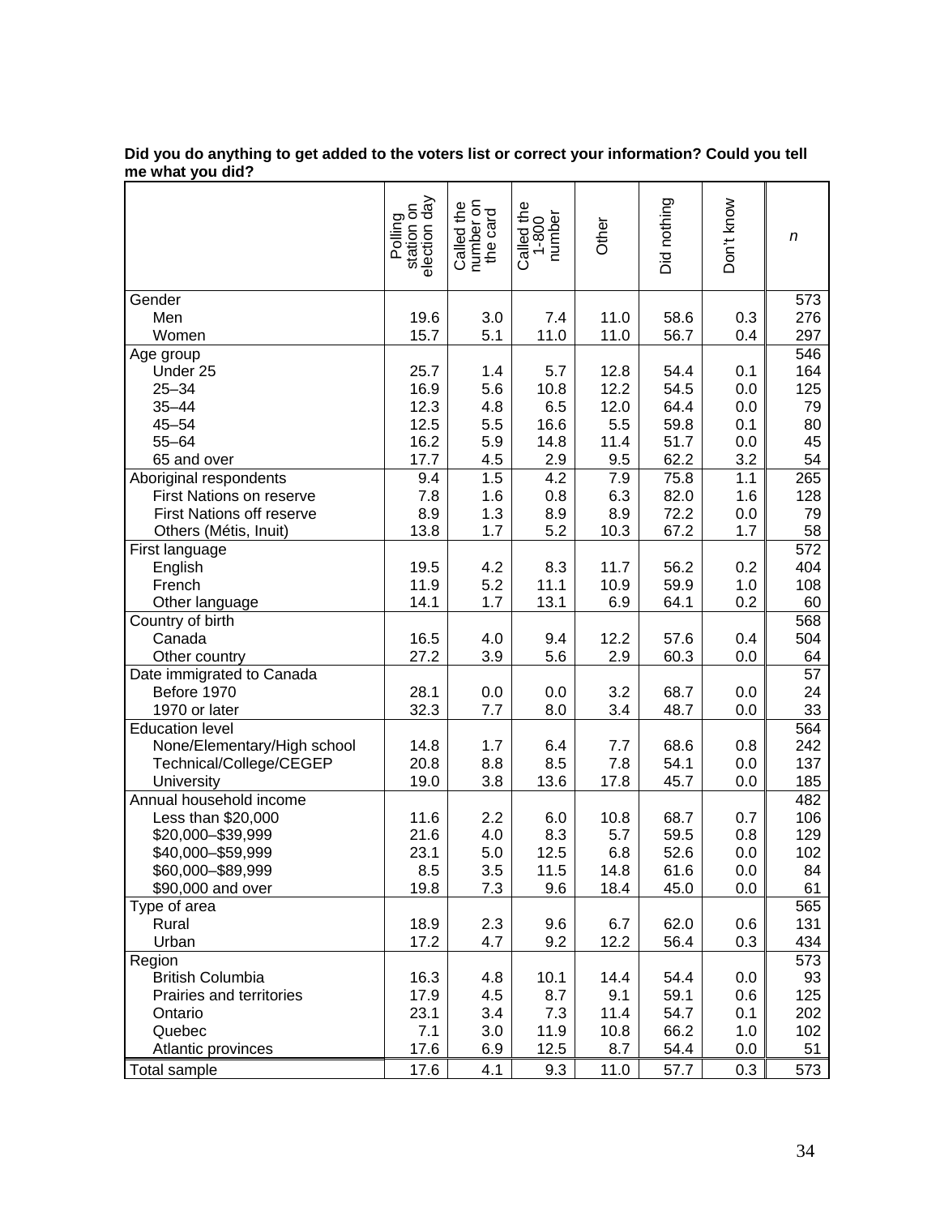**Did you do anything to get added to the voters list or correct your information? Could you tell me what you did?**

| | Polling station on election day | Called the number on the card | Called the 1-800 number | Other | Did nothing | Don't know | *n* |
|---|---|---|---|---|---|---|---|
| Gender | | | | | | | 573 |
| Men | 19.6 | 3.0 | 7.4 | 11.0 | 58.6 | 0.3 | 276 |
| Women | 15.7 | 5.1 | 11.0 | 11.0 | 56.7 | 0.4 | 297 |
| Age group | | | | | | | 546 |
| Under 25 | 25.7 | 1.4 | 5.7 | 12.8 | 54.4 | 0.1 | 164 |
| 25–34 | 16.9 | 5.6 | 10.8 | 12.2 | 54.5 | 0.0 | 125 |
| 35–44 | 12.3 | 4.8 | 6.5 | 12.0 | 64.4 | 0.0 | 79 |
| 45–54 | 12.5 | 5.5 | 16.6 | 5.5 | 59.8 | 0.1 | 80 |
| 55–64 | 16.2 | 5.9 | 14.8 | 11.4 | 51.7 | 0.0 | 45 |
| 65 and over | 17.7 | 4.5 | 2.9 | 9.5 | 62.2 | 3.2 | 54 |
| Aboriginal respondents | 9.4 | 1.5 | 4.2 | 7.9 | 75.8 | 1.1 | 265 |
| First Nations on reserve | 7.8 | 1.6 | 0.8 | 6.3 | 82.0 | 1.6 | 128 |
| First Nations off reserve | 8.9 | 1.3 | 8.9 | 8.9 | 72.2 | 0.0 | 79 |
| Others (Métis, Inuit) | 13.8 | 1.7 | 5.2 | 10.3 | 67.2 | 1.7 | 58 |
| First language | | | | | | | 572 |
| English | 19.5 | 4.2 | 8.3 | 11.7 | 56.2 | 0.2 | 404 |
| French | 11.9 | 5.2 | 11.1 | 10.9 | 59.9 | 1.0 | 108 |
| Other language | 14.1 | 1.7 | 13.1 | 6.9 | 64.1 | 0.2 | 60 |
| Country of birth | | | | | | | 568 |
| Canada | 16.5 | 4.0 | 9.4 | 12.2 | 57.6 | 0.4 | 504 |
| Other country | 27.2 | 3.9 | 5.6 | 2.9 | 60.3 | 0.0 | 64 |
| Date immigrated to Canada | | | | | | | 57 |
| Before 1970 | 28.1 | 0.0 | 0.0 | 3.2 | 68.7 | 0.0 | 24 |
| 1970 or later | 32.3 | 7.7 | 8.0 | 3.4 | 48.7 | 0.0 | 33 |
| Education level | | | | | | | 564 |
| None/Elementary/High school | 14.8 | 1.7 | 6.4 | 7.7 | 68.6 | 0.8 | 242 |
| Technical/College/CEGEP | 20.8 | 8.8 | 8.5 | 7.8 | 54.1 | 0.0 | 137 |
| University | 19.0 | 3.8 | 13.6 | 17.8 | 45.7 | 0.0 | 185 |
| Annual household income | | | | | | | 482 |
| Less than $20,000 | 11.6 | 2.2 | 6.0 | 10.8 | 68.7 | 0.7 | 106 |
| $20,000–$39,999 | 21.6 | 4.0 | 8.3 | 5.7 | 59.5 | 0.8 | 129 |
| $40,000–$59,999 | 23.1 | 5.0 | 12.5 | 6.8 | 52.6 | 0.0 | 102 |
| $60,000–$89,999 | 8.5 | 3.5 | 11.5 | 14.8 | 61.6 | 0.0 | 84 |
| $90,000 and over | 19.8 | 7.3 | 9.6 | 18.4 | 45.0 | 0.0 | 61 |
| Type of area | | | | | | | 565 |
| Rural | 18.9 | 2.3 | 9.6 | 6.7 | 62.0 | 0.6 | 131 |
| Urban | 17.2 | 4.7 | 9.2 | 12.2 | 56.4 | 0.3 | 434 |
| Region | | | | | | | 573 |
| British Columbia | 16.3 | 4.8 | 10.1 | 14.4 | 54.4 | 0.0 | 93 |
| Prairies and territories | 17.9 | 4.5 | 8.7 | 9.1 | 59.1 | 0.6 | 125 |
| Ontario | 23.1 | 3.4 | 7.3 | 11.4 | 54.7 | 0.1 | 202 |
| Quebec | 7.1 | 3.0 | 11.9 | 10.8 | 66.2 | 1.0 | 102 |
| Atlantic provinces | 17.6 | 6.9 | 12.5 | 8.7 | 54.4 | 0.0 | 51 |
| Total sample | 17.6 | 4.1 | 9.3 | 11.0 | 57.7 | 0.3 | 573 |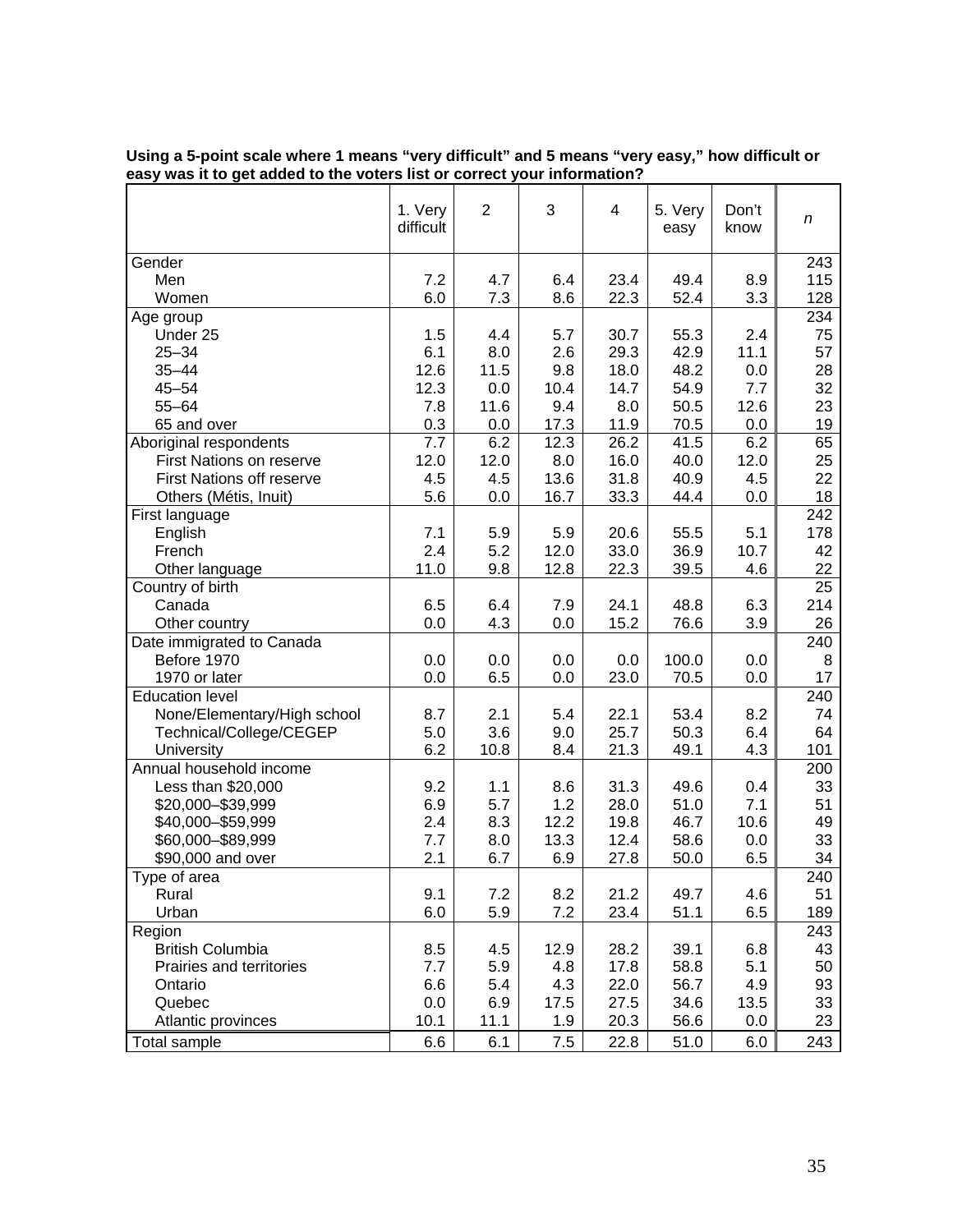**Using a 5-point scale where 1 means "very difficult" and 5 means "very easy," how difficult or easy was it to get added to the voters list or correct your information?**

| | 1. Very difficult | 2 | 3 | 4 | 5. Very easy | Don't know | *n* |
|---|---|---|---|---|---|---|---|
| Gender | | | | | | | 243 |
| Men | 7.2 | 4.7 | 6.4 | 23.4 | 49.4 | 8.9 | 115 |
| Women | 6.0 | 7.3 | 8.6 | 22.3 | 52.4 | 3.3 | 128 |
| Age group | | | | | | | 234 |
| Under 25 | 1.5 | 4.4 | 5.7 | 30.7 | 55.3 | 2.4 | 75 |
| 25–34 | 6.1 | 8.0 | 2.6 | 29.3 | 42.9 | 11.1 | 57 |
| 35–44 | 12.6 | 11.5 | 9.8 | 18.0 | 48.2 | 0.0 | 28 |
| 45–54 | 12.3 | 0.0 | 10.4 | 14.7 | 54.9 | 7.7 | 32 |
| 55–64 | 7.8 | 11.6 | 9.4 | 8.0 | 50.5 | 12.6 | 23 |
| 65 and over | 0.3 | 0.0 | 17.3 | 11.9 | 70.5 | 0.0 | 19 |
| Aboriginal respondents | 7.7 | 6.2 | 12.3 | 26.2 | 41.5 | 6.2 | 65 |
| First Nations on reserve | 12.0 | 12.0 | 8.0 | 16.0 | 40.0 | 12.0 | 25 |
| First Nations off reserve | 4.5 | 4.5 | 13.6 | 31.8 | 40.9 | 4.5 | 22 |
| Others (Métis, Inuit) | 5.6 | 0.0 | 16.7 | 33.3 | 44.4 | 0.0 | 18 |
| First language | | | | | | | 242 |
| English | 7.1 | 5.9 | 5.9 | 20.6 | 55.5 | 5.1 | 178 |
| French | 2.4 | 5.2 | 12.0 | 33.0 | 36.9 | 10.7 | 42 |
| Other language | 11.0 | 9.8 | 12.8 | 22.3 | 39.5 | 4.6 | 22 |
| Country of birth | | | | | | | 25 |
| Canada | 6.5 | 6.4 | 7.9 | 24.1 | 48.8 | 6.3 | 214 |
| Other country | 0.0 | 4.3 | 0.0 | 15.2 | 76.6 | 3.9 | 26 |
| Date immigrated to Canada | | | | | | | 240 |
| Before 1970 | 0.0 | 0.0 | 0.0 | 0.0 | 100.0 | 0.0 | 8 |
| 1970 or later | 0.0 | 6.5 | 0.0 | 23.0 | 70.5 | 0.0 | 17 |
| Education level | | | | | | | 240 |
| None/Elementary/High school | 8.7 | 2.1 | 5.4 | 22.1 | 53.4 | 8.2 | 74 |
| Technical/College/CEGEP | 5.0 | 3.6 | 9.0 | 25.7 | 50.3 | 6.4 | 64 |
| University | 6.2 | 10.8 | 8.4 | 21.3 | 49.1 | 4.3 | 101 |
| Annual household income | | | | | | | 200 |
| Less than $20,000 | 9.2 | 1.1 | 8.6 | 31.3 | 49.6 | 0.4 | 33 |
| $20,000–$39,999 | 6.9 | 5.7 | 1.2 | 28.0 | 51.0 | 7.1 | 51 |
| $40,000–$59,999 | 2.4 | 8.3 | 12.2 | 19.8 | 46.7 | 10.6 | 49 |
| $60,000–$89,999 | 7.7 | 8.0 | 13.3 | 12.4 | 58.6 | 0.0 | 33 |
| $90,000 and over | 2.1 | 6.7 | 6.9 | 27.8 | 50.0 | 6.5 | 34 |
| Type of area | | | | | | | 240 |
| Rural | 9.1 | 7.2 | 8.2 | 21.2 | 49.7 | 4.6 | 51 |
| Urban | 6.0 | 5.9 | 7.2 | 23.4 | 51.1 | 6.5 | 189 |
| Region | | | | | | | 243 |
| British Columbia | 8.5 | 4.5 | 12.9 | 28.2 | 39.1 | 6.8 | 43 |
| Prairies and territories | 7.7 | 5.9 | 4.8 | 17.8 | 58.8 | 5.1 | 50 |
| Ontario | 6.6 | 5.4 | 4.3 | 22.0 | 56.7 | 4.9 | 93 |
| Quebec | 0.0 | 6.9 | 17.5 | 27.5 | 34.6 | 13.5 | 33 |
| Atlantic provinces | 10.1 | 11.1 | 1.9 | 20.3 | 56.6 | 0.0 | 23 |
| Total sample | 6.6 | 6.1 | 7.5 | 22.8 | 51.0 | 6.0 | 243 |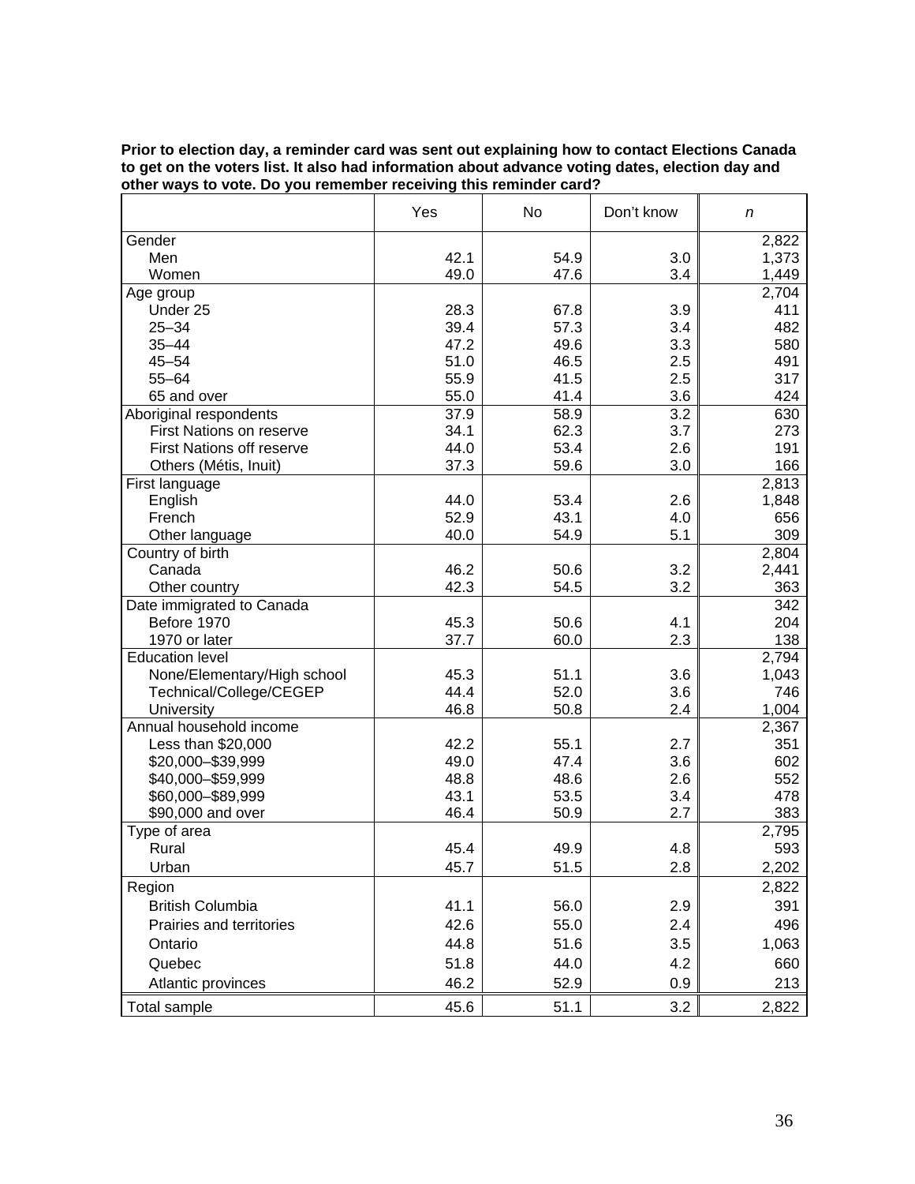**Prior to election day, a reminder card was sent out explaining how to contact Elections Canada to get on the voters list. It also had information about advance voting dates, election day and other ways to vote. Do you remember receiving this reminder card?**

| | Yes | No | Don't know | *n* |
|---|---|---|---|---|
| Gender | | | | 2,822 |
| Men | 42.1 | 54.9 | 3.0 | 1,373 |
| Women | 49.0 | 47.6 | 3.4 | 1,449 |
| Age group | | | | 2,704 |
| Under 25 | 28.3 | 67.8 | 3.9 | 411 |
| 25–34 | 39.4 | 57.3 | 3.4 | 482 |
| 35–44 | 47.2 | 49.6 | 3.3 | 580 |
| 45–54 | 51.0 | 46.5 | 2.5 | 491 |
| 55–64 | 55.9 | 41.5 | 2.5 | 317 |
| 65 and over | 55.0 | 41.4 | 3.6 | 424 |
| Aboriginal respondents | 37.9 | 58.9 | 3.2 | 630 |
| First Nations on reserve | 34.1 | 62.3 | 3.7 | 273 |
| First Nations off reserve | 44.0 | 53.4 | 2.6 | 191 |
| Others (Métis, Inuit) | 37.3 | 59.6 | 3.0 | 166 |
| First language | | | | 2,813 |
| English | 44.0 | 53.4 | 2.6 | 1,848 |
| French | 52.9 | 43.1 | 4.0 | 656 |
| Other language | 40.0 | 54.9 | 5.1 | 309 |
| Country of birth | | | | 2,804 |
| Canada | 46.2 | 50.6 | 3.2 | 2,441 |
| Other country | 42.3 | 54.5 | 3.2 | 363 |
| Date immigrated to Canada | | | | 342 |
| Before 1970 | 45.3 | 50.6 | 4.1 | 204 |
| 1970 or later | 37.7 | 60.0 | 2.3 | 138 |
| Education level | | | | 2,794 |
| None/Elementary/High school | 45.3 | 51.1 | 3.6 | 1,043 |
| Technical/College/CEGEP | 44.4 | 52.0 | 3.6 | 746 |
| University | 46.8 | 50.8 | 2.4 | 1,004 |
| Annual household income | | | | 2,367 |
| Less than $20,000 | 42.2 | 55.1 | 2.7 | 351 |
| $20,000–$39,999 | 49.0 | 47.4 | 3.6 | 602 |
| $40,000–$59,999 | 48.8 | 48.6 | 2.6 | 552 |
| $60,000–$89,999 | 43.1 | 53.5 | 3.4 | 478 |
| $90,000 and over | 46.4 | 50.9 | 2.7 | 383 |
| Type of area | | | | 2,795 |
| Rural | 45.4 | 49.9 | 4.8 | 593 |
| Urban | 45.7 | 51.5 | 2.8 | 2,202 |
| Region | | | | 2,822 |
| British Columbia | 41.1 | 56.0 | 2.9 | 391 |
| Prairies and territories | 42.6 | 55.0 | 2.4 | 496 |
| Ontario | 44.8 | 51.6 | 3.5 | 1,063 |
| Quebec | 51.8 | 44.0 | 4.2 | 660 |
| Atlantic provinces | 46.2 | 52.9 | 0.9 | 213 |
| Total sample | 45.6 | 51.1 | 3.2 | 2,822 |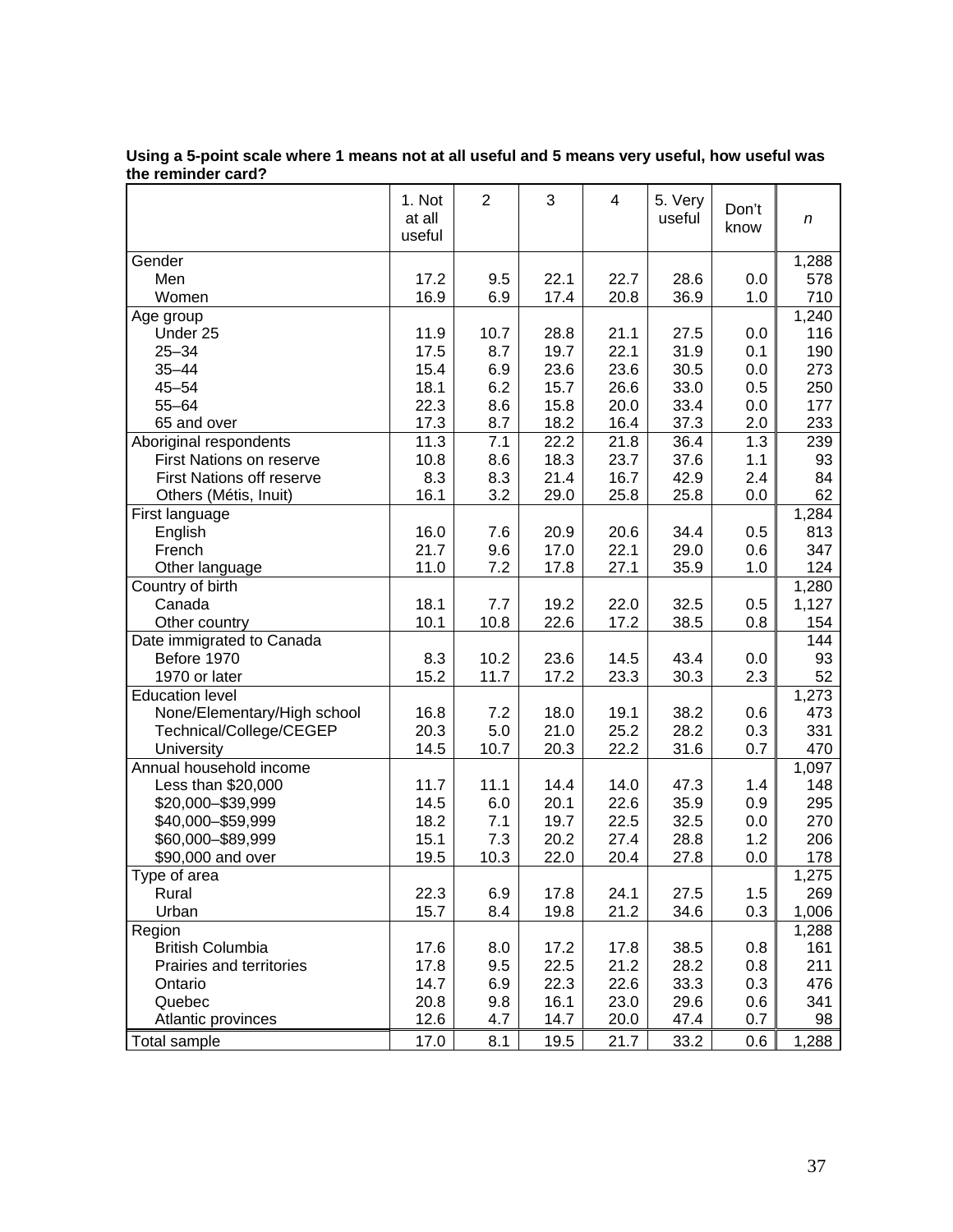**Using a 5-point scale where 1 means not at all useful and 5 means very useful, how useful was the reminder card?**

| | 1. Not at all useful | 2 | 3 | 4 | 5. Very useful | Don't know | *n* |
|---|---|---|---|---|---|---|---|
| Gender | | | | | | | 1,288 |
| Men | 17.2 | 9.5 | 22.1 | 22.7 | 28.6 | 0.0 | 578 |
| Women | 16.9 | 6.9 | 17.4 | 20.8 | 36.9 | 1.0 | 710 |
| Age group | | | | | | | 1,240 |
| Under 25 | 11.9 | 10.7 | 28.8 | 21.1 | 27.5 | 0.0 | 116 |
| 25–34 | 17.5 | 8.7 | 19.7 | 22.1 | 31.9 | 0.1 | 190 |
| 35–44 | 15.4 | 6.9 | 23.6 | 23.6 | 30.5 | 0.0 | 273 |
| 45–54 | 18.1 | 6.2 | 15.7 | 26.6 | 33.0 | 0.5 | 250 |
| 55–64 | 22.3 | 8.6 | 15.8 | 20.0 | 33.4 | 0.0 | 177 |
| 65 and over | 17.3 | 8.7 | 18.2 | 16.4 | 37.3 | 2.0 | 233 |
| Aboriginal respondents | 11.3 | 7.1 | 22.2 | 21.8 | 36.4 | 1.3 | 239 |
| First Nations on reserve | 10.8 | 8.6 | 18.3 | 23.7 | 37.6 | 1.1 | 93 |
| First Nations off reserve | 8.3 | 8.3 | 21.4 | 16.7 | 42.9 | 2.4 | 84 |
| Others (Métis, Inuit) | 16.1 | 3.2 | 29.0 | 25.8 | 25.8 | 0.0 | 62 |
| First language | | | | | | | 1,284 |
| English | 16.0 | 7.6 | 20.9 | 20.6 | 34.4 | 0.5 | 813 |
| French | 21.7 | 9.6 | 17.0 | 22.1 | 29.0 | 0.6 | 347 |
| Other language | 11.0 | 7.2 | 17.8 | 27.1 | 35.9 | 1.0 | 124 |
| Country of birth | | | | | | | 1,280 |
| Canada | 18.1 | 7.7 | 19.2 | 22.0 | 32.5 | 0.5 | 1,127 |
| Other country | 10.1 | 10.8 | 22.6 | 17.2 | 38.5 | 0.8 | 154 |
| Date immigrated to Canada | | | | | | | 144 |
| Before 1970 | 8.3 | 10.2 | 23.6 | 14.5 | 43.4 | 0.0 | 93 |
| 1970 or later | 15.2 | 11.7 | 17.2 | 23.3 | 30.3 | 2.3 | 52 |
| Education level | | | | | | | 1,273 |
| None/Elementary/High school | 16.8 | 7.2 | 18.0 | 19.1 | 38.2 | 0.6 | 473 |
| Technical/College/CEGEP | 20.3 | 5.0 | 21.0 | 25.2 | 28.2 | 0.3 | 331 |
| University | 14.5 | 10.7 | 20.3 | 22.2 | 31.6 | 0.7 | 470 |
| Annual household income | | | | | | | 1,097 |
| Less than $20,000 | 11.7 | 11.1 | 14.4 | 14.0 | 47.3 | 1.4 | 148 |
| $20,000–$39,999 | 14.5 | 6.0 | 20.1 | 22.6 | 35.9 | 0.9 | 295 |
| $40,000–$59,999 | 18.2 | 7.1 | 19.7 | 22.5 | 32.5 | 0.0 | 270 |
| $60,000–$89,999 | 15.1 | 7.3 | 20.2 | 27.4 | 28.8 | 1.2 | 206 |
| $90,000 and over | 19.5 | 10.3 | 22.0 | 20.4 | 27.8 | 0.0 | 178 |
| Type of area | | | | | | | 1,275 |
| Rural | 22.3 | 6.9 | 17.8 | 24.1 | 27.5 | 1.5 | 269 |
| Urban | 15.7 | 8.4 | 19.8 | 21.2 | 34.6 | 0.3 | 1,006 |
| Region | | | | | | | 1,288 |
| British Columbia | 17.6 | 8.0 | 17.2 | 17.8 | 38.5 | 0.8 | 161 |
| Prairies and territories | 17.8 | 9.5 | 22.5 | 21.2 | 28.2 | 0.8 | 211 |
| Ontario | 14.7 | 6.9 | 22.3 | 22.6 | 33.3 | 0.3 | 476 |
| Quebec | 20.8 | 9.8 | 16.1 | 23.0 | 29.6 | 0.6 | 341 |
| Atlantic provinces | 12.6 | 4.7 | 14.7 | 20.0 | 47.4 | 0.7 | 98 |
| Total sample | 17.0 | 8.1 | 19.5 | 21.7 | 33.2 | 0.6 | 1,288 |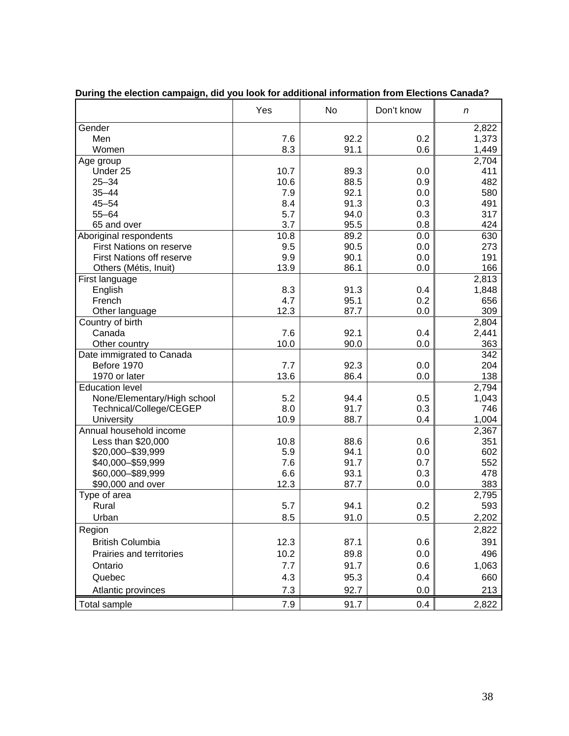**During the election campaign, did you look for additional information from Elections Canada?**

| | Yes | No | Don't know | *n* |
|---|---|---|---|---|
| Gender | | | | 2,822 |
| Men | 7.6 | 92.2 | 0.2 | 1,373 |
| Women | 8.3 | 91.1 | 0.6 | 1,449 |
| Age group | | | | 2,704 |
| Under 25 | 10.7 | 89.3 | 0.0 | 411 |
| 25–34 | 10.6 | 88.5 | 0.9 | 482 |
| 35–44 | 7.9 | 92.1 | 0.0 | 580 |
| 45–54 | 8.4 | 91.3 | 0.3 | 491 |
| 55–64 | 5.7 | 94.0 | 0.3 | 317 |
| 65 and over | 3.7 | 95.5 | 0.8 | 424 |
| Aboriginal respondents | 10.8 | 89.2 | 0.0 | 630 |
| First Nations on reserve | 9.5 | 90.5 | 0.0 | 273 |
| First Nations off reserve | 9.9 | 90.1 | 0.0 | 191 |
| Others (Métis, Inuit) | 13.9 | 86.1 | 0.0 | 166 |
| First language | | | | 2,813 |
| English | 8.3 | 91.3 | 0.4 | 1,848 |
| French | 4.7 | 95.1 | 0.2 | 656 |
| Other language | 12.3 | 87.7 | 0.0 | 309 |
| Country of birth | | | | 2,804 |
| Canada | 7.6 | 92.1 | 0.4 | 2,441 |
| Other country | 10.0 | 90.0 | 0.0 | 363 |
| Date immigrated to Canada | | | | 342 |
| Before 1970 | 7.7 | 92.3 | 0.0 | 204 |
| 1970 or later | 13.6 | 86.4 | 0.0 | 138 |
| Education level | | | | 2,794 |
| None/Elementary/High school | 5.2 | 94.4 | 0.5 | 1,043 |
| Technical/College/CEGEP | 8.0 | 91.7 | 0.3 | 746 |
| University | 10.9 | 88.7 | 0.4 | 1,004 |
| Annual household income | | | | 2,367 |
| Less than $20,000 | 10.8 | 88.6 | 0.6 | 351 |
| $20,000–$39,999 | 5.9 | 94.1 | 0.0 | 602 |
| $40,000–$59,999 | 7.6 | 91.7 | 0.7 | 552 |
| $60,000–$89,999 | 6.6 | 93.1 | 0.3 | 478 |
| $90,000 and over | 12.3 | 87.7 | 0.0 | 383 |
| Type of area | | | | 2,795 |
| Rural | 5.7 | 94.1 | 0.2 | 593 |
| Urban | 8.5 | 91.0 | 0.5 | 2,202 |
| Region | | | | 2,822 |
| British Columbia | 12.3 | 87.1 | 0.6 | 391 |
| Prairies and territories | 10.2 | 89.8 | 0.0 | 496 |
| Ontario | 7.7 | 91.7 | 0.6 | 1,063 |
| Quebec | 4.3 | 95.3 | 0.4 | 660 |
| Atlantic provinces | 7.3 | 92.7 | 0.0 | 213 |
| Total sample | 7.9 | 91.7 | 0.4 | 2,822 |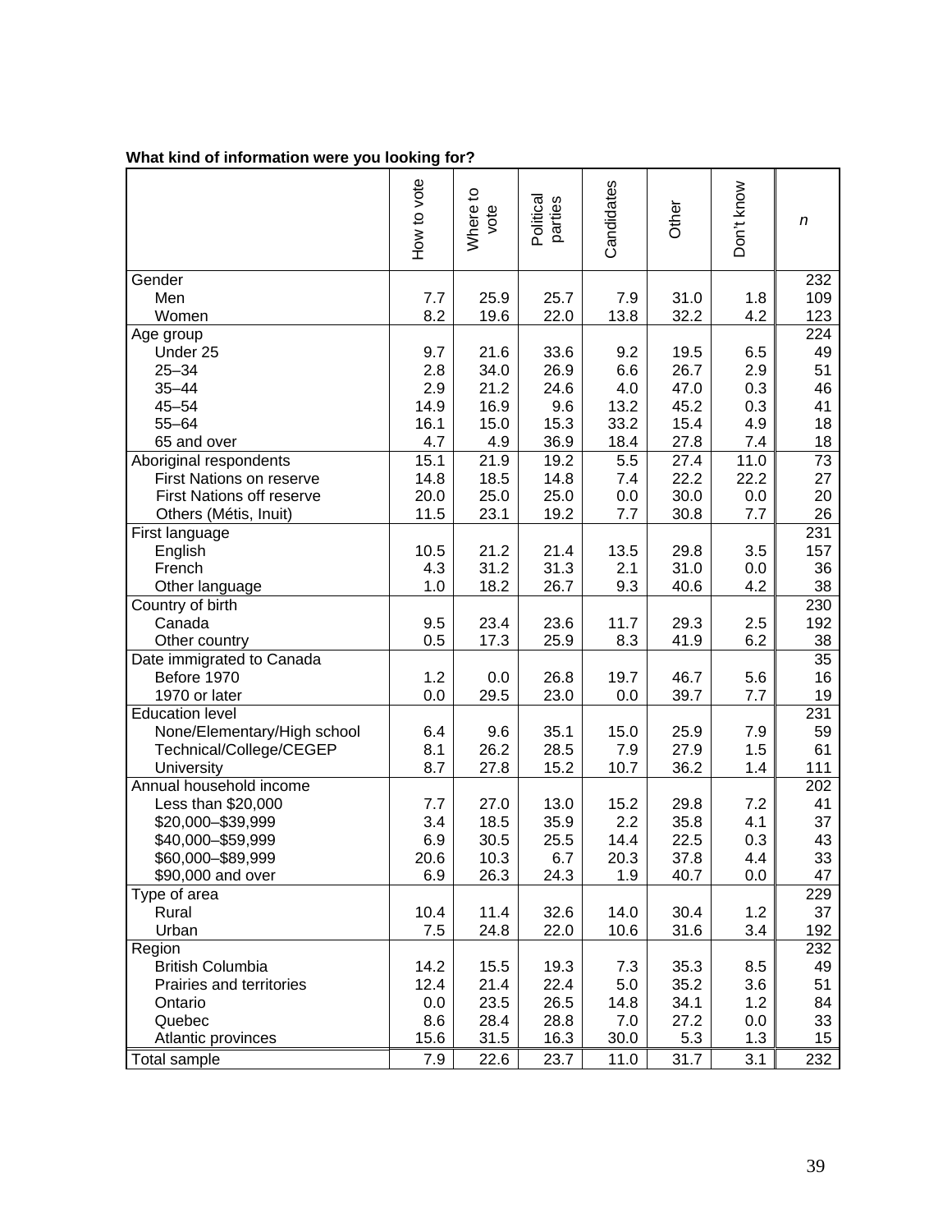**What kind of information were you looking for?**

| | How to vote | Where to vote | Political parties | Candidates | Other | Don't know | *n* |
|---|---|---|---|---|---|---|---|
| Gender | | | | | | | 232 |
| Men | 7.7 | 25.9 | 25.7 | 7.9 | 31.0 | 1.8 | 109 |
| Women | 8.2 | 19.6 | 22.0 | 13.8 | 32.2 | 4.2 | 123 |
| Age group | | | | | | | 224 |
| Under 25 | 9.7 | 21.6 | 33.6 | 9.2 | 19.5 | 6.5 | 49 |
| 25–34 | 2.8 | 34.0 | 26.9 | 6.6 | 26.7 | 2.9 | 51 |
| 35–44 | 2.9 | 21.2 | 24.6 | 4.0 | 47.0 | 0.3 | 46 |
| 45–54 | 14.9 | 16.9 | 9.6 | 13.2 | 45.2 | 0.3 | 41 |
| 55–64 | 16.1 | 15.0 | 15.3 | 33.2 | 15.4 | 4.9 | 18 |
| 65 and over | 4.7 | 4.9 | 36.9 | 18.4 | 27.8 | 7.4 | 18 |
| Aboriginal respondents | 15.1 | 21.9 | 19.2 | 5.5 | 27.4 | 11.0 | 73 |
| First Nations on reserve | 14.8 | 18.5 | 14.8 | 7.4 | 22.2 | 22.2 | 27 |
| First Nations off reserve | 20.0 | 25.0 | 25.0 | 0.0 | 30.0 | 0.0 | 20 |
| Others (Métis, Inuit) | 11.5 | 23.1 | 19.2 | 7.7 | 30.8 | 7.7 | 26 |
| First language | | | | | | | 231 |
| English | 10.5 | 21.2 | 21.4 | 13.5 | 29.8 | 3.5 | 157 |
| French | 4.3 | 31.2 | 31.3 | 2.1 | 31.0 | 0.0 | 36 |
| Other language | 1.0 | 18.2 | 26.7 | 9.3 | 40.6 | 4.2 | 38 |
| Country of birth | | | | | | | 230 |
| Canada | 9.5 | 23.4 | 23.6 | 11.7 | 29.3 | 2.5 | 192 |
| Other country | 0.5 | 17.3 | 25.9 | 8.3 | 41.9 | 6.2 | 38 |
| Date immigrated to Canada | | | | | | | 35 |
| Before 1970 | 1.2 | 0.0 | 26.8 | 19.7 | 46.7 | 5.6 | 16 |
| 1970 or later | 0.0 | 29.5 | 23.0 | 0.0 | 39.7 | 7.7 | 19 |
| Education level | | | | | | | 231 |
| None/Elementary/High school | 6.4 | 9.6 | 35.1 | 15.0 | 25.9 | 7.9 | 59 |
| Technical/College/CEGEP | 8.1 | 26.2 | 28.5 | 7.9 | 27.9 | 1.5 | 61 |
| University | 8.7 | 27.8 | 15.2 | 10.7 | 36.2 | 1.4 | 111 |
| Annual household income | | | | | | | 202 |
| Less than $20,000 | 7.7 | 27.0 | 13.0 | 15.2 | 29.8 | 7.2 | 41 |
| $20,000–$39,999 | 3.4 | 18.5 | 35.9 | 2.2 | 35.8 | 4.1 | 37 |
| $40,000–$59,999 | 6.9 | 30.5 | 25.5 | 14.4 | 22.5 | 0.3 | 43 |
| $60,000–$89,999 | 20.6 | 10.3 | 6.7 | 20.3 | 37.8 | 4.4 | 33 |
| $90,000 and over | 6.9 | 26.3 | 24.3 | 1.9 | 40.7 | 0.0 | 47 |
| Type of area | | | | | | | 229 |
| Rural | 10.4 | 11.4 | 32.6 | 14.0 | 30.4 | 1.2 | 37 |
| Urban | 7.5 | 24.8 | 22.0 | 10.6 | 31.6 | 3.4 | 192 |
| Region | | | | | | | 232 |
| British Columbia | 14.2 | 15.5 | 19.3 | 7.3 | 35.3 | 8.5 | 49 |
| Prairies and territories | 12.4 | 21.4 | 22.4 | 5.0 | 35.2 | 3.6 | 51 |
| Ontario | 0.0 | 23.5 | 26.5 | 14.8 | 34.1 | 1.2 | 84 |
| Quebec | 8.6 | 28.4 | 28.8 | 7.0 | 27.2 | 0.0 | 33 |
| Atlantic provinces | 15.6 | 31.5 | 16.3 | 30.0 | 5.3 | 1.3 | 15 |
| Total sample | 7.9 | 22.6 | 23.7 | 11.0 | 31.7 | 3.1 | 232 |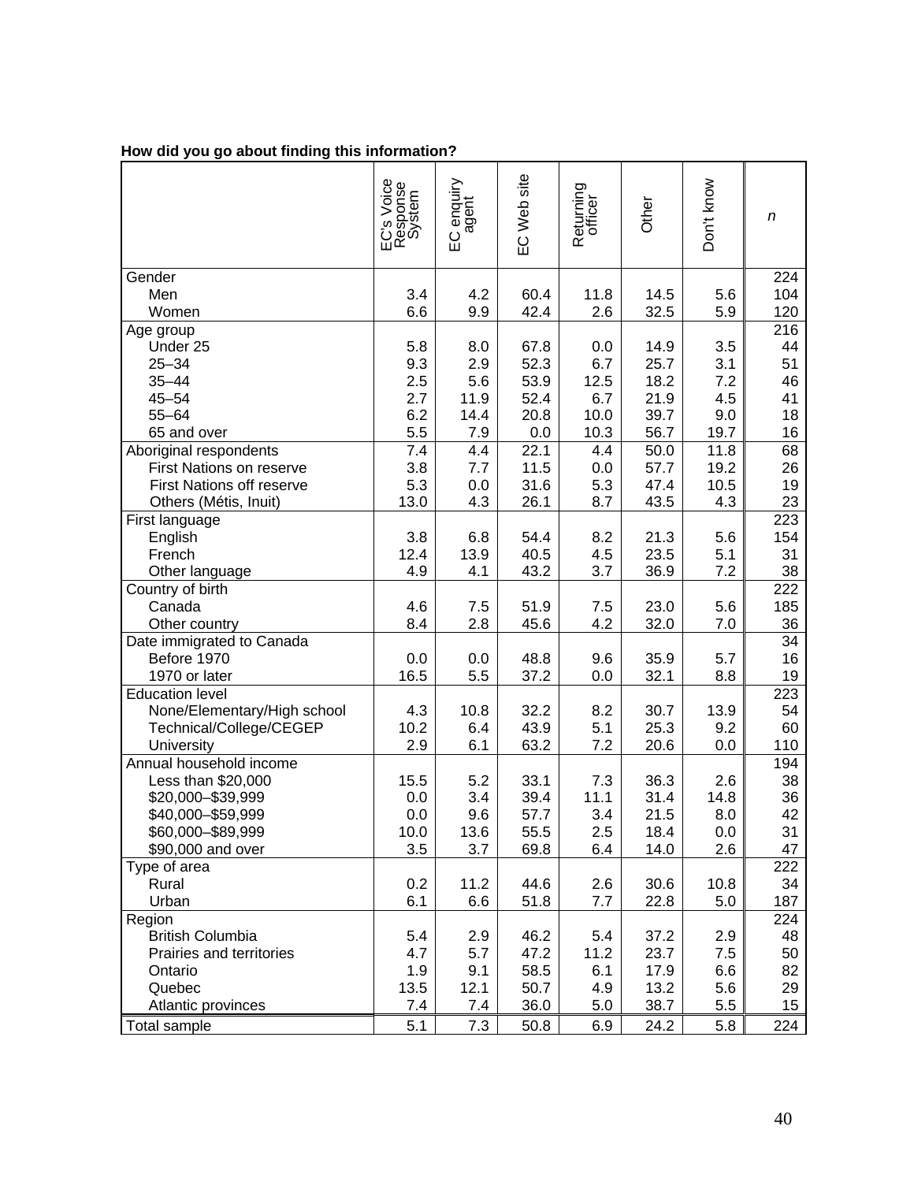**How did you go about finding this information?**

| | EC's Voice Response System | EC enquiry agent | EC Web site | Returning officer | Other | Don't know | *n* |
|---|---|---|---|---|---|---|---|
| Gender | | | | | | | 224 |
| Men | 3.4 | 4.2 | 60.4 | 11.8 | 14.5 | 5.6 | 104 |
| Women | 6.6 | 9.9 | 42.4 | 2.6 | 32.5 | 5.9 | 120 |
| Age group | | | | | | | 216 |
| Under 25 | 5.8 | 8.0 | 67.8 | 0.0 | 14.9 | 3.5 | 44 |
| 25–34 | 9.3 | 2.9 | 52.3 | 6.7 | 25.7 | 3.1 | 51 |
| 35–44 | 2.5 | 5.6 | 53.9 | 12.5 | 18.2 | 7.2 | 46 |
| 45–54 | 2.7 | 11.9 | 52.4 | 6.7 | 21.9 | 4.5 | 41 |
| 55–64 | 6.2 | 14.4 | 20.8 | 10.0 | 39.7 | 9.0 | 18 |
| 65 and over | 5.5 | 7.9 | 0.0 | 10.3 | 56.7 | 19.7 | 16 |
| Aboriginal respondents | 7.4 | 4.4 | 22.1 | 4.4 | 50.0 | 11.8 | 68 |
| First Nations on reserve | 3.8 | 7.7 | 11.5 | 0.0 | 57.7 | 19.2 | 26 |
| First Nations off reserve | 5.3 | 0.0 | 31.6 | 5.3 | 47.4 | 10.5 | 19 |
| Others (Métis, Inuit) | 13.0 | 4.3 | 26.1 | 8.7 | 43.5 | 4.3 | 23 |
| First language | | | | | | | 223 |
| English | 3.8 | 6.8 | 54.4 | 8.2 | 21.3 | 5.6 | 154 |
| French | 12.4 | 13.9 | 40.5 | 4.5 | 23.5 | 5.1 | 31 |
| Other language | 4.9 | 4.1 | 43.2 | 3.7 | 36.9 | 7.2 | 38 |
| Country of birth | | | | | | | 222 |
| Canada | 4.6 | 7.5 | 51.9 | 7.5 | 23.0 | 5.6 | 185 |
| Other country | 8.4 | 2.8 | 45.6 | 4.2 | 32.0 | 7.0 | 36 |
| Date immigrated to Canada | | | | | | | 34 |
| Before 1970 | 0.0 | 0.0 | 48.8 | 9.6 | 35.9 | 5.7 | 16 |
| 1970 or later | 16.5 | 5.5 | 37.2 | 0.0 | 32.1 | 8.8 | 19 |
| Education level | | | | | | | 223 |
| None/Elementary/High school | 4.3 | 10.8 | 32.2 | 8.2 | 30.7 | 13.9 | 54 |
| Technical/College/CEGEP | 10.2 | 6.4 | 43.9 | 5.1 | 25.3 | 9.2 | 60 |
| University | 2.9 | 6.1 | 63.2 | 7.2 | 20.6 | 0.0 | 110 |
| Annual household income | | | | | | | 194 |
| Less than $20,000 | 15.5 | 5.2 | 33.1 | 7.3 | 36.3 | 2.6 | 38 |
| $20,000–$39,999 | 0.0 | 3.4 | 39.4 | 11.1 | 31.4 | 14.8 | 36 |
| $40,000–$59,999 | 0.0 | 9.6 | 57.7 | 3.4 | 21.5 | 8.0 | 42 |
| $60,000–$89,999 | 10.0 | 13.6 | 55.5 | 2.5 | 18.4 | 0.0 | 31 |
| $90,000 and over | 3.5 | 3.7 | 69.8 | 6.4 | 14.0 | 2.6 | 47 |
| Type of area | | | | | | | 222 |
| Rural | 0.2 | 11.2 | 44.6 | 2.6 | 30.6 | 10.8 | 34 |
| Urban | 6.1 | 6.6 | 51.8 | 7.7 | 22.8 | 5.0 | 187 |
| Region | | | | | | | 224 |
| British Columbia | 5.4 | 2.9 | 46.2 | 5.4 | 37.2 | 2.9 | 48 |
| Prairies and territories | 4.7 | 5.7 | 47.2 | 11.2 | 23.7 | 7.5 | 50 |
| Ontario | 1.9 | 9.1 | 58.5 | 6.1 | 17.9 | 6.6 | 82 |
| Quebec | 13.5 | 12.1 | 50.7 | 4.9 | 13.2 | 5.6 | 29 |
| Atlantic provinces | 7.4 | 7.4 | 36.0 | 5.0 | 38.7 | 5.5 | 15 |
| Total sample | 5.1 | 7.3 | 50.8 | 6.9 | 24.2 | 5.8 | 224 |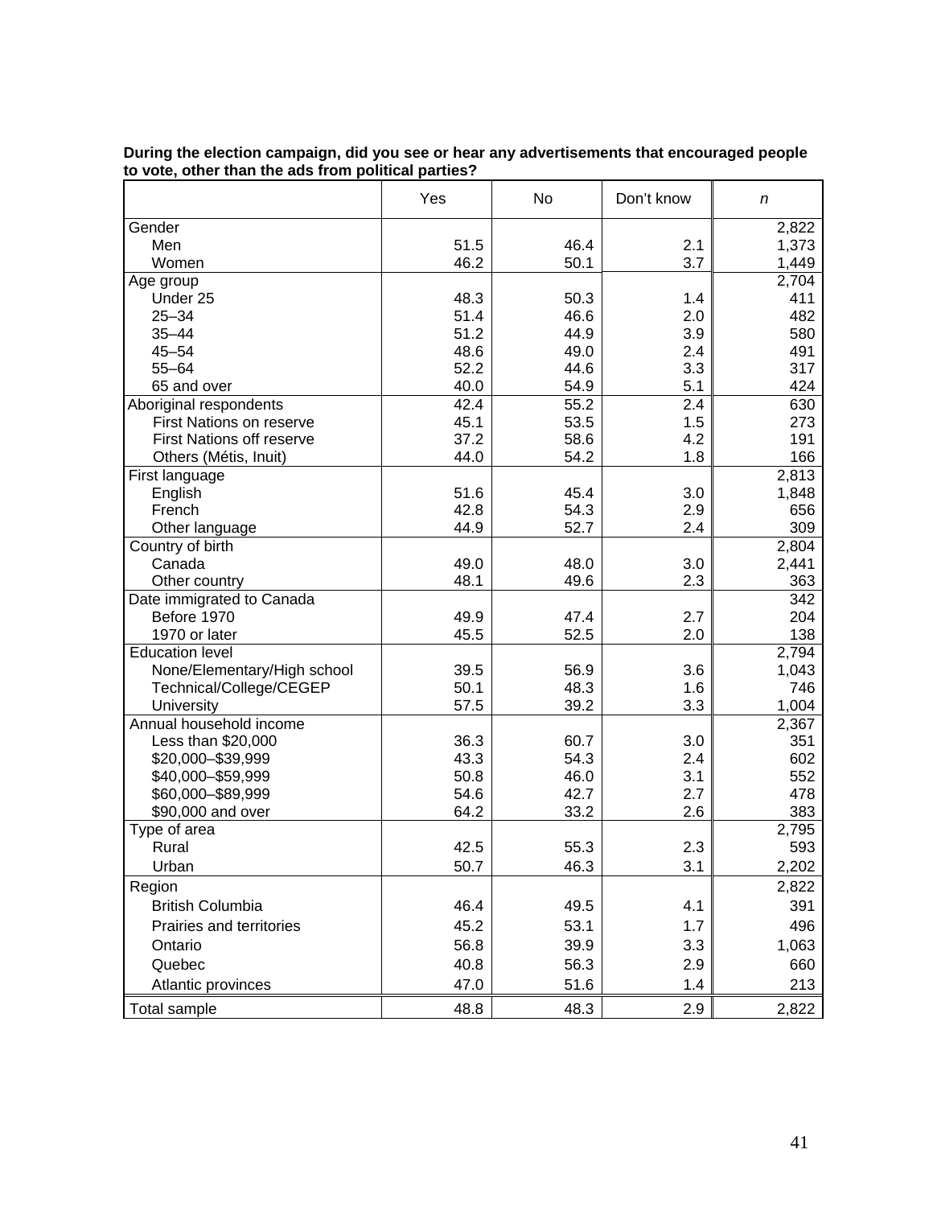**During the election campaign, did you see or hear any advertisements that encouraged people to vote, other than the ads from political parties?**

| | Yes | No | Don't know | *n* |
|---|---|---|---|---|
| Gender | | | | 2,822 |
| Men | 51.5 | 46.4 | 2.1 | 1,373 |
| Women | 46.2 | 50.1 | 3.7 | 1,449 |
| Age group | | | | 2,704 |
| Under 25 | 48.3 | 50.3 | 1.4 | 411 |
| 25–34 | 51.4 | 46.6 | 2.0 | 482 |
| 35–44 | 51.2 | 44.9 | 3.9 | 580 |
| 45–54 | 48.6 | 49.0 | 2.4 | 491 |
| 55–64 | 52.2 | 44.6 | 3.3 | 317 |
| 65 and over | 40.0 | 54.9 | 5.1 | 424 |
| Aboriginal respondents | 42.4 | 55.2 | 2.4 | 630 |
| First Nations on reserve | 45.1 | 53.5 | 1.5 | 273 |
| First Nations off reserve | 37.2 | 58.6 | 4.2 | 191 |
| Others (Métis, Inuit) | 44.0 | 54.2 | 1.8 | 166 |
| First language | | | | 2,813 |
| English | 51.6 | 45.4 | 3.0 | 1,848 |
| French | 42.8 | 54.3 | 2.9 | 656 |
| Other language | 44.9 | 52.7 | 2.4 | 309 |
| Country of birth | | | | 2,804 |
| Canada | 49.0 | 48.0 | 3.0 | 2,441 |
| Other country | 48.1 | 49.6 | 2.3 | 363 |
| Date immigrated to Canada | | | | 342 |
| Before 1970 | 49.9 | 47.4 | 2.7 | 204 |
| 1970 or later | 45.5 | 52.5 | 2.0 | 138 |
| Education level | | | | 2,794 |
| None/Elementary/High school | 39.5 | 56.9 | 3.6 | 1,043 |
| Technical/College/CEGEP | 50.1 | 48.3 | 1.6 | 746 |
| University | 57.5 | 39.2 | 3.3 | 1,004 |
| Annual household income | | | | 2,367 |
| Less than $20,000 | 36.3 | 60.7 | 3.0 | 351 |
| $20,000–$39,999 | 43.3 | 54.3 | 2.4 | 602 |
| $40,000–$59,999 | 50.8 | 46.0 | 3.1 | 552 |
| $60,000–$89,999 | 54.6 | 42.7 | 2.7 | 478 |
| $90,000 and over | 64.2 | 33.2 | 2.6 | 383 |
| Type of area | | | | 2,795 |
| Rural | 42.5 | 55.3 | 2.3 | 593 |
| Urban | 50.7 | 46.3 | 3.1 | 2,202 |
| Region | | | | 2,822 |
| British Columbia | 46.4 | 49.5 | 4.1 | 391 |
| Prairies and territories | 45.2 | 53.1 | 1.7 | 496 |
| Ontario | 56.8 | 39.9 | 3.3 | 1,063 |
| Quebec | 40.8 | 56.3 | 2.9 | 660 |
| Atlantic provinces | 47.0 | 51.6 | 1.4 | 213 |
| Total sample | 48.8 | 48.3 | 2.9 | 2,822 |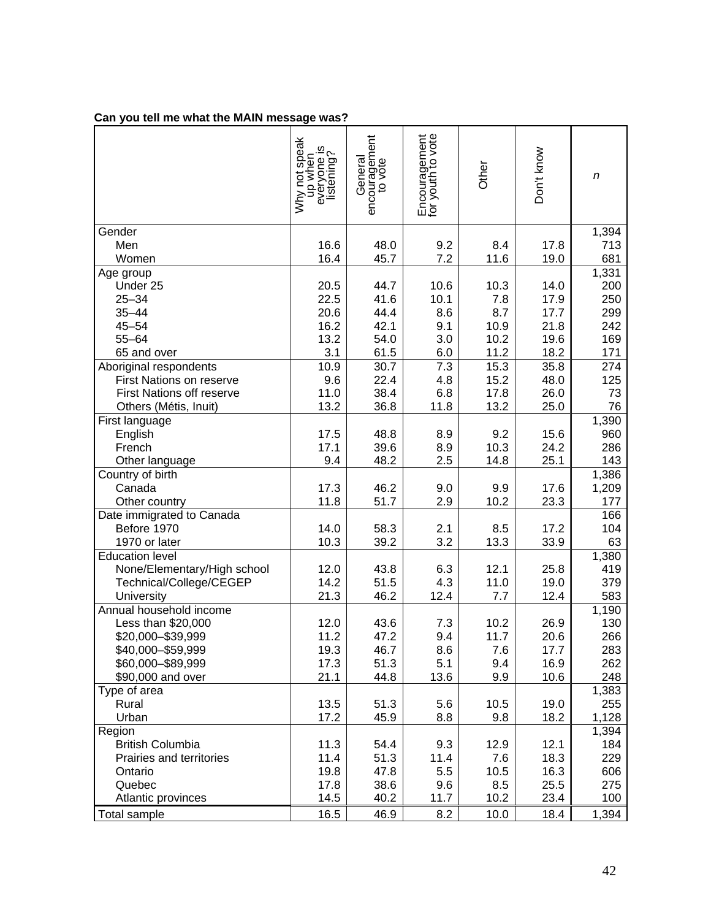**Can you tell me what the MAIN message was?**

| | Why not speak up when everyone is listening? | General encouragement to vote | Encouragement for youth to vote | Other | Don't know | *n* |
|---|---|---|---|---|---|---|
| Gender | | | | | | 1,394 |
| Men | 16.6 | 48.0 | 9.2 | 8.4 | 17.8 | 713 |
| Women | 16.4 | 45.7 | 7.2 | 11.6 | 19.0 | 681 |
| Age group | | | | | | 1,331 |
| Under 25 | 20.5 | 44.7 | 10.6 | 10.3 | 14.0 | 200 |
| 25–34 | 22.5 | 41.6 | 10.1 | 7.8 | 17.9 | 250 |
| 35–44 | 20.6 | 44.4 | 8.6 | 8.7 | 17.7 | 299 |
| 45–54 | 16.2 | 42.1 | 9.1 | 10.9 | 21.8 | 242 |
| 55–64 | 13.2 | 54.0 | 3.0 | 10.2 | 19.6 | 169 |
| 65 and over | 3.1 | 61.5 | 6.0 | 11.2 | 18.2 | 171 |
| Aboriginal respondents | 10.9 | 30.7 | 7.3 | 15.3 | 35.8 | 274 |
| First Nations on reserve | 9.6 | 22.4 | 4.8 | 15.2 | 48.0 | 125 |
| First Nations off reserve | 11.0 | 38.4 | 6.8 | 17.8 | 26.0 | 73 |
| Others (Métis, Inuit) | 13.2 | 36.8 | 11.8 | 13.2 | 25.0 | 76 |
| First language | | | | | | 1,390 |
| English | 17.5 | 48.8 | 8.9 | 9.2 | 15.6 | 960 |
| French | 17.1 | 39.6 | 8.9 | 10.3 | 24.2 | 286 |
| Other language | 9.4 | 48.2 | 2.5 | 14.8 | 25.1 | 143 |
| Country of birth | | | | | | 1,386 |
| Canada | 17.3 | 46.2 | 9.0 | 9.9 | 17.6 | 1,209 |
| Other country | 11.8 | 51.7 | 2.9 | 10.2 | 23.3 | 177 |
| Date immigrated to Canada | | | | | | 166 |
| Before 1970 | 14.0 | 58.3 | 2.1 | 8.5 | 17.2 | 104 |
| 1970 or later | 10.3 | 39.2 | 3.2 | 13.3 | 33.9 | 63 |
| Education level | | | | | | 1,380 |
| None/Elementary/High school | 12.0 | 43.8 | 6.3 | 12.1 | 25.8 | 419 |
| Technical/College/CEGEP | 14.2 | 51.5 | 4.3 | 11.0 | 19.0 | 379 |
| University | 21.3 | 46.2 | 12.4 | 7.7 | 12.4 | 583 |
| Annual household income | | | | | | 1,190 |
| Less than $20,000 | 12.0 | 43.6 | 7.3 | 10.2 | 26.9 | 130 |
| $20,000–$39,999 | 11.2 | 47.2 | 9.4 | 11.7 | 20.6 | 266 |
| $40,000–$59,999 | 19.3 | 46.7 | 8.6 | 7.6 | 17.7 | 283 |
| $60,000–$89,999 | 17.3 | 51.3 | 5.1 | 9.4 | 16.9 | 262 |
| $90,000 and over | 21.1 | 44.8 | 13.6 | 9.9 | 10.6 | 248 |
| Type of area | | | | | | 1,383 |
| Rural | 13.5 | 51.3 | 5.6 | 10.5 | 19.0 | 255 |
| Urban | 17.2 | 45.9 | 8.8 | 9.8 | 18.2 | 1,128 |
| Region | | | | | | 1,394 |
| British Columbia | 11.3 | 54.4 | 9.3 | 12.9 | 12.1 | 184 |
| Prairies and territories | 11.4 | 51.3 | 11.4 | 7.6 | 18.3 | 229 |
| Ontario | 19.8 | 47.8 | 5.5 | 10.5 | 16.3 | 606 |
| Quebec | 17.8 | 38.6 | 9.6 | 8.5 | 25.5 | 275 |
| Atlantic provinces | 14.5 | 40.2 | 11.7 | 10.2 | 23.4 | 100 |
| Total sample | 16.5 | 46.9 | 8.2 | 10.0 | 18.4 | 1,394 |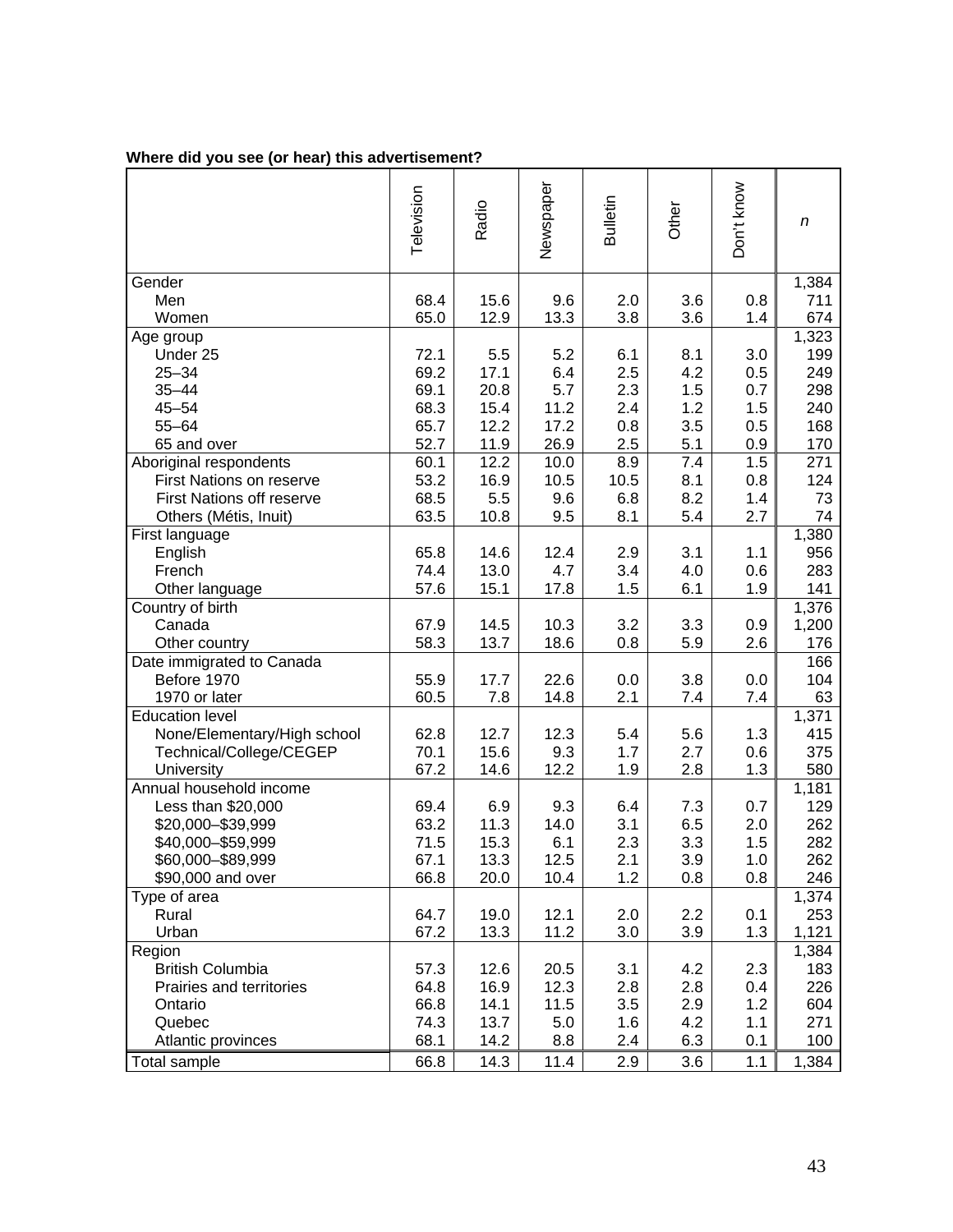**Where did you see (or hear) this advertisement?**

| | Television | Radio | Newspaper | Bulletin | Other | Don't know | *n* |
|---|---|---|---|---|---|---|---|
| Gender | | | | | | | 1,384 |
| Men | 68.4 | 15.6 | 9.6 | 2.0 | 3.6 | 0.8 | 711 |
| Women | 65.0 | 12.9 | 13.3 | 3.8 | 3.6 | 1.4 | 674 |
| Age group | | | | | | | 1,323 |
| Under 25 | 72.1 | 5.5 | 5.2 | 6.1 | 8.1 | 3.0 | 199 |
| 25–34 | 69.2 | 17.1 | 6.4 | 2.5 | 4.2 | 0.5 | 249 |
| 35–44 | 69.1 | 20.8 | 5.7 | 2.3 | 1.5 | 0.7 | 298 |
| 45–54 | 68.3 | 15.4 | 11.2 | 2.4 | 1.2 | 1.5 | 240 |
| 55–64 | 65.7 | 12.2 | 17.2 | 0.8 | 3.5 | 0.5 | 168 |
| 65 and over | 52.7 | 11.9 | 26.9 | 2.5 | 5.1 | 0.9 | 170 |
| Aboriginal respondents | 60.1 | 12.2 | 10.0 | 8.9 | 7.4 | 1.5 | 271 |
| First Nations on reserve | 53.2 | 16.9 | 10.5 | 10.5 | 8.1 | 0.8 | 124 |
| First Nations off reserve | 68.5 | 5.5 | 9.6 | 6.8 | 8.2 | 1.4 | 73 |
| Others (Métis, Inuit) | 63.5 | 10.8 | 9.5 | 8.1 | 5.4 | 2.7 | 74 |
| First language | | | | | | | 1,380 |
| English | 65.8 | 14.6 | 12.4 | 2.9 | 3.1 | 1.1 | 956 |
| French | 74.4 | 13.0 | 4.7 | 3.4 | 4.0 | 0.6 | 283 |
| Other language | 57.6 | 15.1 | 17.8 | 1.5 | 6.1 | 1.9 | 141 |
| Country of birth | | | | | | | 1,376 |
| Canada | 67.9 | 14.5 | 10.3 | 3.2 | 3.3 | 0.9 | 1,200 |
| Other country | 58.3 | 13.7 | 18.6 | 0.8 | 5.9 | 2.6 | 176 |
| Date immigrated to Canada | | | | | | | 166 |
| Before 1970 | 55.9 | 17.7 | 22.6 | 0.0 | 3.8 | 0.0 | 104 |
| 1970 or later | 60.5 | 7.8 | 14.8 | 2.1 | 7.4 | 7.4 | 63 |
| Education level | | | | | | | 1,371 |
| None/Elementary/High school | 62.8 | 12.7 | 12.3 | 5.4 | 5.6 | 1.3 | 415 |
| Technical/College/CEGEP | 70.1 | 15.6 | 9.3 | 1.7 | 2.7 | 0.6 | 375 |
| University | 67.2 | 14.6 | 12.2 | 1.9 | 2.8 | 1.3 | 580 |
| Annual household income | | | | | | | 1,181 |
| Less than $20,000 | 69.4 | 6.9 | 9.3 | 6.4 | 7.3 | 0.7 | 129 |
| $20,000–$39,999 | 63.2 | 11.3 | 14.0 | 3.1 | 6.5 | 2.0 | 262 |
| $40,000–$59,999 | 71.5 | 15.3 | 6.1 | 2.3 | 3.3 | 1.5 | 282 |
| $60,000–$89,999 | 67.1 | 13.3 | 12.5 | 2.1 | 3.9 | 1.0 | 262 |
| $90,000 and over | 66.8 | 20.0 | 10.4 | 1.2 | 0.8 | 0.8 | 246 |
| Type of area | | | | | | | 1,374 |
| Rural | 64.7 | 19.0 | 12.1 | 2.0 | 2.2 | 0.1 | 253 |
| Urban | 67.2 | 13.3 | 11.2 | 3.0 | 3.9 | 1.3 | 1,121 |
| Region | | | | | | | 1,384 |
| British Columbia | 57.3 | 12.6 | 20.5 | 3.1 | 4.2 | 2.3 | 183 |
| Prairies and territories | 64.8 | 16.9 | 12.3 | 2.8 | 2.8 | 0.4 | 226 |
| Ontario | 66.8 | 14.1 | 11.5 | 3.5 | 2.9 | 1.2 | 604 |
| Quebec | 74.3 | 13.7 | 5.0 | 1.6 | 4.2 | 1.1 | 271 |
| Atlantic provinces | 68.1 | 14.2 | 8.8 | 2.4 | 6.3 | 0.1 | 100 |
| Total sample | 66.8 | 14.3 | 11.4 | 2.9 | 3.6 | 1.1 | 1,384 |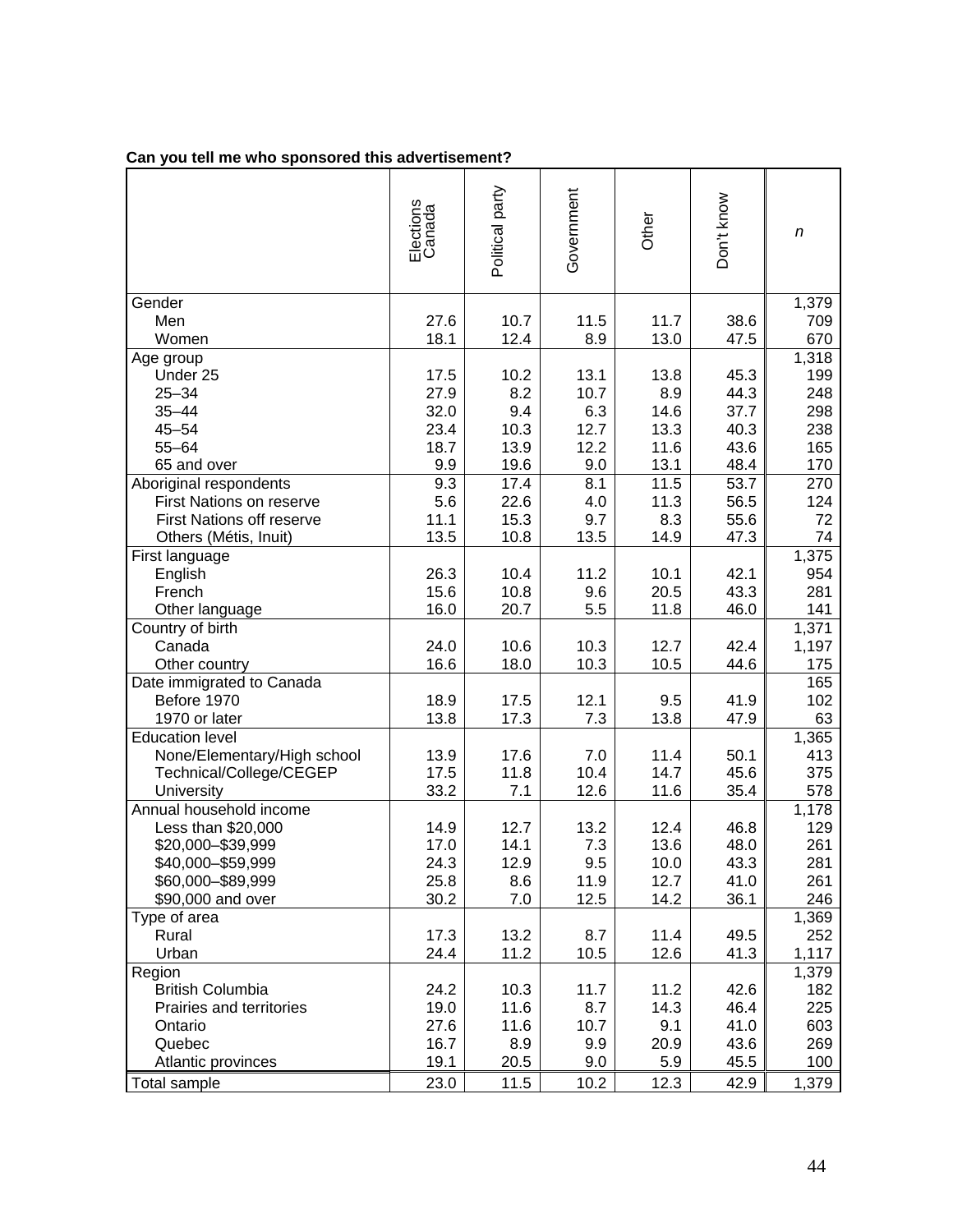**Can you tell me who sponsored this advertisement?**

| | Elections Canada | Political party | Government | Other | Don't know | *n* |
|---|---|---|---|---|---|---|
| Gender | | | | | | 1,379 |
| Men | 27.6 | 10.7 | 11.5 | 11.7 | 38.6 | 709 |
| Women | 18.1 | 12.4 | 8.9 | 13.0 | 47.5 | 670 |
| Age group | | | | | | 1,318 |
| Under 25 | 17.5 | 10.2 | 13.1 | 13.8 | 45.3 | 199 |
| 25–34 | 27.9 | 8.2 | 10.7 | 8.9 | 44.3 | 248 |
| 35–44 | 32.0 | 9.4 | 6.3 | 14.6 | 37.7 | 298 |
| 45–54 | 23.4 | 10.3 | 12.7 | 13.3 | 40.3 | 238 |
| 55–64 | 18.7 | 13.9 | 12.2 | 11.6 | 43.6 | 165 |
| 65 and over | 9.9 | 19.6 | 9.0 | 13.1 | 48.4 | 170 |
| Aboriginal respondents | 9.3 | 17.4 | 8.1 | 11.5 | 53.7 | 270 |
| First Nations on reserve | 5.6 | 22.6 | 4.0 | 11.3 | 56.5 | 124 |
| First Nations off reserve | 11.1 | 15.3 | 9.7 | 8.3 | 55.6 | 72 |
| Others (Métis, Inuit) | 13.5 | 10.8 | 13.5 | 14.9 | 47.3 | 74 |
| First language | | | | | | 1,375 |
| English | 26.3 | 10.4 | 11.2 | 10.1 | 42.1 | 954 |
| French | 15.6 | 10.8 | 9.6 | 20.5 | 43.3 | 281 |
| Other language | 16.0 | 20.7 | 5.5 | 11.8 | 46.0 | 141 |
| Country of birth | | | | | | 1,371 |
| Canada | 24.0 | 10.6 | 10.3 | 12.7 | 42.4 | 1,197 |
| Other country | 16.6 | 18.0 | 10.3 | 10.5 | 44.6 | 175 |
| Date immigrated to Canada | | | | | | 165 |
| Before 1970 | 18.9 | 17.5 | 12.1 | 9.5 | 41.9 | 102 |
| 1970 or later | 13.8 | 17.3 | 7.3 | 13.8 | 47.9 | 63 |
| Education level | | | | | | 1,365 |
| None/Elementary/High school | 13.9 | 17.6 | 7.0 | 11.4 | 50.1 | 413 |
| Technical/College/CEGEP | 17.5 | 11.8 | 10.4 | 14.7 | 45.6 | 375 |
| University | 33.2 | 7.1 | 12.6 | 11.6 | 35.4 | 578 |
| Annual household income | | | | | | 1,178 |
| Less than $20,000 | 14.9 | 12.7 | 13.2 | 12.4 | 46.8 | 129 |
| $20,000–$39,999 | 17.0 | 14.1 | 7.3 | 13.6 | 48.0 | 261 |
| $40,000–$59,999 | 24.3 | 12.9 | 9.5 | 10.0 | 43.3 | 281 |
| $60,000–$89,999 | 25.8 | 8.6 | 11.9 | 12.7 | 41.0 | 261 |
| $90,000 and over | 30.2 | 7.0 | 12.5 | 14.2 | 36.1 | 246 |
| Type of area | | | | | | 1,369 |
| Rural | 17.3 | 13.2 | 8.7 | 11.4 | 49.5 | 252 |
| Urban | 24.4 | 11.2 | 10.5 | 12.6 | 41.3 | 1,117 |
| Region | | | | | | 1,379 |
| British Columbia | 24.2 | 10.3 | 11.7 | 11.2 | 42.6 | 182 |
| Prairies and territories | 19.0 | 11.6 | 8.7 | 14.3 | 46.4 | 225 |
| Ontario | 27.6 | 11.6 | 10.7 | 9.1 | 41.0 | 603 |
| Quebec | 16.7 | 8.9 | 9.9 | 20.9 | 43.6 | 269 |
| Atlantic provinces | 19.1 | 20.5 | 9.0 | 5.9 | 45.5 | 100 |
| Total sample | 23.0 | 11.5 | 10.2 | 12.3 | 42.9 | 1,379 |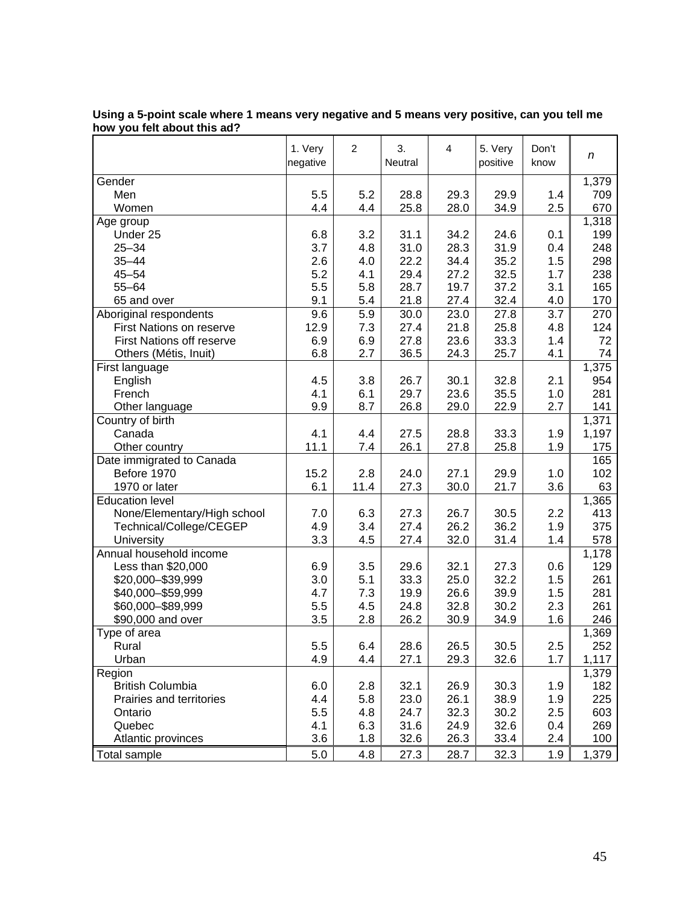**Using a 5-point scale where 1 means very negative and 5 means very positive, can you tell me how you felt about this ad?**

| | 1. Very negative | 2 | 3. Neutral | 4 | 5. Very positive | Don't know | *n* |
|---|---|---|---|---|---|---|---|
| Gender | | | | | | | 1,379 |
| Men | 5.5 | 5.2 | 28.8 | 29.3 | 29.9 | 1.4 | 709 |
| Women | 4.4 | 4.4 | 25.8 | 28.0 | 34.9 | 2.5 | 670 |
| Age group | | | | | | | 1,318 |
| Under 25 | 6.8 | 3.2 | 31.1 | 34.2 | 24.6 | 0.1 | 199 |
| 25–34 | 3.7 | 4.8 | 31.0 | 28.3 | 31.9 | 0.4 | 248 |
| 35–44 | 2.6 | 4.0 | 22.2 | 34.4 | 35.2 | 1.5 | 298 |
| 45–54 | 5.2 | 4.1 | 29.4 | 27.2 | 32.5 | 1.7 | 238 |
| 55–64 | 5.5 | 5.8 | 28.7 | 19.7 | 37.2 | 3.1 | 165 |
| 65 and over | 9.1 | 5.4 | 21.8 | 27.4 | 32.4 | 4.0 | 170 |
| Aboriginal respondents | 9.6 | 5.9 | 30.0 | 23.0 | 27.8 | 3.7 | 270 |
| First Nations on reserve | 12.9 | 7.3 | 27.4 | 21.8 | 25.8 | 4.8 | 124 |
| First Nations off reserve | 6.9 | 6.9 | 27.8 | 23.6 | 33.3 | 1.4 | 72 |
| Others (Métis, Inuit) | 6.8 | 2.7 | 36.5 | 24.3 | 25.7 | 4.1 | 74 |
| First language | | | | | | | 1,375 |
| English | 4.5 | 3.8 | 26.7 | 30.1 | 32.8 | 2.1 | 954 |
| French | 4.1 | 6.1 | 29.7 | 23.6 | 35.5 | 1.0 | 281 |
| Other language | 9.9 | 8.7 | 26.8 | 29.0 | 22.9 | 2.7 | 141 |
| Country of birth | | | | | | | 1,371 |
| Canada | 4.1 | 4.4 | 27.5 | 28.8 | 33.3 | 1.9 | 1,197 |
| Other country | 11.1 | 7.4 | 26.1 | 27.8 | 25.8 | 1.9 | 175 |
| Date immigrated to Canada | | | | | | | 165 |
| Before 1970 | 15.2 | 2.8 | 24.0 | 27.1 | 29.9 | 1.0 | 102 |
| 1970 or later | 6.1 | 11.4 | 27.3 | 30.0 | 21.7 | 3.6 | 63 |
| Education level | | | | | | | 1,365 |
| None/Elementary/High school | 7.0 | 6.3 | 27.3 | 26.7 | 30.5 | 2.2 | 413 |
| Technical/College/CEGEP | 4.9 | 3.4 | 27.4 | 26.2 | 36.2 | 1.9 | 375 |
| University | 3.3 | 4.5 | 27.4 | 32.0 | 31.4 | 1.4 | 578 |
| Annual household income | | | | | | | 1,178 |
| Less than $20,000 | 6.9 | 3.5 | 29.6 | 32.1 | 27.3 | 0.6 | 129 |
| $20,000–$39,999 | 3.0 | 5.1 | 33.3 | 25.0 | 32.2 | 1.5 | 261 |
| $40,000–$59,999 | 4.7 | 7.3 | 19.9 | 26.6 | 39.9 | 1.5 | 281 |
| $60,000–$89,999 | 5.5 | 4.5 | 24.8 | 32.8 | 30.2 | 2.3 | 261 |
| $90,000 and over | 3.5 | 2.8 | 26.2 | 30.9 | 34.9 | 1.6 | 246 |
| Type of area | | | | | | | 1,369 |
| Rural | 5.5 | 6.4 | 28.6 | 26.5 | 30.5 | 2.5 | 252 |
| Urban | 4.9 | 4.4 | 27.1 | 29.3 | 32.6 | 1.7 | 1,117 |
| Region | | | | | | | 1,379 |
| British Columbia | 6.0 | 2.8 | 32.1 | 26.9 | 30.3 | 1.9 | 182 |
| Prairies and territories | 4.4 | 5.8 | 23.0 | 26.1 | 38.9 | 1.9 | 225 |
| Ontario | 5.5 | 4.8 | 24.7 | 32.3 | 30.2 | 2.5 | 603 |
| Quebec | 4.1 | 6.3 | 31.6 | 24.9 | 32.6 | 0.4 | 269 |
| Atlantic provinces | 3.6 | 1.8 | 32.6 | 26.3 | 33.4 | 2.4 | 100 |
| Total sample | 5.0 | 4.8 | 27.3 | 28.7 | 32.3 | 1.9 | 1,379 |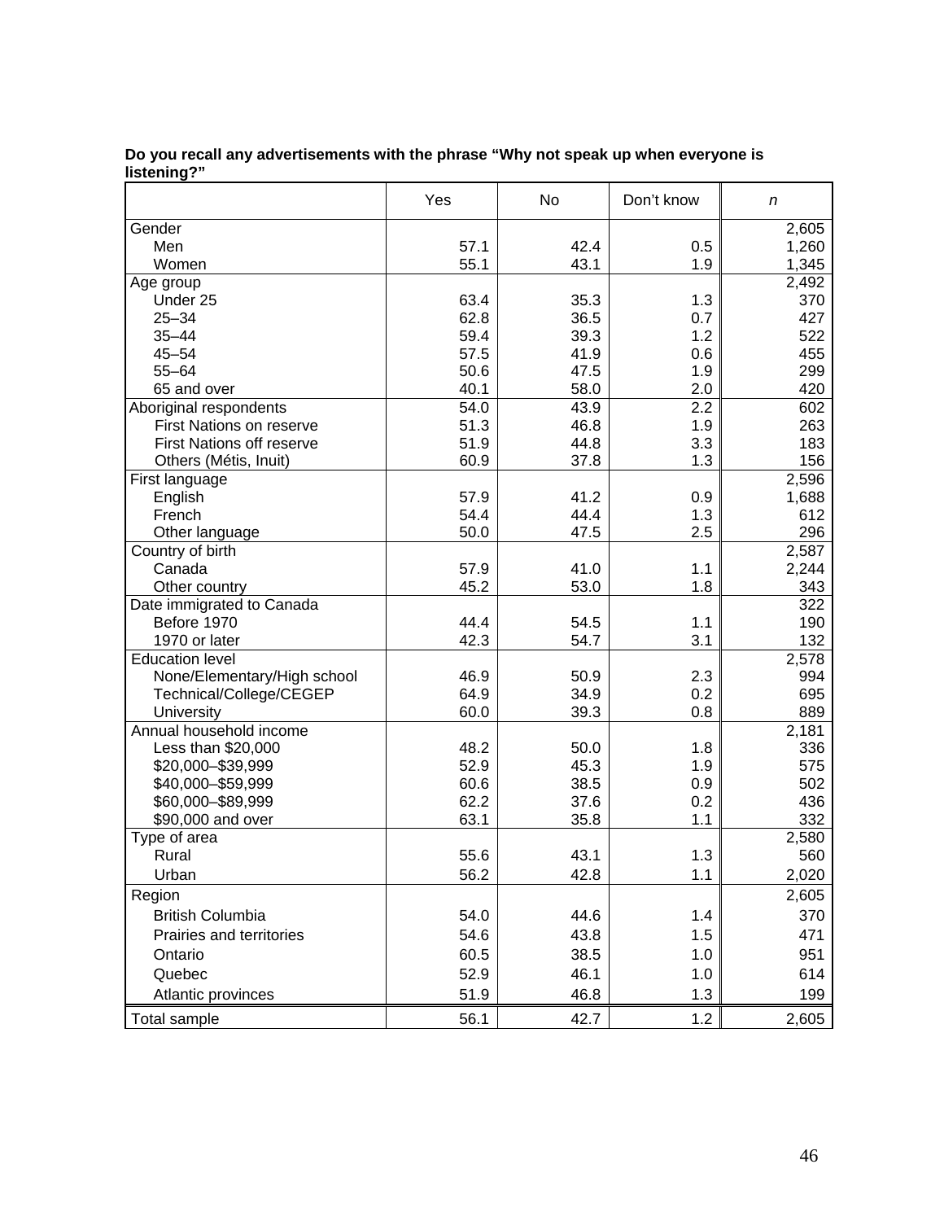**Do you recall any advertisements with the phrase "Why not speak up when everyone is listening?"**

| | Yes | No | Don't know | *n* |
|---|---|---|---|---|
| Gender | | | | 2,605 |
| Men | 57.1 | 42.4 | 0.5 | 1,260 |
| Women | 55.1 | 43.1 | 1.9 | 1,345 |
| Age group | | | | 2,492 |
| Under 25 | 63.4 | 35.3 | 1.3 | 370 |
| 25–34 | 62.8 | 36.5 | 0.7 | 427 |
| 35–44 | 59.4 | 39.3 | 1.2 | 522 |
| 45–54 | 57.5 | 41.9 | 0.6 | 455 |
| 55–64 | 50.6 | 47.5 | 1.9 | 299 |
| 65 and over | 40.1 | 58.0 | 2.0 | 420 |
| Aboriginal respondents | 54.0 | 43.9 | 2.2 | 602 |
| First Nations on reserve | 51.3 | 46.8 | 1.9 | 263 |
| First Nations off reserve | 51.9 | 44.8 | 3.3 | 183 |
| Others (Métis, Inuit) | 60.9 | 37.8 | 1.3 | 156 |
| First language | | | | 2,596 |
| English | 57.9 | 41.2 | 0.9 | 1,688 |
| French | 54.4 | 44.4 | 1.3 | 612 |
| Other language | 50.0 | 47.5 | 2.5 | 296 |
| Country of birth | | | | 2,587 |
| Canada | 57.9 | 41.0 | 1.1 | 2,244 |
| Other country | 45.2 | 53.0 | 1.8 | 343 |
| Date immigrated to Canada | | | | 322 |
| Before 1970 | 44.4 | 54.5 | 1.1 | 190 |
| 1970 or later | 42.3 | 54.7 | 3.1 | 132 |
| Education level | | | | 2,578 |
| None/Elementary/High school | 46.9 | 50.9 | 2.3 | 994 |
| Technical/College/CEGEP | 64.9 | 34.9 | 0.2 | 695 |
| University | 60.0 | 39.3 | 0.8 | 889 |
| Annual household income | | | | 2,181 |
| Less than $20,000 | 48.2 | 50.0 | 1.8 | 336 |
| $20,000–$39,999 | 52.9 | 45.3 | 1.9 | 575 |
| $40,000–$59,999 | 60.6 | 38.5 | 0.9 | 502 |
| $60,000–$89,999 | 62.2 | 37.6 | 0.2 | 436 |
| $90,000 and over | 63.1 | 35.8 | 1.1 | 332 |
| Type of area | | | | 2,580 |
| Rural | 55.6 | 43.1 | 1.3 | 560 |
| Urban | 56.2 | 42.8 | 1.1 | 2,020 |
| Region | | | | 2,605 |
| British Columbia | 54.0 | 44.6 | 1.4 | 370 |
| Prairies and territories | 54.6 | 43.8 | 1.5 | 471 |
| Ontario | 60.5 | 38.5 | 1.0 | 951 |
| Quebec | 52.9 | 46.1 | 1.0 | 614 |
| Atlantic provinces | 51.9 | 46.8 | 1.3 | 199 |
| Total sample | 56.1 | 42.7 | 1.2 | 2,605 |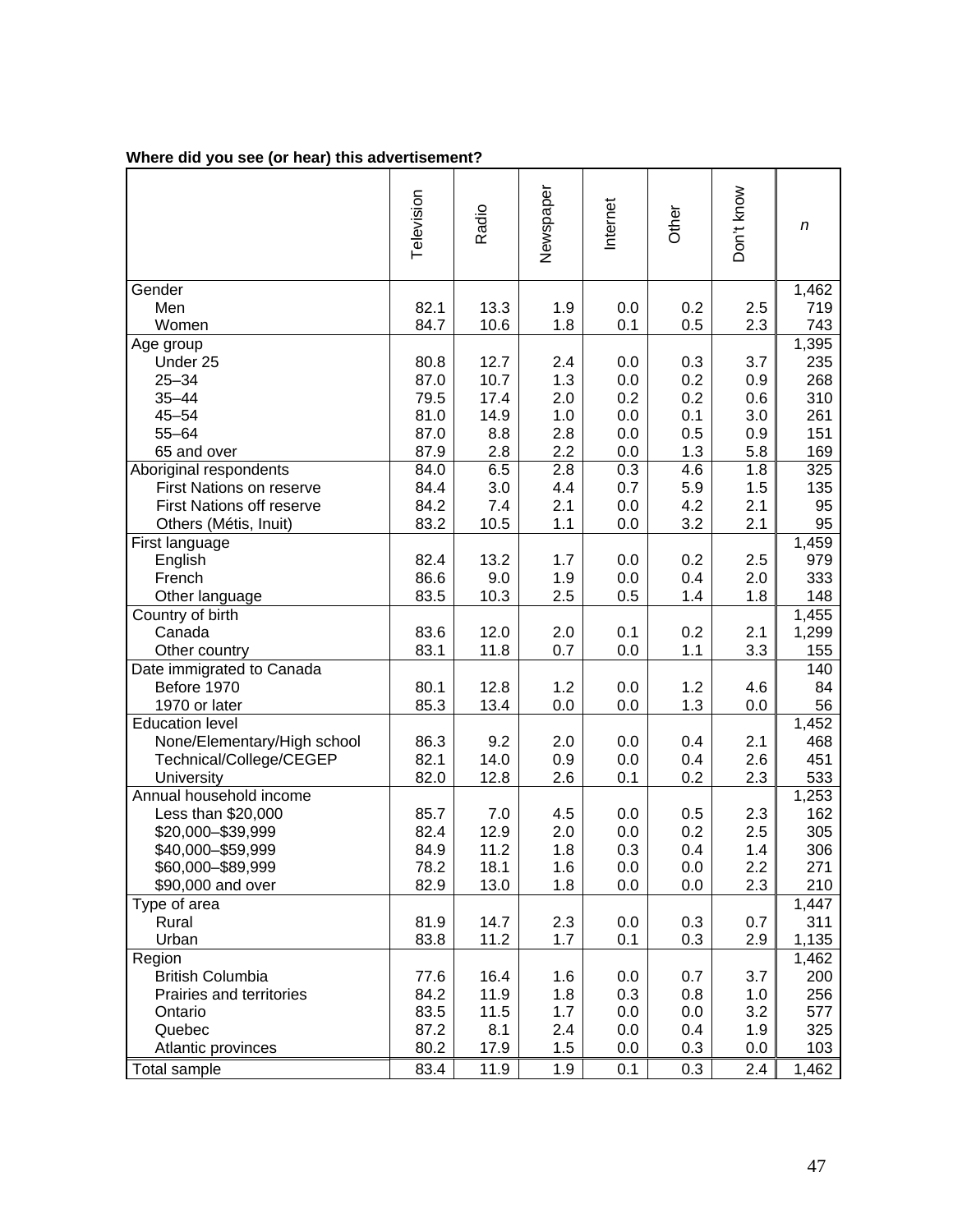**Where did you see (or hear) this advertisement?**

| | Television | Radio | Newspaper | Internet | Other | Don't know | *n* |
|---|---|---|---|---|---|---|---|
| Gender | | | | | | | 1,462 |
| Men | 82.1 | 13.3 | 1.9 | 0.0 | 0.2 | 2.5 | 719 |
| Women | 84.7 | 10.6 | 1.8 | 0.1 | 0.5 | 2.3 | 743 |
| Age group | | | | | | | 1,395 |
| Under 25 | 80.8 | 12.7 | 2.4 | 0.0 | 0.3 | 3.7 | 235 |
| 25–34 | 87.0 | 10.7 | 1.3 | 0.0 | 0.2 | 0.9 | 268 |
| 35–44 | 79.5 | 17.4 | 2.0 | 0.2 | 0.2 | 0.6 | 310 |
| 45–54 | 81.0 | 14.9 | 1.0 | 0.0 | 0.1 | 3.0 | 261 |
| 55–64 | 87.0 | 8.8 | 2.8 | 0.0 | 0.5 | 0.9 | 151 |
| 65 and over | 87.9 | 2.8 | 2.2 | 0.0 | 1.3 | 5.8 | 169 |
| Aboriginal respondents | 84.0 | 6.5 | 2.8 | 0.3 | 4.6 | 1.8 | 325 |
| First Nations on reserve | 84.4 | 3.0 | 4.4 | 0.7 | 5.9 | 1.5 | 135 |
| First Nations off reserve | 84.2 | 7.4 | 2.1 | 0.0 | 4.2 | 2.1 | 95 |
| Others (Métis, Inuit) | 83.2 | 10.5 | 1.1 | 0.0 | 3.2 | 2.1 | 95 |
| First language | | | | | | | 1,459 |
| English | 82.4 | 13.2 | 1.7 | 0.0 | 0.2 | 2.5 | 979 |
| French | 86.6 | 9.0 | 1.9 | 0.0 | 0.4 | 2.0 | 333 |
| Other language | 83.5 | 10.3 | 2.5 | 0.5 | 1.4 | 1.8 | 148 |
| Country of birth | | | | | | | 1,455 |
| Canada | 83.6 | 12.0 | 2.0 | 0.1 | 0.2 | 2.1 | 1,299 |
| Other country | 83.1 | 11.8 | 0.7 | 0.0 | 1.1 | 3.3 | 155 |
| Date immigrated to Canada | | | | | | | 140 |
| Before 1970 | 80.1 | 12.8 | 1.2 | 0.0 | 1.2 | 4.6 | 84 |
| 1970 or later | 85.3 | 13.4 | 0.0 | 0.0 | 1.3 | 0.0 | 56 |
| Education level | | | | | | | 1,452 |
| None/Elementary/High school | 86.3 | 9.2 | 2.0 | 0.0 | 0.4 | 2.1 | 468 |
| Technical/College/CEGEP | 82.1 | 14.0 | 0.9 | 0.0 | 0.4 | 2.6 | 451 |
| University | 82.0 | 12.8 | 2.6 | 0.1 | 0.2 | 2.3 | 533 |
| Annual household income | | | | | | | 1,253 |
| Less than $20,000 | 85.7 | 7.0 | 4.5 | 0.0 | 0.5 | 2.3 | 162 |
| $20,000–$39,999 | 82.4 | 12.9 | 2.0 | 0.0 | 0.2 | 2.5 | 305 |
| $40,000–$59,999 | 84.9 | 11.2 | 1.8 | 0.3 | 0.4 | 1.4 | 306 |
| $60,000–$89,999 | 78.2 | 18.1 | 1.6 | 0.0 | 0.0 | 2.2 | 271 |
| $90,000 and over | 82.9 | 13.0 | 1.8 | 0.0 | 0.0 | 2.3 | 210 |
| Type of area | | | | | | | 1,447 |
| Rural | 81.9 | 14.7 | 2.3 | 0.0 | 0.3 | 0.7 | 311 |
| Urban | 83.8 | 11.2 | 1.7 | 0.1 | 0.3 | 2.9 | 1,135 |
| Region | | | | | | | 1,462 |
| British Columbia | 77.6 | 16.4 | 1.6 | 0.0 | 0.7 | 3.7 | 200 |
| Prairies and territories | 84.2 | 11.9 | 1.8 | 0.3 | 0.8 | 1.0 | 256 |
| Ontario | 83.5 | 11.5 | 1.7 | 0.0 | 0.0 | 3.2 | 577 |
| Quebec | 87.2 | 8.1 | 2.4 | 0.0 | 0.4 | 1.9 | 325 |
| Atlantic provinces | 80.2 | 17.9 | 1.5 | 0.0 | 0.3 | 0.0 | 103 |
| Total sample | 83.4 | 11.9 | 1.9 | 0.1 | 0.3 | 2.4 | 1,462 |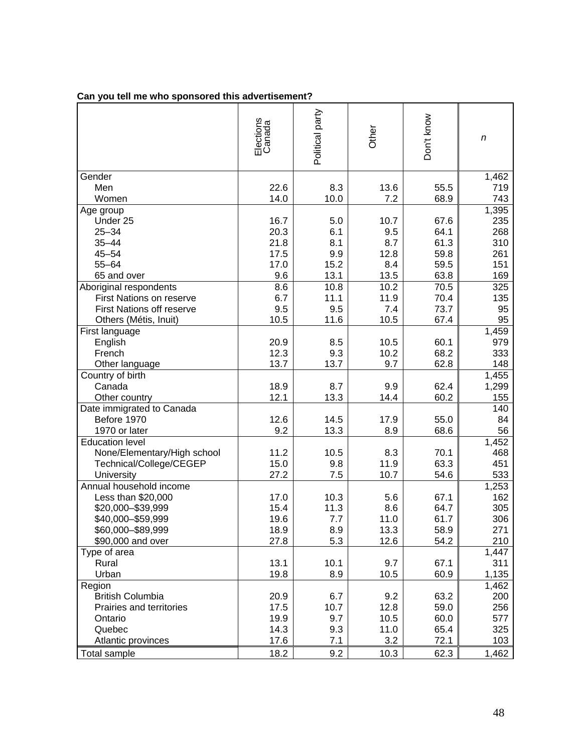**Can you tell me who sponsored this advertisement?**

| | Elections Canada | Political party | Other | Don't know | *n* |
|---|---|---|---|---|---|
| Gender | | | | | 1,462 |
| Men | 22.6 | 8.3 | 13.6 | 55.5 | 719 |
| Women | 14.0 | 10.0 | 7.2 | 68.9 | 743 |
| Age group | | | | | 1,395 |
| Under 25 | 16.7 | 5.0 | 10.7 | 67.6 | 235 |
| 25–34 | 20.3 | 6.1 | 9.5 | 64.1 | 268 |
| 35–44 | 21.8 | 8.1 | 8.7 | 61.3 | 310 |
| 45–54 | 17.5 | 9.9 | 12.8 | 59.8 | 261 |
| 55–64 | 17.0 | 15.2 | 8.4 | 59.5 | 151 |
| 65 and over | 9.6 | 13.1 | 13.5 | 63.8 | 169 |
| Aboriginal respondents | 8.6 | 10.8 | 10.2 | 70.5 | 325 |
| First Nations on reserve | 6.7 | 11.1 | 11.9 | 70.4 | 135 |
| First Nations off reserve | 9.5 | 9.5 | 7.4 | 73.7 | 95 |
| Others (Métis, Inuit) | 10.5 | 11.6 | 10.5 | 67.4 | 95 |
| First language | | | | | 1,459 |
| English | 20.9 | 8.5 | 10.5 | 60.1 | 979 |
| French | 12.3 | 9.3 | 10.2 | 68.2 | 333 |
| Other language | 13.7 | 13.7 | 9.7 | 62.8 | 148 |
| Country of birth | | | | | 1,455 |
| Canada | 18.9 | 8.7 | 9.9 | 62.4 | 1,299 |
| Other country | 12.1 | 13.3 | 14.4 | 60.2 | 155 |
| Date immigrated to Canada | | | | | 140 |
| Before 1970 | 12.6 | 14.5 | 17.9 | 55.0 | 84 |
| 1970 or later | 9.2 | 13.3 | 8.9 | 68.6 | 56 |
| Education level | | | | | 1,452 |
| None/Elementary/High school | 11.2 | 10.5 | 8.3 | 70.1 | 468 |
| Technical/College/CEGEP | 15.0 | 9.8 | 11.9 | 63.3 | 451 |
| University | 27.2 | 7.5 | 10.7 | 54.6 | 533 |
| Annual household income | | | | | 1,253 |
| Less than $20,000 | 17.0 | 10.3 | 5.6 | 67.1 | 162 |
| $20,000–$39,999 | 15.4 | 11.3 | 8.6 | 64.7 | 305 |
| $40,000–$59,999 | 19.6 | 7.7 | 11.0 | 61.7 | 306 |
| $60,000–$89,999 | 18.9 | 8.9 | 13.3 | 58.9 | 271 |
| $90,000 and over | 27.8 | 5.3 | 12.6 | 54.2 | 210 |
| Type of area | | | | | 1,447 |
| Rural | 13.1 | 10.1 | 9.7 | 67.1 | 311 |
| Urban | 19.8 | 8.9 | 10.5 | 60.9 | 1,135 |
| Region | | | | | 1,462 |
| British Columbia | 20.9 | 6.7 | 9.2 | 63.2 | 200 |
| Prairies and territories | 17.5 | 10.7 | 12.8 | 59.0 | 256 |
| Ontario | 19.9 | 9.7 | 10.5 | 60.0 | 577 |
| Quebec | 14.3 | 9.3 | 11.0 | 65.4 | 325 |
| Atlantic provinces | 17.6 | 7.1 | 3.2 | 72.1 | 103 |
| Total sample | 18.2 | 9.2 | 10.3 | 62.3 | 1,462 |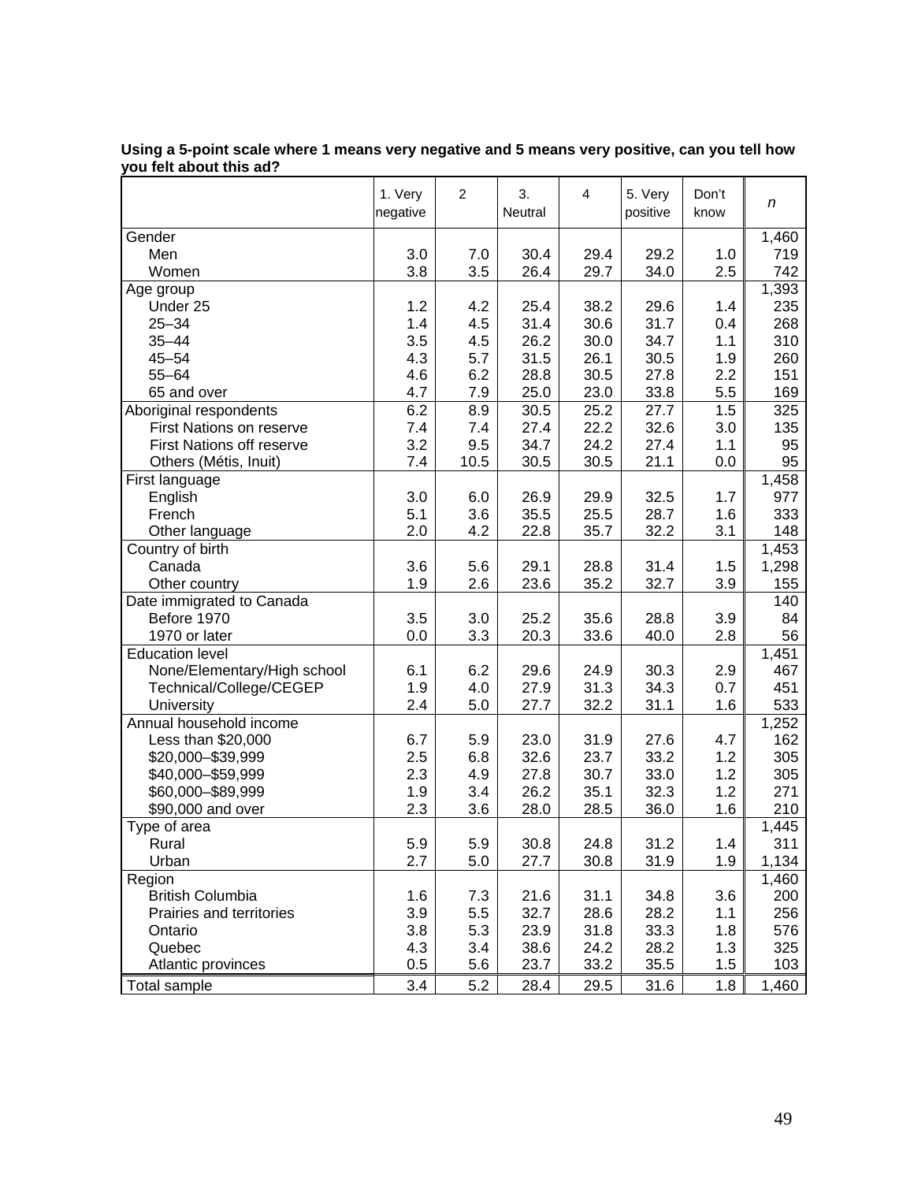**Using a 5-point scale where 1 means very negative and 5 means very positive, can you tell how you felt about this ad?**

| | 1. Very negative | 2 | 3. Neutral | 4 | 5. Very positive | Don't know | *n* |
|---|---|---|---|---|---|---|---|
| Gender | | | | | | | 1,460 |
| Men | 3.0 | 7.0 | 30.4 | 29.4 | 29.2 | 1.0 | 719 |
| Women | 3.8 | 3.5 | 26.4 | 29.7 | 34.0 | 2.5 | 742 |
| Age group | | | | | | | 1,393 |
| Under 25 | 1.2 | 4.2 | 25.4 | 38.2 | 29.6 | 1.4 | 235 |
| 25–34 | 1.4 | 4.5 | 31.4 | 30.6 | 31.7 | 0.4 | 268 |
| 35–44 | 3.5 | 4.5 | 26.2 | 30.0 | 34.7 | 1.1 | 310 |
| 45–54 | 4.3 | 5.7 | 31.5 | 26.1 | 30.5 | 1.9 | 260 |
| 55–64 | 4.6 | 6.2 | 28.8 | 30.5 | 27.8 | 2.2 | 151 |
| 65 and over | 4.7 | 7.9 | 25.0 | 23.0 | 33.8 | 5.5 | 169 |
| Aboriginal respondents | 6.2 | 8.9 | 30.5 | 25.2 | 27.7 | 1.5 | 325 |
| First Nations on reserve | 7.4 | 7.4 | 27.4 | 22.2 | 32.6 | 3.0 | 135 |
| First Nations off reserve | 3.2 | 9.5 | 34.7 | 24.2 | 27.4 | 1.1 | 95 |
| Others (Métis, Inuit) | 7.4 | 10.5 | 30.5 | 30.5 | 21.1 | 0.0 | 95 |
| First language | | | | | | | 1,458 |
| English | 3.0 | 6.0 | 26.9 | 29.9 | 32.5 | 1.7 | 977 |
| French | 5.1 | 3.6 | 35.5 | 25.5 | 28.7 | 1.6 | 333 |
| Other language | 2.0 | 4.2 | 22.8 | 35.7 | 32.2 | 3.1 | 148 |
| Country of birth | | | | | | | 1,453 |
| Canada | 3.6 | 5.6 | 29.1 | 28.8 | 31.4 | 1.5 | 1,298 |
| Other country | 1.9 | 2.6 | 23.6 | 35.2 | 32.7 | 3.9 | 155 |
| Date immigrated to Canada | | | | | | | 140 |
| Before 1970 | 3.5 | 3.0 | 25.2 | 35.6 | 28.8 | 3.9 | 84 |
| 1970 or later | 0.0 | 3.3 | 20.3 | 33.6 | 40.0 | 2.8 | 56 |
| Education level | | | | | | | 1,451 |
| None/Elementary/High school | 6.1 | 6.2 | 29.6 | 24.9 | 30.3 | 2.9 | 467 |
| Technical/College/CEGEP | 1.9 | 4.0 | 27.9 | 31.3 | 34.3 | 0.7 | 451 |
| University | 2.4 | 5.0 | 27.7 | 32.2 | 31.1 | 1.6 | 533 |
| Annual household income | | | | | | | 1,252 |
| Less than $20,000 | 6.7 | 5.9 | 23.0 | 31.9 | 27.6 | 4.7 | 162 |
| $20,000–$39,999 | 2.5 | 6.8 | 32.6 | 23.7 | 33.2 | 1.2 | 305 |
| $40,000–$59,999 | 2.3 | 4.9 | 27.8 | 30.7 | 33.0 | 1.2 | 305 |
| $60,000–$89,999 | 1.9 | 3.4 | 26.2 | 35.1 | 32.3 | 1.2 | 271 |
| $90,000 and over | 2.3 | 3.6 | 28.0 | 28.5 | 36.0 | 1.6 | 210 |
| Type of area | | | | | | | 1,445 |
| Rural | 5.9 | 5.9 | 30.8 | 24.8 | 31.2 | 1.4 | 311 |
| Urban | 2.7 | 5.0 | 27.7 | 30.8 | 31.9 | 1.9 | 1,134 |
| Region | | | | | | | 1,460 |
| British Columbia | 1.6 | 7.3 | 21.6 | 31.1 | 34.8 | 3.6 | 200 |
| Prairies and territories | 3.9 | 5.5 | 32.7 | 28.6 | 28.2 | 1.1 | 256 |
| Ontario | 3.8 | 5.3 | 23.9 | 31.8 | 33.3 | 1.8 | 576 |
| Quebec | 4.3 | 3.4 | 38.6 | 24.2 | 28.2 | 1.3 | 325 |
| Atlantic provinces | 0.5 | 5.6 | 23.7 | 33.2 | 35.5 | 1.5 | 103 |
| Total sample | 3.4 | 5.2 | 28.4 | 29.5 | 31.6 | 1.8 | 1,460 |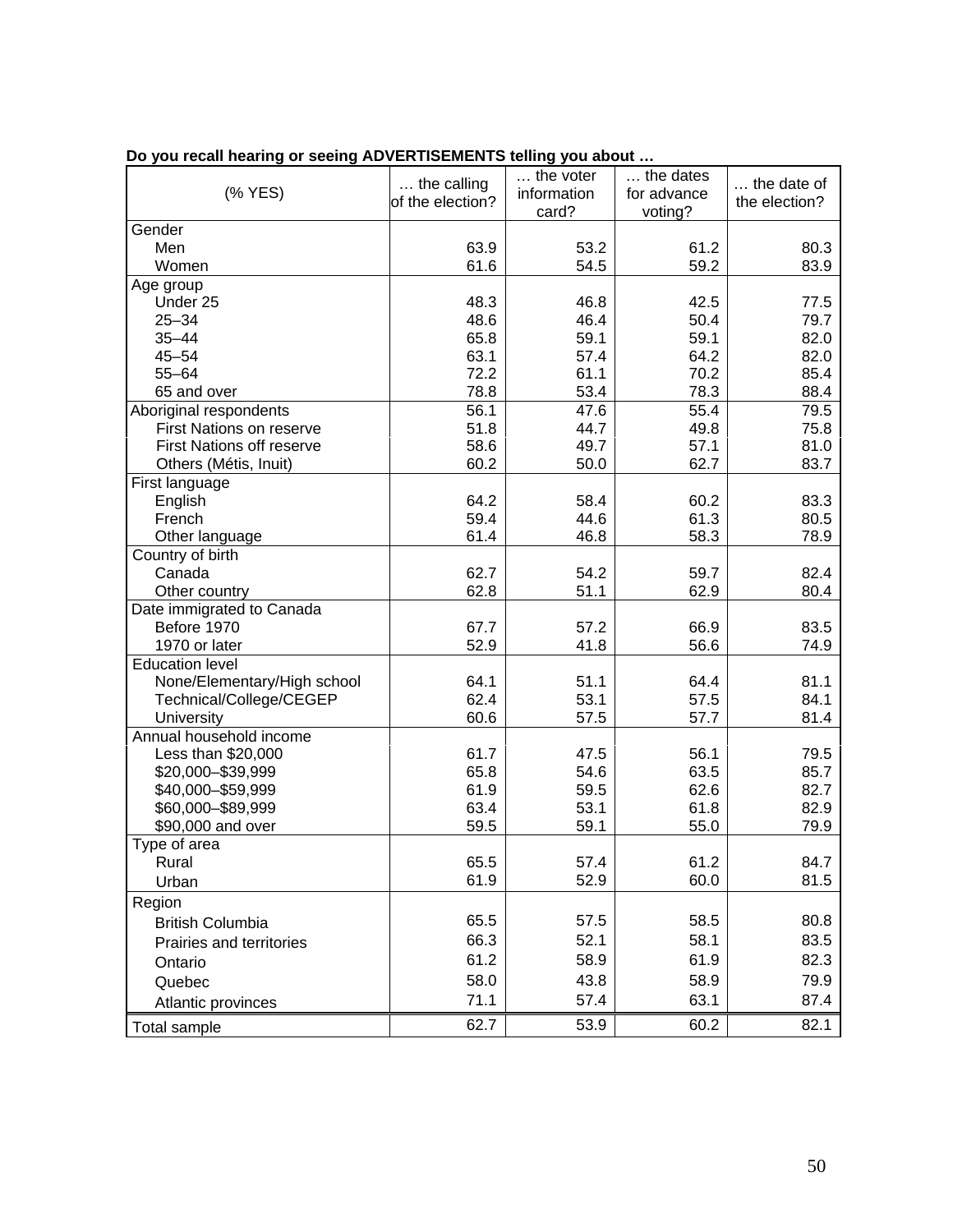**Do you recall hearing or seeing ADVERTISEMENTS telling you about …**

| (% YES) | … the calling of the election? | … the voter information card? | … the dates for advance voting? | … the date of the election? |
|---|---|---|---|---|
| **Gender** | | | | |
| Men | 63.9 | 53.2 | 61.2 | 80.3 |
| Women | 61.6 | 54.5 | 59.2 | 83.9 |
| **Age group** | | | | |
| Under 25 | 48.3 | 46.8 | 42.5 | 77.5 |
| 25–34 | 48.6 | 46.4 | 50.4 | 79.7 |
| 35–44 | 65.8 | 59.1 | 59.1 | 82.0 |
| 45–54 | 63.1 | 57.4 | 64.2 | 82.0 |
| 55–64 | 72.2 | 61.1 | 70.2 | 85.4 |
| 65 and over | 78.8 | 53.4 | 78.3 | 88.4 |
| **Aboriginal respondents** | 56.1 | 47.6 | 55.4 | 79.5 |
| First Nations on reserve | 51.8 | 44.7 | 49.8 | 75.8 |
| First Nations off reserve | 58.6 | 49.7 | 57.1 | 81.0 |
| Others (Métis, Inuit) | 60.2 | 50.0 | 62.7 | 83.7 |
| **First language** | | | | |
| English | 64.2 | 58.4 | 60.2 | 83.3 |
| French | 59.4 | 44.6 | 61.3 | 80.5 |
| Other language | 61.4 | 46.8 | 58.3 | 78.9 |
| **Country of birth** | | | | |
| Canada | 62.7 | 54.2 | 59.7 | 82.4 |
| Other country | 62.8 | 51.1 | 62.9 | 80.4 |
| **Date immigrated to Canada** | | | | |
| Before 1970 | 67.7 | 57.2 | 66.9 | 83.5 |
| 1970 or later | 52.9 | 41.8 | 56.6 | 74.9 |
| **Education level** | | | | |
| None/Elementary/High school | 64.1 | 51.1 | 64.4 | 81.1 |
| Technical/College/CEGEP | 62.4 | 53.1 | 57.5 | 84.1 |
| University | 60.6 | 57.5 | 57.7 | 81.4 |
| **Annual household income** | | | | |
| Less than $20,000 | 61.7 | 47.5 | 56.1 | 79.5 |
| $20,000–$39,999 | 65.8 | 54.6 | 63.5 | 85.7 |
| $40,000–$59,999 | 61.9 | 59.5 | 62.6 | 82.7 |
| $60,000–$89,999 | 63.4 | 53.1 | 61.8 | 82.9 |
| $90,000 and over | 59.5 | 59.1 | 55.0 | 79.9 |
| **Type of area** | | | | |
| Rural | 65.5 | 57.4 | 61.2 | 84.7 |
| Urban | 61.9 | 52.9 | 60.0 | 81.5 |
| **Region** | | | | |
| British Columbia | 65.5 | 57.5 | 58.5 | 80.8 |
| Prairies and territories | 66.3 | 52.1 | 58.1 | 83.5 |
| Ontario | 61.2 | 58.9 | 61.9 | 82.3 |
| Quebec | 58.0 | 43.8 | 58.9 | 79.9 |
| Atlantic provinces | 71.1 | 57.4 | 63.1 | 87.4 |
| **Total sample** | 62.7 | 53.9 | 60.2 | 82.1 |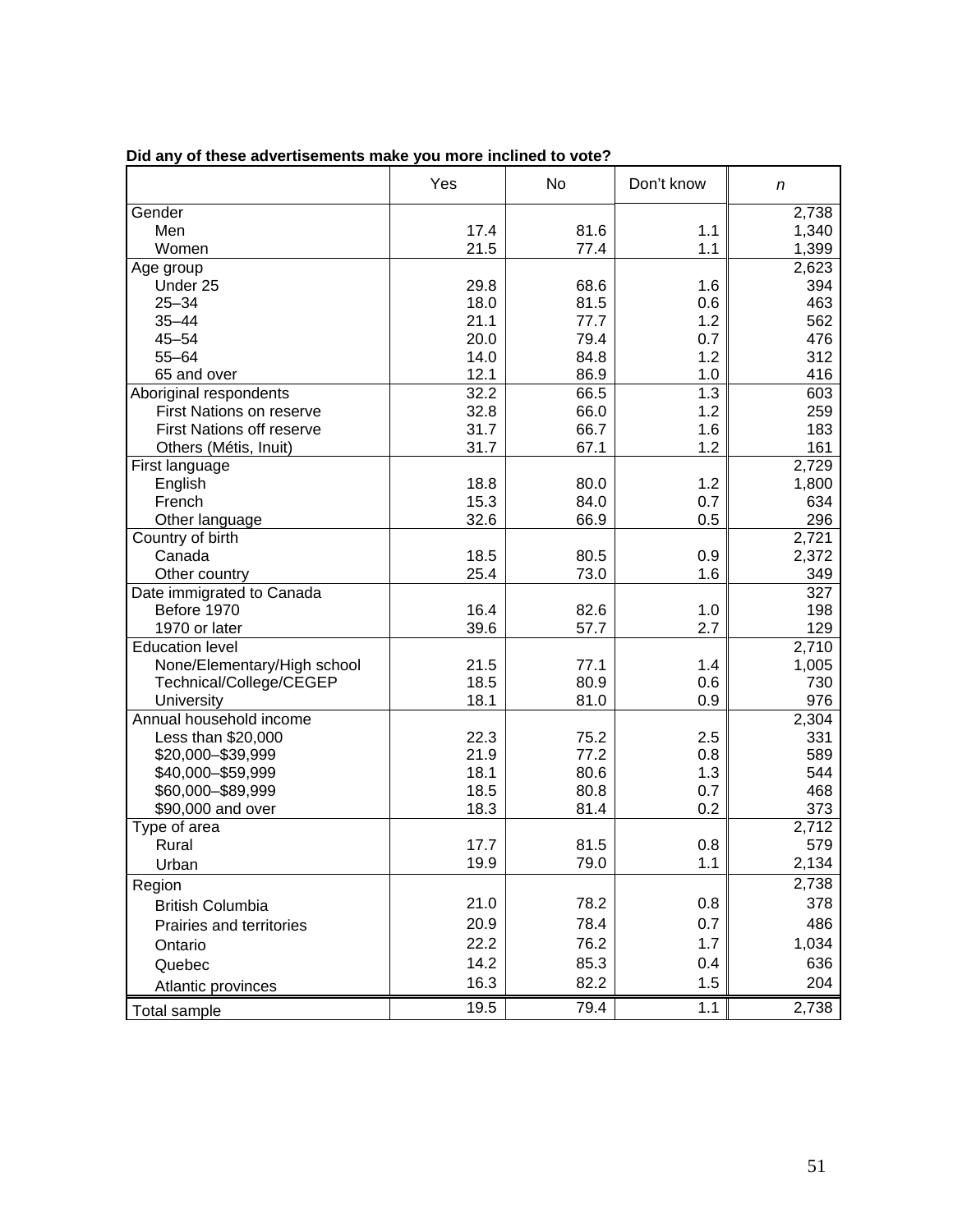**Did any of these advertisements make you more inclined to vote?**

| | Yes | No | Don't know | *n* |
|---|---|---|---|---|
| Gender | | | | 2,738 |
| Men | 17.4 | 81.6 | 1.1 | 1,340 |
| Women | 21.5 | 77.4 | 1.1 | 1,399 |
| Age group | | | | 2,623 |
| Under 25 | 29.8 | 68.6 | 1.6 | 394 |
| 25–34 | 18.0 | 81.5 | 0.6 | 463 |
| 35–44 | 21.1 | 77.7 | 1.2 | 562 |
| 45–54 | 20.0 | 79.4 | 0.7 | 476 |
| 55–64 | 14.0 | 84.8 | 1.2 | 312 |
| 65 and over | 12.1 | 86.9 | 1.0 | 416 |
| Aboriginal respondents | 32.2 | 66.5 | 1.3 | 603 |
| First Nations on reserve | 32.8 | 66.0 | 1.2 | 259 |
| First Nations off reserve | 31.7 | 66.7 | 1.6 | 183 |
| Others (Métis, Inuit) | 31.7 | 67.1 | 1.2 | 161 |
| First language | | | | 2,729 |
| English | 18.8 | 80.0 | 1.2 | 1,800 |
| French | 15.3 | 84.0 | 0.7 | 634 |
| Other language | 32.6 | 66.9 | 0.5 | 296 |
| Country of birth | | | | 2,721 |
| Canada | 18.5 | 80.5 | 0.9 | 2,372 |
| Other country | 25.4 | 73.0 | 1.6 | 349 |
| Date immigrated to Canada | | | | 327 |
| Before 1970 | 16.4 | 82.6 | 1.0 | 198 |
| 1970 or later | 39.6 | 57.7 | 2.7 | 129 |
| Education level | | | | 2,710 |
| None/Elementary/High school | 21.5 | 77.1 | 1.4 | 1,005 |
| Technical/College/CEGEP | 18.5 | 80.9 | 0.6 | 730 |
| University | 18.1 | 81.0 | 0.9 | 976 |
| Annual household income | | | | 2,304 |
| Less than $20,000 | 22.3 | 75.2 | 2.5 | 331 |
| $20,000–$39,999 | 21.9 | 77.2 | 0.8 | 589 |
| $40,000–$59,999 | 18.1 | 80.6 | 1.3 | 544 |
| $60,000–$89,999 | 18.5 | 80.8 | 0.7 | 468 |
| $90,000 and over | 18.3 | 81.4 | 0.2 | 373 |
| Type of area | | | | 2,712 |
| Rural | 17.7 | 81.5 | 0.8 | 579 |
| Urban | 19.9 | 79.0 | 1.1 | 2,134 |
| Region | | | | 2,738 |
| British Columbia | 21.0 | 78.2 | 0.8 | 378 |
| Prairies and territories | 20.9 | 78.4 | 0.7 | 486 |
| Ontario | 22.2 | 76.2 | 1.7 | 1,034 |
| Quebec | 14.2 | 85.3 | 0.4 | 636 |
| Atlantic provinces | 16.3 | 82.2 | 1.5 | 204 |
| Total sample | 19.5 | 79.4 | 1.1 | 2,738 |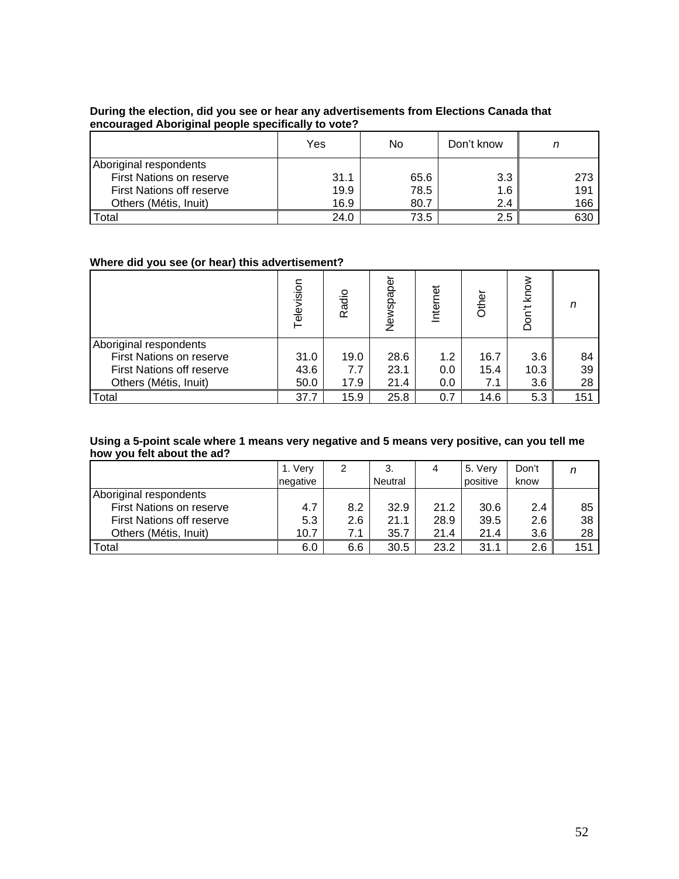**During the election, did you see or hear any advertisements from Elections Canada that encouraged Aboriginal people specifically to vote?**

| | Yes | No | Don't know | *n* |
|---|---|---|---|---|
| Aboriginal respondents | | | | |
| First Nations on reserve | 31.1 | 65.6 | 3.3 | 273 |
| First Nations off reserve | 19.9 | 78.5 | 1.6 | 191 |
| Others (Métis, Inuit) | 16.9 | 80.7 | 2.4 | 166 |
| Total | 24.0 | 73.5 | 2.5 | 630 |

**Where did you see (or hear) this advertisement?**

| | Television | Radio | Newspaper | Internet | Other | Don't know | *n* |
|---|---|---|---|---|---|---|---|
| Aboriginal respondents | | | | | | | |
| First Nations on reserve | 31.0 | 19.0 | 28.6 | 1.2 | 16.7 | 3.6 | 84 |
| First Nations off reserve | 43.6 | 7.7 | 23.1 | 0.0 | 15.4 | 10.3 | 39 |
| Others (Métis, Inuit) | 50.0 | 17.9 | 21.4 | 0.0 | 7.1 | 3.6 | 28 |
| Total | 37.7 | 15.9 | 25.8 | 0.7 | 14.6 | 5.3 | 151 |

**Using a 5-point scale where 1 means very negative and 5 means very positive, can you tell me how you felt about the ad?**

| | 1. Very negative | 2 | 3. Neutral | 4 | 5. Very positive | Don't know | *n* |
|---|---|---|---|---|---|---|---|
| Aboriginal respondents | | | | | | | |
| First Nations on reserve | 4.7 | 8.2 | 32.9 | 21.2 | 30.6 | 2.4 | 85 |
| First Nations off reserve | 5.3 | 2.6 | 21.1 | 28.9 | 39.5 | 2.6 | 38 |
| Others (Métis, Inuit) | 10.7 | 7.1 | 35.7 | 21.4 | 21.4 | 3.6 | 28 |
| Total | 6.0 | 6.6 | 30.5 | 23.2 | 31.1 | 2.6 | 151 |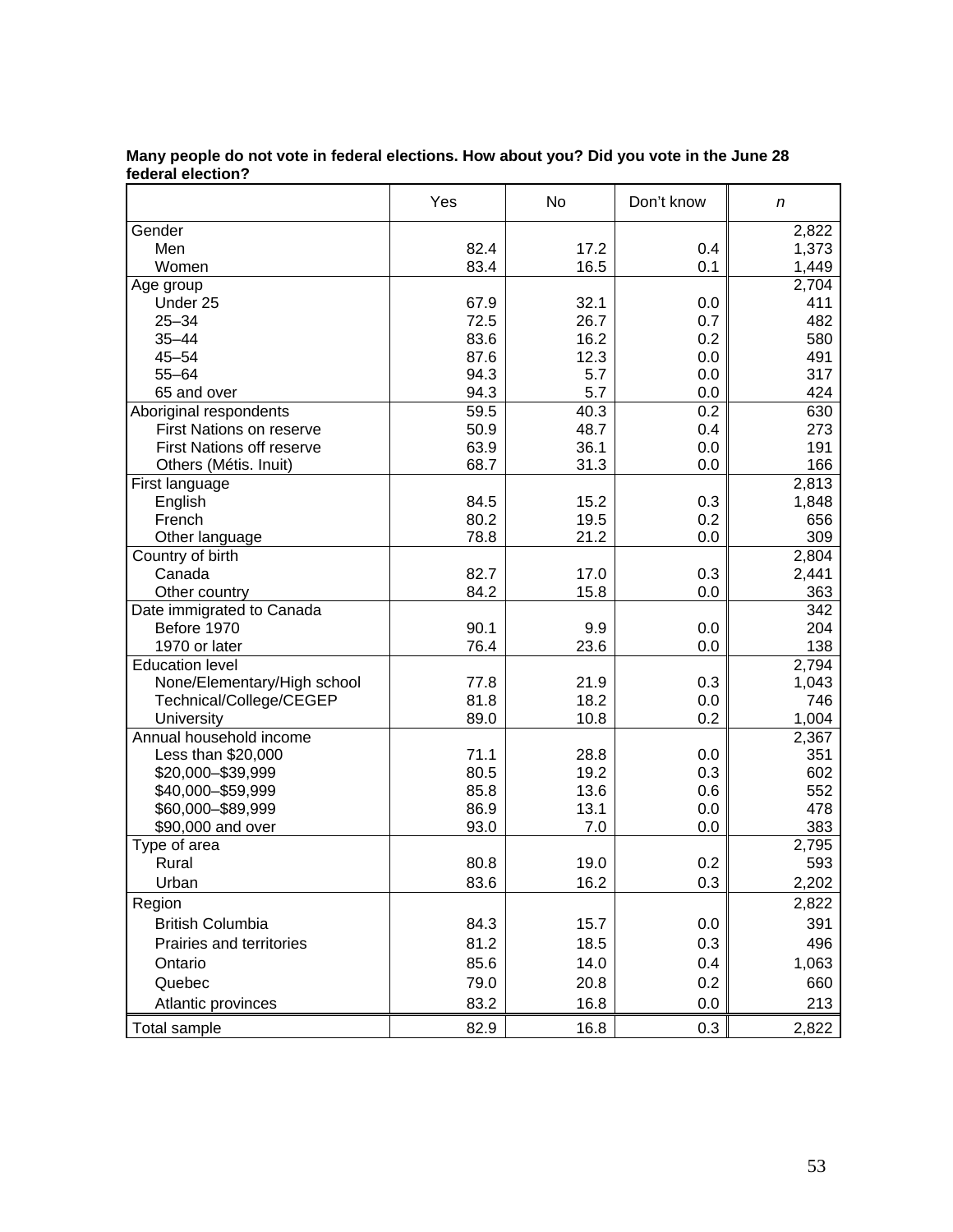**Many people do not vote in federal elections. How about you? Did you vote in the June 28 federal election?**

| | Yes | No | Don't know | *n* |
|---|---|---|---|---|
| Gender | | | | 2,822 |
| Men | 82.4 | 17.2 | 0.4 | 1,373 |
| Women | 83.4 | 16.5 | 0.1 | 1,449 |
| Age group | | | | 2,704 |
| Under 25 | 67.9 | 32.1 | 0.0 | 411 |
| 25–34 | 72.5 | 26.7 | 0.7 | 482 |
| 35–44 | 83.6 | 16.2 | 0.2 | 580 |
| 45–54 | 87.6 | 12.3 | 0.0 | 491 |
| 55–64 | 94.3 | 5.7 | 0.0 | 317 |
| 65 and over | 94.3 | 5.7 | 0.0 | 424 |
| Aboriginal respondents | 59.5 | 40.3 | 0.2 | 630 |
| First Nations on reserve | 50.9 | 48.7 | 0.4 | 273 |
| First Nations off reserve | 63.9 | 36.1 | 0.0 | 191 |
| Others (Métis. Inuit) | 68.7 | 31.3 | 0.0 | 166 |
| First language | | | | 2,813 |
| English | 84.5 | 15.2 | 0.3 | 1,848 |
| French | 80.2 | 19.5 | 0.2 | 656 |
| Other language | 78.8 | 21.2 | 0.0 | 309 |
| Country of birth | | | | 2,804 |
| Canada | 82.7 | 17.0 | 0.3 | 2,441 |
| Other country | 84.2 | 15.8 | 0.0 | 363 |
| Date immigrated to Canada | | | | 342 |
| Before 1970 | 90.1 | 9.9 | 0.0 | 204 |
| 1970 or later | 76.4 | 23.6 | 0.0 | 138 |
| Education level | | | | 2,794 |
| None/Elementary/High school | 77.8 | 21.9 | 0.3 | 1,043 |
| Technical/College/CEGEP | 81.8 | 18.2 | 0.0 | 746 |
| University | 89.0 | 10.8 | 0.2 | 1,004 |
| Annual household income | | | | 2,367 |
| Less than $20,000 | 71.1 | 28.8 | 0.0 | 351 |
| $20,000–$39,999 | 80.5 | 19.2 | 0.3 | 602 |
| $40,000–$59,999 | 85.8 | 13.6 | 0.6 | 552 |
| $60,000–$89,999 | 86.9 | 13.1 | 0.0 | 478 |
| $90,000 and over | 93.0 | 7.0 | 0.0 | 383 |
| Type of area | | | | 2,795 |
| Rural | 80.8 | 19.0 | 0.2 | 593 |
| Urban | 83.6 | 16.2 | 0.3 | 2,202 |
| Region | | | | 2,822 |
| British Columbia | 84.3 | 15.7 | 0.0 | 391 |
| Prairies and territories | 81.2 | 18.5 | 0.3 | 496 |
| Ontario | 85.6 | 14.0 | 0.4 | 1,063 |
| Quebec | 79.0 | 20.8 | 0.2 | 660 |
| Atlantic provinces | 83.2 | 16.8 | 0.0 | 213 |
| Total sample | 82.9 | 16.8 | 0.3 | 2,822 |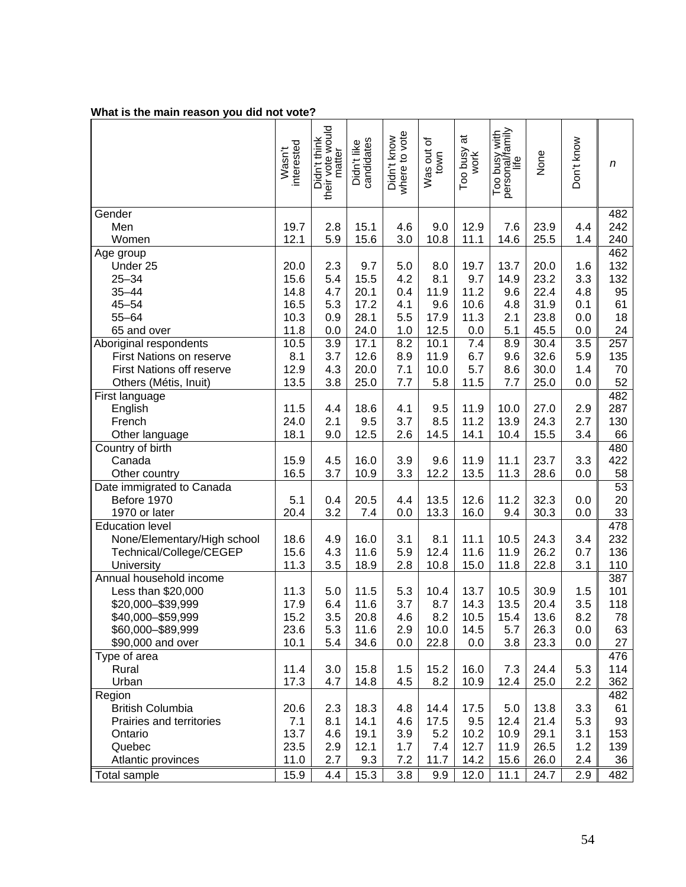**What is the main reason you did not vote?**

| | Wasn't interested | Didn't think their vote would matter | Didn't like candidates | Didn't know where to vote | Was out of town | Too busy at work | Too busy with personal/family life | None | Don't know | *n* |
|---|---|---|---|---|---|---|---|---|---|---|
| Gender | | | | | | | | | | 482 |
| Men | 19.7 | 2.8 | 15.1 | 4.6 | 9.0 | 12.9 | 7.6 | 23.9 | 4.4 | 242 |
| Women | 12.1 | 5.9 | 15.6 | 3.0 | 10.8 | 11.1 | 14.6 | 25.5 | 1.4 | 240 |
| Age group | | | | | | | | | | 462 |
| Under 25 | 20.0 | 2.3 | 9.7 | 5.0 | 8.0 | 19.7 | 13.7 | 20.0 | 1.6 | 132 |
| 25–34 | 15.6 | 5.4 | 15.5 | 4.2 | 8.1 | 9.7 | 14.9 | 23.2 | 3.3 | 132 |
| 35–44 | 14.8 | 4.7 | 20.1 | 0.4 | 11.9 | 11.2 | 9.6 | 22.4 | 4.8 | 95 |
| 45–54 | 16.5 | 5.3 | 17.2 | 4.1 | 9.6 | 10.6 | 4.8 | 31.9 | 0.1 | 61 |
| 55–64 | 10.3 | 0.9 | 28.1 | 5.5 | 17.9 | 11.3 | 2.1 | 23.8 | 0.0 | 18 |
| 65 and over | 11.8 | 0.0 | 24.0 | 1.0 | 12.5 | 0.0 | 5.1 | 45.5 | 0.0 | 24 |
| Aboriginal respondents | 10.5 | 3.9 | 17.1 | 8.2 | 10.1 | 7.4 | 8.9 | 30.4 | 3.5 | 257 |
| First Nations on reserve | 8.1 | 3.7 | 12.6 | 8.9 | 11.9 | 6.7 | 9.6 | 32.6 | 5.9 | 135 |
| First Nations off reserve | 12.9 | 4.3 | 20.0 | 7.1 | 10.0 | 5.7 | 8.6 | 30.0 | 1.4 | 70 |
| Others (Métis, Inuit) | 13.5 | 3.8 | 25.0 | 7.7 | 5.8 | 11.5 | 7.7 | 25.0 | 0.0 | 52 |
| First language | | | | | | | | | | 482 |
| English | 11.5 | 4.4 | 18.6 | 4.1 | 9.5 | 11.9 | 10.0 | 27.0 | 2.9 | 287 |
| French | 24.0 | 2.1 | 9.5 | 3.7 | 8.5 | 11.2 | 13.9 | 24.3 | 2.7 | 130 |
| Other language | 18.1 | 9.0 | 12.5 | 2.6 | 14.5 | 14.1 | 10.4 | 15.5 | 3.4 | 66 |
| Country of birth | | | | | | | | | | 480 |
| Canada | 15.9 | 4.5 | 16.0 | 3.9 | 9.6 | 11.9 | 11.1 | 23.7 | 3.3 | 422 |
| Other country | 16.5 | 3.7 | 10.9 | 3.3 | 12.2 | 13.5 | 11.3 | 28.6 | 0.0 | 58 |
| Date immigrated to Canada | | | | | | | | | | 53 |
| Before 1970 | 5.1 | 0.4 | 20.5 | 4.4 | 13.5 | 12.6 | 11.2 | 32.3 | 0.0 | 20 |
| 1970 or later | 20.4 | 3.2 | 7.4 | 0.0 | 13.3 | 16.0 | 9.4 | 30.3 | 0.0 | 33 |
| Education level | | | | | | | | | | 478 |
| None/Elementary/High school | 18.6 | 4.9 | 16.0 | 3.1 | 8.1 | 11.1 | 10.5 | 24.3 | 3.4 | 232 |
| Technical/College/CEGEP | 15.6 | 4.3 | 11.6 | 5.9 | 12.4 | 11.6 | 11.9 | 26.2 | 0.7 | 136 |
| University | 11.3 | 3.5 | 18.9 | 2.8 | 10.8 | 15.0 | 11.8 | 22.8 | 3.1 | 110 |
| Annual household income | | | | | | | | | | 387 |
| Less than $20,000 | 11.3 | 5.0 | 11.5 | 5.3 | 10.4 | 13.7 | 10.5 | 30.9 | 1.5 | 101 |
| $20,000–$39,999 | 17.9 | 6.4 | 11.6 | 3.7 | 8.7 | 14.3 | 13.5 | 20.4 | 3.5 | 118 |
| $40,000–$59,999 | 15.2 | 3.5 | 20.8 | 4.6 | 8.2 | 10.5 | 15.4 | 13.6 | 8.2 | 78 |
| $60,000–$89,999 | 23.6 | 5.3 | 11.6 | 2.9 | 10.0 | 14.5 | 5.7 | 26.3 | 0.0 | 63 |
| $90,000 and over | 10.1 | 5.4 | 34.6 | 0.0 | 22.8 | 0.0 | 3.8 | 23.3 | 0.0 | 27 |
| Type of area | | | | | | | | | | 476 |
| Rural | 11.4 | 3.0 | 15.8 | 1.5 | 15.2 | 16.0 | 7.3 | 24.4 | 5.3 | 114 |
| Urban | 17.3 | 4.7 | 14.8 | 4.5 | 8.2 | 10.9 | 12.4 | 25.0 | 2.2 | 362 |
| Region | | | | | | | | | | 482 |
| British Columbia | 20.6 | 2.3 | 18.3 | 4.8 | 14.4 | 17.5 | 5.0 | 13.8 | 3.3 | 61 |
| Prairies and territories | 7.1 | 8.1 | 14.1 | 4.6 | 17.5 | 9.5 | 12.4 | 21.4 | 5.3 | 93 |
| Ontario | 13.7 | 4.6 | 19.1 | 3.9 | 5.2 | 10.2 | 10.9 | 29.1 | 3.1 | 153 |
| Quebec | 23.5 | 2.9 | 12.1 | 1.7 | 7.4 | 12.7 | 11.9 | 26.5 | 1.2 | 139 |
| Atlantic provinces | 11.0 | 2.7 | 9.3 | 7.2 | 11.7 | 14.2 | 15.6 | 26.0 | 2.4 | 36 |
| Total sample | 15.9 | 4.4 | 15.3 | 3.8 | 9.9 | 12.0 | 11.1 | 24.7 | 2.9 | 482 |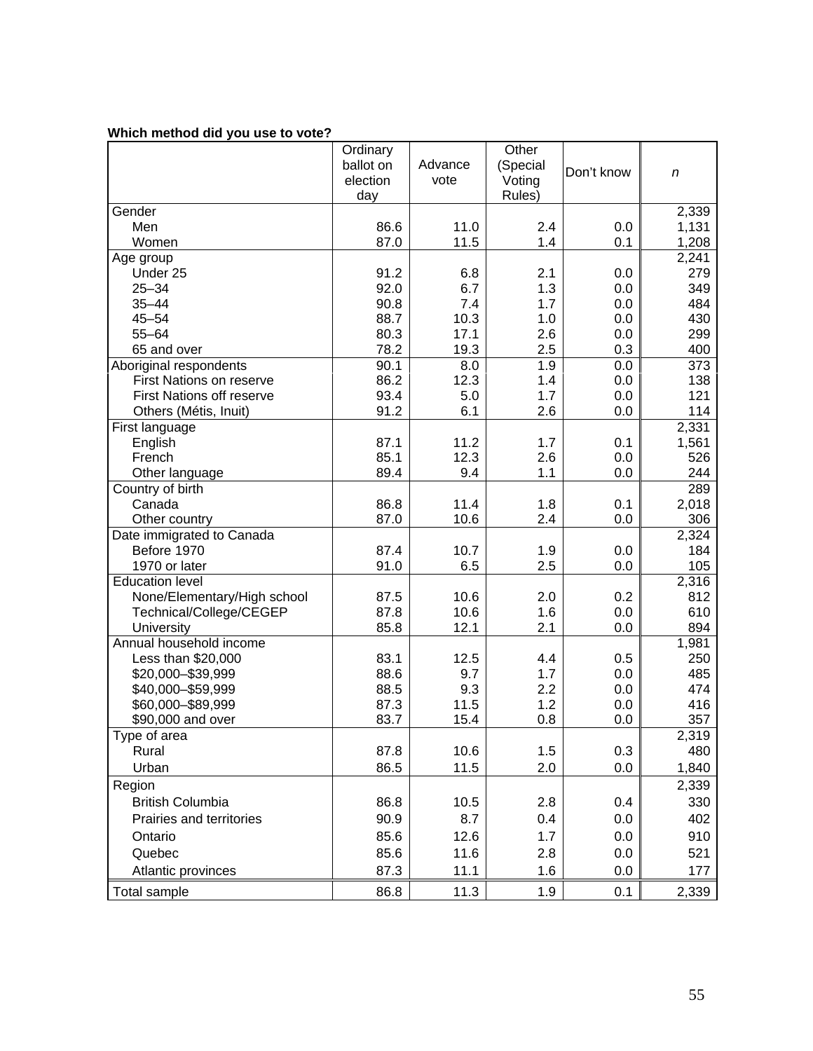**Which method did you use to vote?**

| | Ordinary ballot on election day | Advance vote | Other (Special Voting Rules) | Don't know | *n* |
|---|---|---|---|---|---|
| Gender | | | | | 2,339 |
| Men | 86.6 | 11.0 | 2.4 | 0.0 | 1,131 |
| Women | 87.0 | 11.5 | 1.4 | 0.1 | 1,208 |
| Age group | | | | | 2,241 |
| Under 25 | 91.2 | 6.8 | 2.1 | 0.0 | 279 |
| 25–34 | 92.0 | 6.7 | 1.3 | 0.0 | 349 |
| 35–44 | 90.8 | 7.4 | 1.7 | 0.0 | 484 |
| 45–54 | 88.7 | 10.3 | 1.0 | 0.0 | 430 |
| 55–64 | 80.3 | 17.1 | 2.6 | 0.0 | 299 |
| 65 and over | 78.2 | 19.3 | 2.5 | 0.3 | 400 |
| Aboriginal respondents | 90.1 | 8.0 | 1.9 | 0.0 | 373 |
| First Nations on reserve | 86.2 | 12.3 | 1.4 | 0.0 | 138 |
| First Nations off reserve | 93.4 | 5.0 | 1.7 | 0.0 | 121 |
| Others (Métis, Inuit) | 91.2 | 6.1 | 2.6 | 0.0 | 114 |
| First language | | | | | 2,331 |
| English | 87.1 | 11.2 | 1.7 | 0.1 | 1,561 |
| French | 85.1 | 12.3 | 2.6 | 0.0 | 526 |
| Other language | 89.4 | 9.4 | 1.1 | 0.0 | 244 |
| Country of birth | | | | | 289 |
| Canada | 86.8 | 11.4 | 1.8 | 0.1 | 2,018 |
| Other country | 87.0 | 10.6 | 2.4 | 0.0 | 306 |
| Date immigrated to Canada | | | | | 2,324 |
| Before 1970 | 87.4 | 10.7 | 1.9 | 0.0 | 184 |
| 1970 or later | 91.0 | 6.5 | 2.5 | 0.0 | 105 |
| Education level | | | | | 2,316 |
| None/Elementary/High school | 87.5 | 10.6 | 2.0 | 0.2 | 812 |
| Technical/College/CEGEP | 87.8 | 10.6 | 1.6 | 0.0 | 610 |
| University | 85.8 | 12.1 | 2.1 | 0.0 | 894 |
| Annual household income | | | | | 1,981 |
| Less than $20,000 | 83.1 | 12.5 | 4.4 | 0.5 | 250 |
| $20,000–$39,999 | 88.6 | 9.7 | 1.7 | 0.0 | 485 |
| $40,000–$59,999 | 88.5 | 9.3 | 2.2 | 0.0 | 474 |
| $60,000–$89,999 | 87.3 | 11.5 | 1.2 | 0.0 | 416 |
| $90,000 and over | 83.7 | 15.4 | 0.8 | 0.0 | 357 |
| Type of area | | | | | 2,319 |
| Rural | 87.8 | 10.6 | 1.5 | 0.3 | 480 |
| Urban | 86.5 | 11.5 | 2.0 | 0.0 | 1,840 |
| Region | | | | | 2,339 |
| British Columbia | 86.8 | 10.5 | 2.8 | 0.4 | 330 |
| Prairies and territories | 90.9 | 8.7 | 0.4 | 0.0 | 402 |
| Ontario | 85.6 | 12.6 | 1.7 | 0.0 | 910 |
| Quebec | 85.6 | 11.6 | 2.8 | 0.0 | 521 |
| Atlantic provinces | 87.3 | 11.1 | 1.6 | 0.0 | 177 |
| Total sample | 86.8 | 11.3 | 1.9 | 0.1 | 2,339 |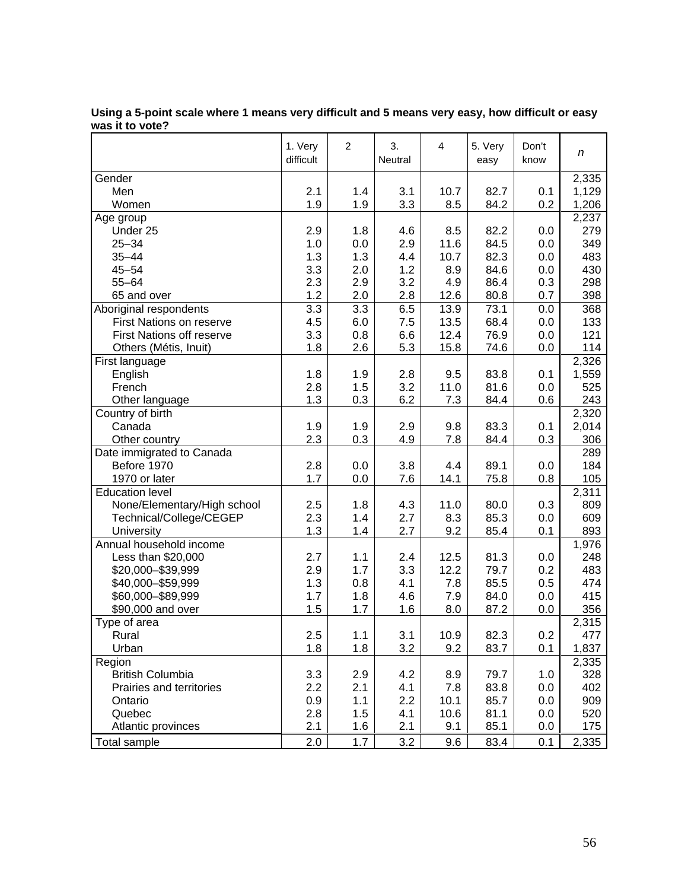**Using a 5-point scale where 1 means very difficult and 5 means very easy, how difficult or easy was it to vote?**

| | 1. Very difficult | 2 | 3. Neutral | 4 | 5. Very easy | Don't know | *n* |
|---|---|---|---|---|---|---|---|
| Gender | | | | | | | 2,335 |
| Men | 2.1 | 1.4 | 3.1 | 10.7 | 82.7 | 0.1 | 1,129 |
| Women | 1.9 | 1.9 | 3.3 | 8.5 | 84.2 | 0.2 | 1,206 |
| Age group | | | | | | | 2,237 |
| Under 25 | 2.9 | 1.8 | 4.6 | 8.5 | 82.2 | 0.0 | 279 |
| 25–34 | 1.0 | 0.0 | 2.9 | 11.6 | 84.5 | 0.0 | 349 |
| 35–44 | 1.3 | 1.3 | 4.4 | 10.7 | 82.3 | 0.0 | 483 |
| 45–54 | 3.3 | 2.0 | 1.2 | 8.9 | 84.6 | 0.0 | 430 |
| 55–64 | 2.3 | 2.9 | 3.2 | 4.9 | 86.4 | 0.3 | 298 |
| 65 and over | 1.2 | 2.0 | 2.8 | 12.6 | 80.8 | 0.7 | 398 |
| Aboriginal respondents | 3.3 | 3.3 | 6.5 | 13.9 | 73.1 | 0.0 | 368 |
| First Nations on reserve | 4.5 | 6.0 | 7.5 | 13.5 | 68.4 | 0.0 | 133 |
| First Nations off reserve | 3.3 | 0.8 | 6.6 | 12.4 | 76.9 | 0.0 | 121 |
| Others (Métis, Inuit) | 1.8 | 2.6 | 5.3 | 15.8 | 74.6 | 0.0 | 114 |
| First language | | | | | | | 2,326 |
| English | 1.8 | 1.9 | 2.8 | 9.5 | 83.8 | 0.1 | 1,559 |
| French | 2.8 | 1.5 | 3.2 | 11.0 | 81.6 | 0.0 | 525 |
| Other language | 1.3 | 0.3 | 6.2 | 7.3 | 84.4 | 0.6 | 243 |
| Country of birth | | | | | | | 2,320 |
| Canada | 1.9 | 1.9 | 2.9 | 9.8 | 83.3 | 0.1 | 2,014 |
| Other country | 2.3 | 0.3 | 4.9 | 7.8 | 84.4 | 0.3 | 306 |
| Date immigrated to Canada | | | | | | | 289 |
| Before 1970 | 2.8 | 0.0 | 3.8 | 4.4 | 89.1 | 0.0 | 184 |
| 1970 or later | 1.7 | 0.0 | 7.6 | 14.1 | 75.8 | 0.8 | 105 |
| Education level | | | | | | | 2,311 |
| None/Elementary/High school | 2.5 | 1.8 | 4.3 | 11.0 | 80.0 | 0.3 | 809 |
| Technical/College/CEGEP | 2.3 | 1.4 | 2.7 | 8.3 | 85.3 | 0.0 | 609 |
| University | 1.3 | 1.4 | 2.7 | 9.2 | 85.4 | 0.1 | 893 |
| Annual household income | | | | | | | 1,976 |
| Less than $20,000 | 2.7 | 1.1 | 2.4 | 12.5 | 81.3 | 0.0 | 248 |
| $20,000–$39,999 | 2.9 | 1.7 | 3.3 | 12.2 | 79.7 | 0.2 | 483 |
| $40,000–$59,999 | 1.3 | 0.8 | 4.1 | 7.8 | 85.5 | 0.5 | 474 |
| $60,000–$89,999 | 1.7 | 1.8 | 4.6 | 7.9 | 84.0 | 0.0 | 415 |
| $90,000 and over | 1.5 | 1.7 | 1.6 | 8.0 | 87.2 | 0.0 | 356 |
| Type of area | | | | | | | 2,315 |
| Rural | 2.5 | 1.1 | 3.1 | 10.9 | 82.3 | 0.2 | 477 |
| Urban | 1.8 | 1.8 | 3.2 | 9.2 | 83.7 | 0.1 | 1,837 |
| Region | | | | | | | 2,335 |
| British Columbia | 3.3 | 2.9 | 4.2 | 8.9 | 79.7 | 1.0 | 328 |
| Prairies and territories | 2.2 | 2.1 | 4.1 | 7.8 | 83.8 | 0.0 | 402 |
| Ontario | 0.9 | 1.1 | 2.2 | 10.1 | 85.7 | 0.0 | 909 |
| Quebec | 2.8 | 1.5 | 4.1 | 10.6 | 81.1 | 0.0 | 520 |
| Atlantic provinces | 2.1 | 1.6 | 2.1 | 9.1 | 85.1 | 0.0 | 175 |
| Total sample | 2.0 | 1.7 | 3.2 | 9.6 | 83.4 | 0.1 | 2,335 |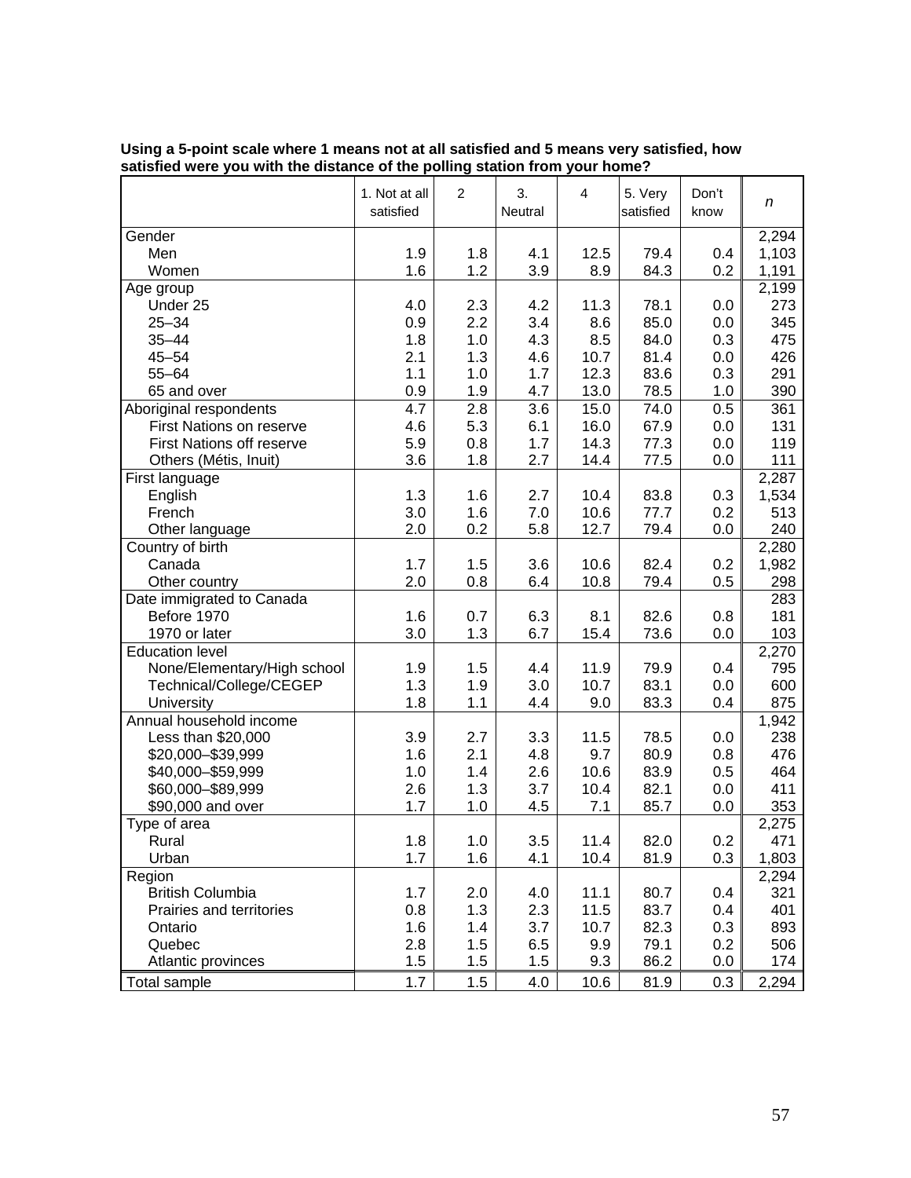**Using a 5-point scale where 1 means not at all satisfied and 5 means very satisfied, how satisfied were you with the distance of the polling station from your home?**

| | 1. Not at all satisfied | 2 | 3. Neutral | 4 | 5. Very satisfied | Don't know | *n* |
|---|---|---|---|---|---|---|---|
| Gender | | | | | | | 2,294 |
| Men | 1.9 | 1.8 | 4.1 | 12.5 | 79.4 | 0.4 | 1,103 |
| Women | 1.6 | 1.2 | 3.9 | 8.9 | 84.3 | 0.2 | 1,191 |
| Age group | | | | | | | 2,199 |
| Under 25 | 4.0 | 2.3 | 4.2 | 11.3 | 78.1 | 0.0 | 273 |
| 25–34 | 0.9 | 2.2 | 3.4 | 8.6 | 85.0 | 0.0 | 345 |
| 35–44 | 1.8 | 1.0 | 4.3 | 8.5 | 84.0 | 0.3 | 475 |
| 45–54 | 2.1 | 1.3 | 4.6 | 10.7 | 81.4 | 0.0 | 426 |
| 55–64 | 1.1 | 1.0 | 1.7 | 12.3 | 83.6 | 0.3 | 291 |
| 65 and over | 0.9 | 1.9 | 4.7 | 13.0 | 78.5 | 1.0 | 390 |
| Aboriginal respondents | 4.7 | 2.8 | 3.6 | 15.0 | 74.0 | 0.5 | 361 |
| First Nations on reserve | 4.6 | 5.3 | 6.1 | 16.0 | 67.9 | 0.0 | 131 |
| First Nations off reserve | 5.9 | 0.8 | 1.7 | 14.3 | 77.3 | 0.0 | 119 |
| Others (Métis, Inuit) | 3.6 | 1.8 | 2.7 | 14.4 | 77.5 | 0.0 | 111 |
| First language | | | | | | | 2,287 |
| English | 1.3 | 1.6 | 2.7 | 10.4 | 83.8 | 0.3 | 1,534 |
| French | 3.0 | 1.6 | 7.0 | 10.6 | 77.7 | 0.2 | 513 |
| Other language | 2.0 | 0.2 | 5.8 | 12.7 | 79.4 | 0.0 | 240 |
| Country of birth | | | | | | | 2,280 |
| Canada | 1.7 | 1.5 | 3.6 | 10.6 | 82.4 | 0.2 | 1,982 |
| Other country | 2.0 | 0.8 | 6.4 | 10.8 | 79.4 | 0.5 | 298 |
| Date immigrated to Canada | | | | | | | 283 |
| Before 1970 | 1.6 | 0.7 | 6.3 | 8.1 | 82.6 | 0.8 | 181 |
| 1970 or later | 3.0 | 1.3 | 6.7 | 15.4 | 73.6 | 0.0 | 103 |
| Education level | | | | | | | 2,270 |
| None/Elementary/High school | 1.9 | 1.5 | 4.4 | 11.9 | 79.9 | 0.4 | 795 |
| Technical/College/CEGEP | 1.3 | 1.9 | 3.0 | 10.7 | 83.1 | 0.0 | 600 |
| University | 1.8 | 1.1 | 4.4 | 9.0 | 83.3 | 0.4 | 875 |
| Annual household income | | | | | | | 1,942 |
| Less than $20,000 | 3.9 | 2.7 | 3.3 | 11.5 | 78.5 | 0.0 | 238 |
| $20,000–$39,999 | 1.6 | 2.1 | 4.8 | 9.7 | 80.9 | 0.8 | 476 |
| $40,000–$59,999 | 1.0 | 1.4 | 2.6 | 10.6 | 83.9 | 0.5 | 464 |
| $60,000–$89,999 | 2.6 | 1.3 | 3.7 | 10.4 | 82.1 | 0.0 | 411 |
| $90,000 and over | 1.7 | 1.0 | 4.5 | 7.1 | 85.7 | 0.0 | 353 |
| Type of area | | | | | | | 2,275 |
| Rural | 1.8 | 1.0 | 3.5 | 11.4 | 82.0 | 0.2 | 471 |
| Urban | 1.7 | 1.6 | 4.1 | 10.4 | 81.9 | 0.3 | 1,803 |
| Region | | | | | | | 2,294 |
| British Columbia | 1.7 | 2.0 | 4.0 | 11.1 | 80.7 | 0.4 | 321 |
| Prairies and territories | 0.8 | 1.3 | 2.3 | 11.5 | 83.7 | 0.4 | 401 |
| Ontario | 1.6 | 1.4 | 3.7 | 10.7 | 82.3 | 0.3 | 893 |
| Quebec | 2.8 | 1.5 | 6.5 | 9.9 | 79.1 | 0.2 | 506 |
| Atlantic provinces | 1.5 | 1.5 | 1.5 | 9.3 | 86.2 | 0.0 | 174 |
| Total sample | 1.7 | 1.5 | 4.0 | 10.6 | 81.9 | 0.3 | 2,294 |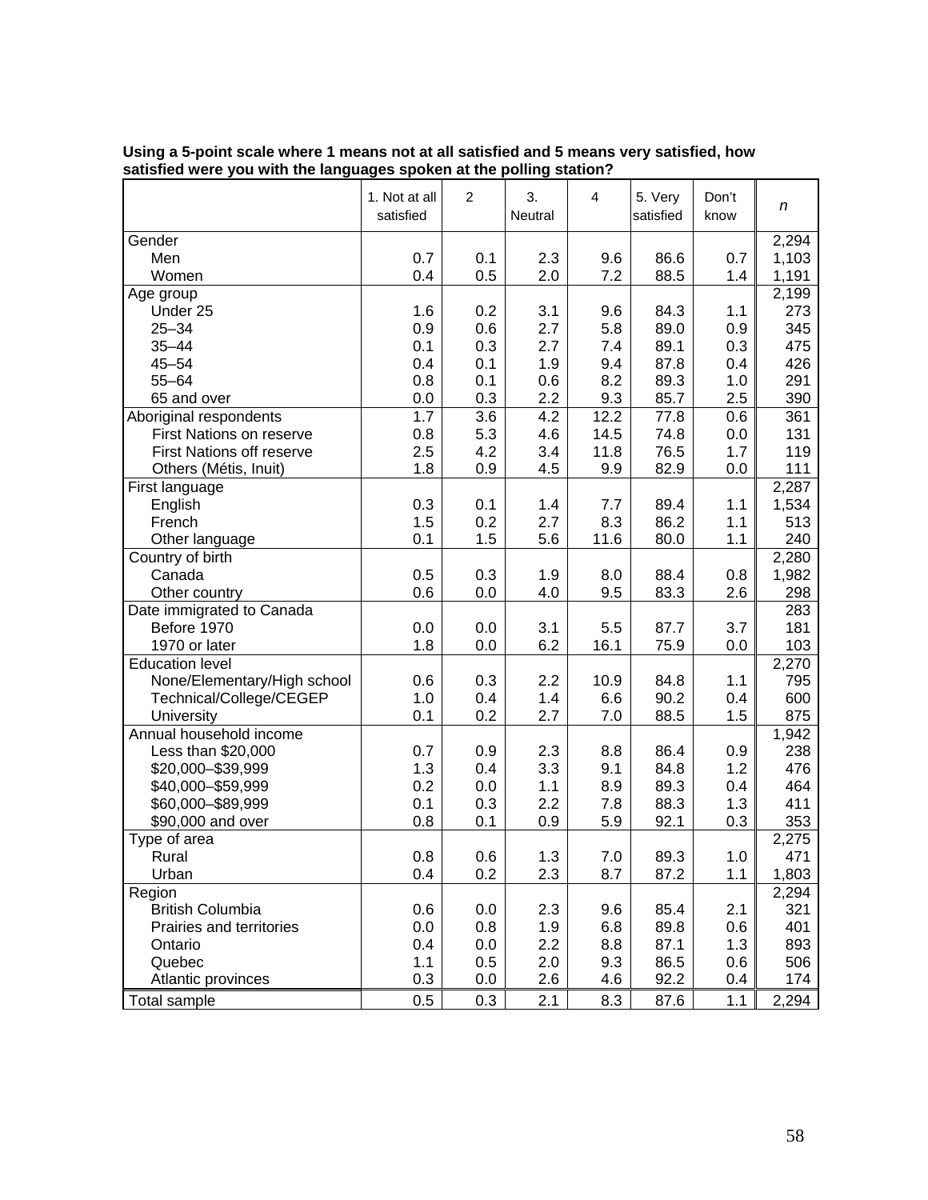**Using a 5-point scale where 1 means not at all satisfied and 5 means very satisfied, how satisfied were you with the languages spoken at the polling station?**

| | 1. Not at all satisfied | 2 | 3. Neutral | 4 | 5. Very satisfied | Don't know | *n* |
|---|---|---|---|---|---|---|---|
| Gender | | | | | | | 2,294 |
| Men | 0.7 | 0.1 | 2.3 | 9.6 | 86.6 | 0.7 | 1,103 |
| Women | 0.4 | 0.5 | 2.0 | 7.2 | 88.5 | 1.4 | 1,191 |
| Age group | | | | | | | 2,199 |
| Under 25 | 1.6 | 0.2 | 3.1 | 9.6 | 84.3 | 1.1 | 273 |
| 25–34 | 0.9 | 0.6 | 2.7 | 5.8 | 89.0 | 0.9 | 345 |
| 35–44 | 0.1 | 0.3 | 2.7 | 7.4 | 89.1 | 0.3 | 475 |
| 45–54 | 0.4 | 0.1 | 1.9 | 9.4 | 87.8 | 0.4 | 426 |
| 55–64 | 0.8 | 0.1 | 0.6 | 8.2 | 89.3 | 1.0 | 291 |
| 65 and over | 0.0 | 0.3 | 2.2 | 9.3 | 85.7 | 2.5 | 390 |
| Aboriginal respondents | 1.7 | 3.6 | 4.2 | 12.2 | 77.8 | 0.6 | 361 |
| First Nations on reserve | 0.8 | 5.3 | 4.6 | 14.5 | 74.8 | 0.0 | 131 |
| First Nations off reserve | 2.5 | 4.2 | 3.4 | 11.8 | 76.5 | 1.7 | 119 |
| Others (Métis, Inuit) | 1.8 | 0.9 | 4.5 | 9.9 | 82.9 | 0.0 | 111 |
| First language | | | | | | | 2,287 |
| English | 0.3 | 0.1 | 1.4 | 7.7 | 89.4 | 1.1 | 1,534 |
| French | 1.5 | 0.2 | 2.7 | 8.3 | 86.2 | 1.1 | 513 |
| Other language | 0.1 | 1.5 | 5.6 | 11.6 | 80.0 | 1.1 | 240 |
| Country of birth | | | | | | | 2,280 |
| Canada | 0.5 | 0.3 | 1.9 | 8.0 | 88.4 | 0.8 | 1,982 |
| Other country | 0.6 | 0.0 | 4.0 | 9.5 | 83.3 | 2.6 | 298 |
| Date immigrated to Canada | | | | | | | 283 |
| Before 1970 | 0.0 | 0.0 | 3.1 | 5.5 | 87.7 | 3.7 | 181 |
| 1970 or later | 1.8 | 0.0 | 6.2 | 16.1 | 75.9 | 0.0 | 103 |
| Education level | | | | | | | 2,270 |
| None/Elementary/High school | 0.6 | 0.3 | 2.2 | 10.9 | 84.8 | 1.1 | 795 |
| Technical/College/CEGEP | 1.0 | 0.4 | 1.4 | 6.6 | 90.2 | 0.4 | 600 |
| University | 0.1 | 0.2 | 2.7 | 7.0 | 88.5 | 1.5 | 875 |
| Annual household income | | | | | | | 1,942 |
| Less than $20,000 | 0.7 | 0.9 | 2.3 | 8.8 | 86.4 | 0.9 | 238 |
| $20,000–$39,999 | 1.3 | 0.4 | 3.3 | 9.1 | 84.8 | 1.2 | 476 |
| $40,000–$59,999 | 0.2 | 0.0 | 1.1 | 8.9 | 89.3 | 0.4 | 464 |
| $60,000–$89,999 | 0.1 | 0.3 | 2.2 | 7.8 | 88.3 | 1.3 | 411 |
| $90,000 and over | 0.8 | 0.1 | 0.9 | 5.9 | 92.1 | 0.3 | 353 |
| Type of area | | | | | | | 2,275 |
| Rural | 0.8 | 0.6 | 1.3 | 7.0 | 89.3 | 1.0 | 471 |
| Urban | 0.4 | 0.2 | 2.3 | 8.7 | 87.2 | 1.1 | 1,803 |
| Region | | | | | | | 2,294 |
| British Columbia | 0.6 | 0.0 | 2.3 | 9.6 | 85.4 | 2.1 | 321 |
| Prairies and territories | 0.0 | 0.8 | 1.9 | 6.8 | 89.8 | 0.6 | 401 |
| Ontario | 0.4 | 0.0 | 2.2 | 8.8 | 87.1 | 1.3 | 893 |
| Quebec | 1.1 | 0.5 | 2.0 | 9.3 | 86.5 | 0.6 | 506 |
| Atlantic provinces | 0.3 | 0.0 | 2.6 | 4.6 | 92.2 | 0.4 | 174 |
| Total sample | 0.5 | 0.3 | 2.1 | 8.3 | 87.6 | 1.1 | 2,294 |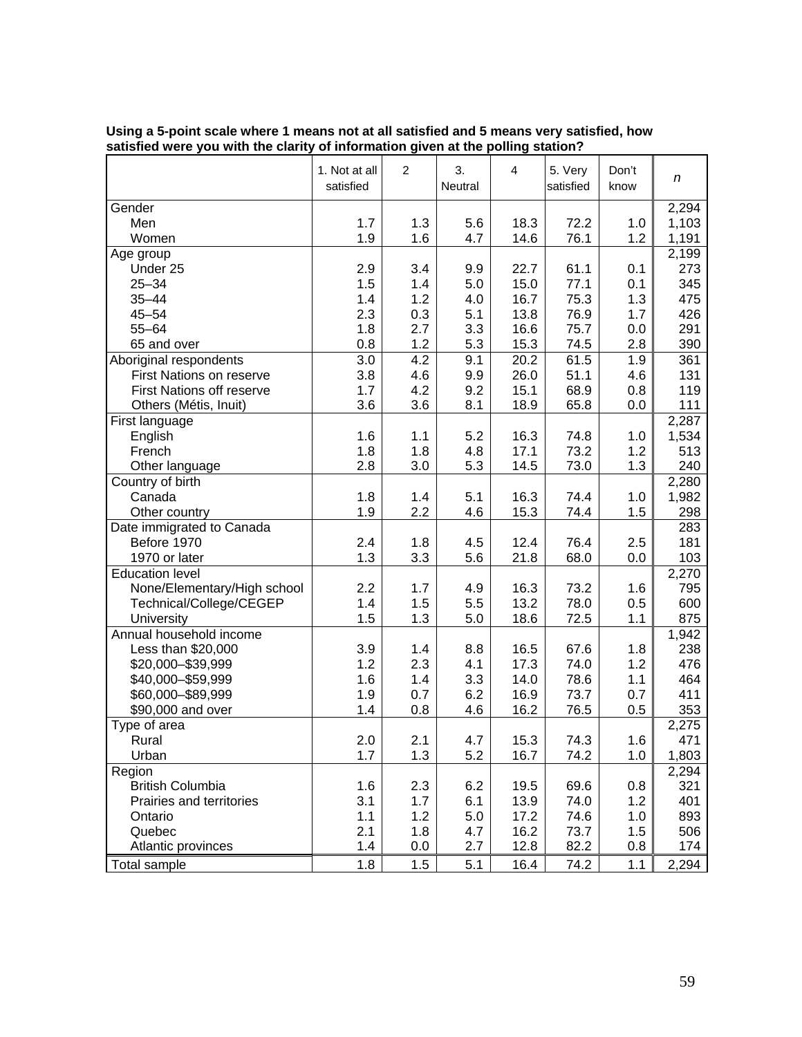**Using a 5-point scale where 1 means not at all satisfied and 5 means very satisfied, how satisfied were you with the clarity of information given at the polling station?**

| | 1. Not at all satisfied | 2 | 3. Neutral | 4 | 5. Very satisfied | Don't know | *n* |
|---|---|---|---|---|---|---|---|
| Gender | | | | | | | 2,294 |
| Men | 1.7 | 1.3 | 5.6 | 18.3 | 72.2 | 1.0 | 1,103 |
| Women | 1.9 | 1.6 | 4.7 | 14.6 | 76.1 | 1.2 | 1,191 |
| Age group | | | | | | | 2,199 |
| Under 25 | 2.9 | 3.4 | 9.9 | 22.7 | 61.1 | 0.1 | 273 |
| 25–34 | 1.5 | 1.4 | 5.0 | 15.0 | 77.1 | 0.1 | 345 |
| 35–44 | 1.4 | 1.2 | 4.0 | 16.7 | 75.3 | 1.3 | 475 |
| 45–54 | 2.3 | 0.3 | 5.1 | 13.8 | 76.9 | 1.7 | 426 |
| 55–64 | 1.8 | 2.7 | 3.3 | 16.6 | 75.7 | 0.0 | 291 |
| 65 and over | 0.8 | 1.2 | 5.3 | 15.3 | 74.5 | 2.8 | 390 |
| Aboriginal respondents | 3.0 | 4.2 | 9.1 | 20.2 | 61.5 | 1.9 | 361 |
| First Nations on reserve | 3.8 | 4.6 | 9.9 | 26.0 | 51.1 | 4.6 | 131 |
| First Nations off reserve | 1.7 | 4.2 | 9.2 | 15.1 | 68.9 | 0.8 | 119 |
| Others (Métis, Inuit) | 3.6 | 3.6 | 8.1 | 18.9 | 65.8 | 0.0 | 111 |
| First language | | | | | | | 2,287 |
| English | 1.6 | 1.1 | 5.2 | 16.3 | 74.8 | 1.0 | 1,534 |
| French | 1.8 | 1.8 | 4.8 | 17.1 | 73.2 | 1.2 | 513 |
| Other language | 2.8 | 3.0 | 5.3 | 14.5 | 73.0 | 1.3 | 240 |
| Country of birth | | | | | | | 2,280 |
| Canada | 1.8 | 1.4 | 5.1 | 16.3 | 74.4 | 1.0 | 1,982 |
| Other country | 1.9 | 2.2 | 4.6 | 15.3 | 74.4 | 1.5 | 298 |
| Date immigrated to Canada | | | | | | | 283 |
| Before 1970 | 2.4 | 1.8 | 4.5 | 12.4 | 76.4 | 2.5 | 181 |
| 1970 or later | 1.3 | 3.3 | 5.6 | 21.8 | 68.0 | 0.0 | 103 |
| Education level | | | | | | | 2,270 |
| None/Elementary/High school | 2.2 | 1.7 | 4.9 | 16.3 | 73.2 | 1.6 | 795 |
| Technical/College/CEGEP | 1.4 | 1.5 | 5.5 | 13.2 | 78.0 | 0.5 | 600 |
| University | 1.5 | 1.3 | 5.0 | 18.6 | 72.5 | 1.1 | 875 |
| Annual household income | | | | | | | 1,942 |
| Less than $20,000 | 3.9 | 1.4 | 8.8 | 16.5 | 67.6 | 1.8 | 238 |
| $20,000–$39,999 | 1.2 | 2.3 | 4.1 | 17.3 | 74.0 | 1.2 | 476 |
| $40,000–$59,999 | 1.6 | 1.4 | 3.3 | 14.0 | 78.6 | 1.1 | 464 |
| $60,000–$89,999 | 1.9 | 0.7 | 6.2 | 16.9 | 73.7 | 0.7 | 411 |
| $90,000 and over | 1.4 | 0.8 | 4.6 | 16.2 | 76.5 | 0.5 | 353 |
| Type of area | | | | | | | 2,275 |
| Rural | 2.0 | 2.1 | 4.7 | 15.3 | 74.3 | 1.6 | 471 |
| Urban | 1.7 | 1.3 | 5.2 | 16.7 | 74.2 | 1.0 | 1,803 |
| Region | | | | | | | 2,294 |
| British Columbia | 1.6 | 2.3 | 6.2 | 19.5 | 69.6 | 0.8 | 321 |
| Prairies and territories | 3.1 | 1.7 | 6.1 | 13.9 | 74.0 | 1.2 | 401 |
| Ontario | 1.1 | 1.2 | 5.0 | 17.2 | 74.6 | 1.0 | 893 |
| Quebec | 2.1 | 1.8 | 4.7 | 16.2 | 73.7 | 1.5 | 506 |
| Atlantic provinces | 1.4 | 0.0 | 2.7 | 12.8 | 82.2 | 0.8 | 174 |
| Total sample | 1.8 | 1.5 | 5.1 | 16.4 | 74.2 | 1.1 | 2,294 |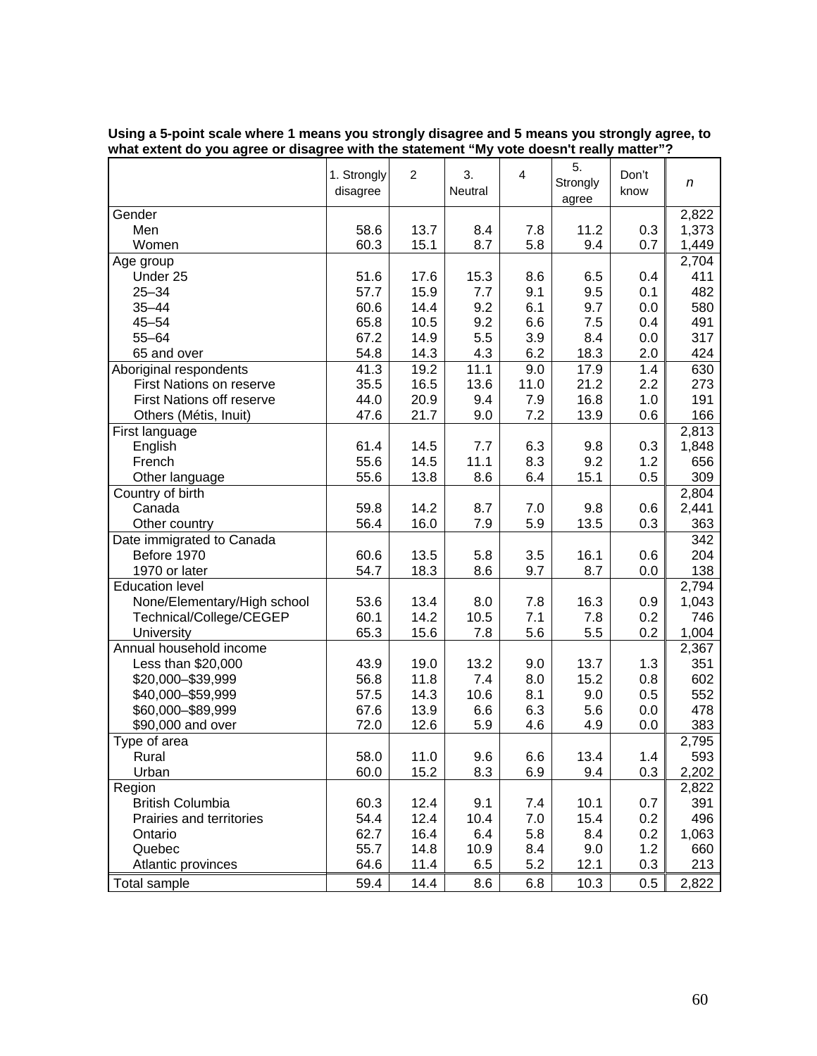**Using a 5-point scale where 1 means you strongly disagree and 5 means you strongly agree, to what extent do you agree or disagree with the statement "My vote doesn't really matter"?**

| | 1. Strongly disagree | 2 | 3. Neutral | 4 | 5. Strongly agree | Don't know | *n* |
|---|---|---|---|---|---|---|---|
| Gender | | | | | | | 2,822 |
| Men | 58.6 | 13.7 | 8.4 | 7.8 | 11.2 | 0.3 | 1,373 |
| Women | 60.3 | 15.1 | 8.7 | 5.8 | 9.4 | 0.7 | 1,449 |
| Age group | | | | | | | 2,704 |
| Under 25 | 51.6 | 17.6 | 15.3 | 8.6 | 6.5 | 0.4 | 411 |
| 25–34 | 57.7 | 15.9 | 7.7 | 9.1 | 9.5 | 0.1 | 482 |
| 35–44 | 60.6 | 14.4 | 9.2 | 6.1 | 9.7 | 0.0 | 580 |
| 45–54 | 65.8 | 10.5 | 9.2 | 6.6 | 7.5 | 0.4 | 491 |
| 55–64 | 67.2 | 14.9 | 5.5 | 3.9 | 8.4 | 0.0 | 317 |
| 65 and over | 54.8 | 14.3 | 4.3 | 6.2 | 18.3 | 2.0 | 424 |
| Aboriginal respondents | 41.3 | 19.2 | 11.1 | 9.0 | 17.9 | 1.4 | 630 |
| First Nations on reserve | 35.5 | 16.5 | 13.6 | 11.0 | 21.2 | 2.2 | 273 |
| First Nations off reserve | 44.0 | 20.9 | 9.4 | 7.9 | 16.8 | 1.0 | 191 |
| Others (Métis, Inuit) | 47.6 | 21.7 | 9.0 | 7.2 | 13.9 | 0.6 | 166 |
| First language | | | | | | | 2,813 |
| English | 61.4 | 14.5 | 7.7 | 6.3 | 9.8 | 0.3 | 1,848 |
| French | 55.6 | 14.5 | 11.1 | 8.3 | 9.2 | 1.2 | 656 |
| Other language | 55.6 | 13.8 | 8.6 | 6.4 | 15.1 | 0.5 | 309 |
| Country of birth | | | | | | | 2,804 |
| Canada | 59.8 | 14.2 | 8.7 | 7.0 | 9.8 | 0.6 | 2,441 |
| Other country | 56.4 | 16.0 | 7.9 | 5.9 | 13.5 | 0.3 | 363 |
| Date immigrated to Canada | | | | | | | 342 |
| Before 1970 | 60.6 | 13.5 | 5.8 | 3.5 | 16.1 | 0.6 | 204 |
| 1970 or later | 54.7 | 18.3 | 8.6 | 9.7 | 8.7 | 0.0 | 138 |
| Education level | | | | | | | 2,794 |
| None/Elementary/High school | 53.6 | 13.4 | 8.0 | 7.8 | 16.3 | 0.9 | 1,043 |
| Technical/College/CEGEP | 60.1 | 14.2 | 10.5 | 7.1 | 7.8 | 0.2 | 746 |
| University | 65.3 | 15.6 | 7.8 | 5.6 | 5.5 | 0.2 | 1,004 |
| Annual household income | | | | | | | 2,367 |
| Less than $20,000 | 43.9 | 19.0 | 13.2 | 9.0 | 13.7 | 1.3 | 351 |
| $20,000–$39,999 | 56.8 | 11.8 | 7.4 | 8.0 | 15.2 | 0.8 | 602 |
| $40,000–$59,999 | 57.5 | 14.3 | 10.6 | 8.1 | 9.0 | 0.5 | 552 |
| $60,000–$89,999 | 67.6 | 13.9 | 6.6 | 6.3 | 5.6 | 0.0 | 478 |
| $90,000 and over | 72.0 | 12.6 | 5.9 | 4.6 | 4.9 | 0.0 | 383 |
| Type of area | | | | | | | 2,795 |
| Rural | 58.0 | 11.0 | 9.6 | 6.6 | 13.4 | 1.4 | 593 |
| Urban | 60.0 | 15.2 | 8.3 | 6.9 | 9.4 | 0.3 | 2,202 |
| Region | | | | | | | 2,822 |
| British Columbia | 60.3 | 12.4 | 9.1 | 7.4 | 10.1 | 0.7 | 391 |
| Prairies and territories | 54.4 | 12.4 | 10.4 | 7.0 | 15.4 | 0.2 | 496 |
| Ontario | 62.7 | 16.4 | 6.4 | 5.8 | 8.4 | 0.2 | 1,063 |
| Quebec | 55.7 | 14.8 | 10.9 | 8.4 | 9.0 | 1.2 | 660 |
| Atlantic provinces | 64.6 | 11.4 | 6.5 | 5.2 | 12.1 | 0.3 | 213 |
| Total sample | 59.4 | 14.4 | 8.6 | 6.8 | 10.3 | 0.5 | 2,822 |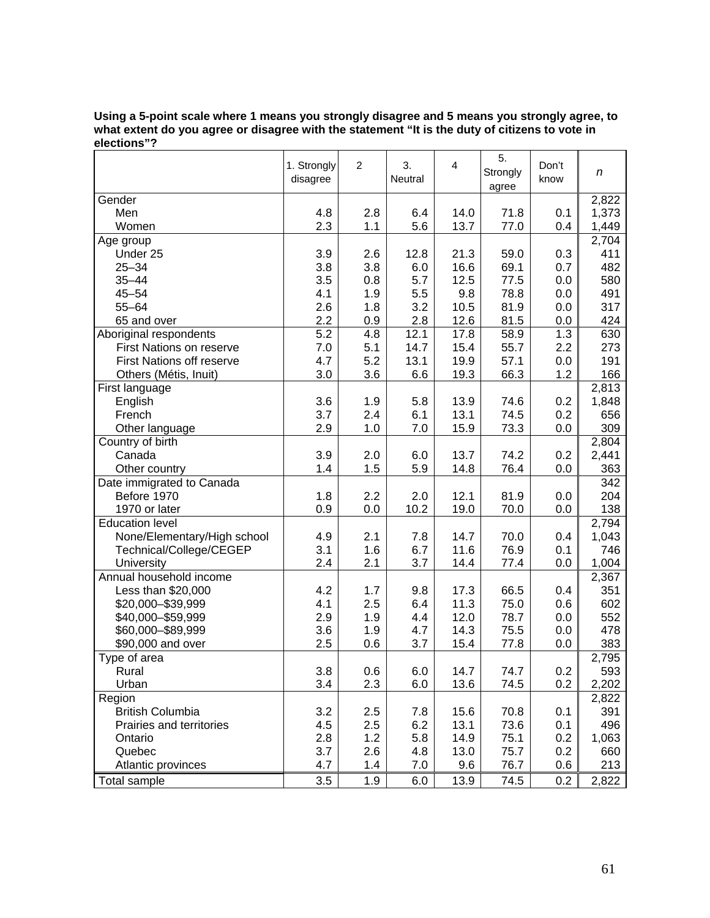**Using a 5-point scale where 1 means you strongly disagree and 5 means you strongly agree, to what extent do you agree or disagree with the statement "It is the duty of citizens to vote in elections"?**

| | 1. Strongly disagree | 2 | 3. Neutral | 4 | 5. Strongly agree | Don't know | *n* |
|---|---|---|---|---|---|---|---|
| Gender | | | | | | | 2,822 |
| Men | 4.8 | 2.8 | 6.4 | 14.0 | 71.8 | 0.1 | 1,373 |
| Women | 2.3 | 1.1 | 5.6 | 13.7 | 77.0 | 0.4 | 1,449 |
| Age group | | | | | | | 2,704 |
| Under 25 | 3.9 | 2.6 | 12.8 | 21.3 | 59.0 | 0.3 | 411 |
| 25–34 | 3.8 | 3.8 | 6.0 | 16.6 | 69.1 | 0.7 | 482 |
| 35–44 | 3.5 | 0.8 | 5.7 | 12.5 | 77.5 | 0.0 | 580 |
| 45–54 | 4.1 | 1.9 | 5.5 | 9.8 | 78.8 | 0.0 | 491 |
| 55–64 | 2.6 | 1.8 | 3.2 | 10.5 | 81.9 | 0.0 | 317 |
| 65 and over | 2.2 | 0.9 | 2.8 | 12.6 | 81.5 | 0.0 | 424 |
| Aboriginal respondents | 5.2 | 4.8 | 12.1 | 17.8 | 58.9 | 1.3 | 630 |
| First Nations on reserve | 7.0 | 5.1 | 14.7 | 15.4 | 55.7 | 2.2 | 273 |
| First Nations off reserve | 4.7 | 5.2 | 13.1 | 19.9 | 57.1 | 0.0 | 191 |
| Others (Métis, Inuit) | 3.0 | 3.6 | 6.6 | 19.3 | 66.3 | 1.2 | 166 |
| First language | | | | | | | 2,813 |
| English | 3.6 | 1.9 | 5.8 | 13.9 | 74.6 | 0.2 | 1,848 |
| French | 3.7 | 2.4 | 6.1 | 13.1 | 74.5 | 0.2 | 656 |
| Other language | 2.9 | 1.0 | 7.0 | 15.9 | 73.3 | 0.0 | 309 |
| Country of birth | | | | | | | 2,804 |
| Canada | 3.9 | 2.0 | 6.0 | 13.7 | 74.2 | 0.2 | 2,441 |
| Other country | 1.4 | 1.5 | 5.9 | 14.8 | 76.4 | 0.0 | 363 |
| Date immigrated to Canada | | | | | | | 342 |
| Before 1970 | 1.8 | 2.2 | 2.0 | 12.1 | 81.9 | 0.0 | 204 |
| 1970 or later | 0.9 | 0.0 | 10.2 | 19.0 | 70.0 | 0.0 | 138 |
| Education level | | | | | | | 2,794 |
| None/Elementary/High school | 4.9 | 2.1 | 7.8 | 14.7 | 70.0 | 0.4 | 1,043 |
| Technical/College/CEGEP | 3.1 | 1.6 | 6.7 | 11.6 | 76.9 | 0.1 | 746 |
| University | 2.4 | 2.1 | 3.7 | 14.4 | 77.4 | 0.0 | 1,004 |
| Annual household income | | | | | | | 2,367 |
| Less than $20,000 | 4.2 | 1.7 | 9.8 | 17.3 | 66.5 | 0.4 | 351 |
| $20,000–$39,999 | 4.1 | 2.5 | 6.4 | 11.3 | 75.0 | 0.6 | 602 |
| $40,000–$59,999 | 2.9 | 1.9 | 4.4 | 12.0 | 78.7 | 0.0 | 552 |
| $60,000–$89,999 | 3.6 | 1.9 | 4.7 | 14.3 | 75.5 | 0.0 | 478 |
| $90,000 and over | 2.5 | 0.6 | 3.7 | 15.4 | 77.8 | 0.0 | 383 |
| Type of area | | | | | | | 2,795 |
| Rural | 3.8 | 0.6 | 6.0 | 14.7 | 74.7 | 0.2 | 593 |
| Urban | 3.4 | 2.3 | 6.0 | 13.6 | 74.5 | 0.2 | 2,202 |
| Region | | | | | | | 2,822 |
| British Columbia | 3.2 | 2.5 | 7.8 | 15.6 | 70.8 | 0.1 | 391 |
| Prairies and territories | 4.5 | 2.5 | 6.2 | 13.1 | 73.6 | 0.1 | 496 |
| Ontario | 2.8 | 1.2 | 5.8 | 14.9 | 75.1 | 0.2 | 1,063 |
| Quebec | 3.7 | 2.6 | 4.8 | 13.0 | 75.7 | 0.2 | 660 |
| Atlantic provinces | 4.7 | 1.4 | 7.0 | 9.6 | 76.7 | 0.6 | 213 |
| Total sample | 3.5 | 1.9 | 6.0 | 13.9 | 74.5 | 0.2 | 2,822 |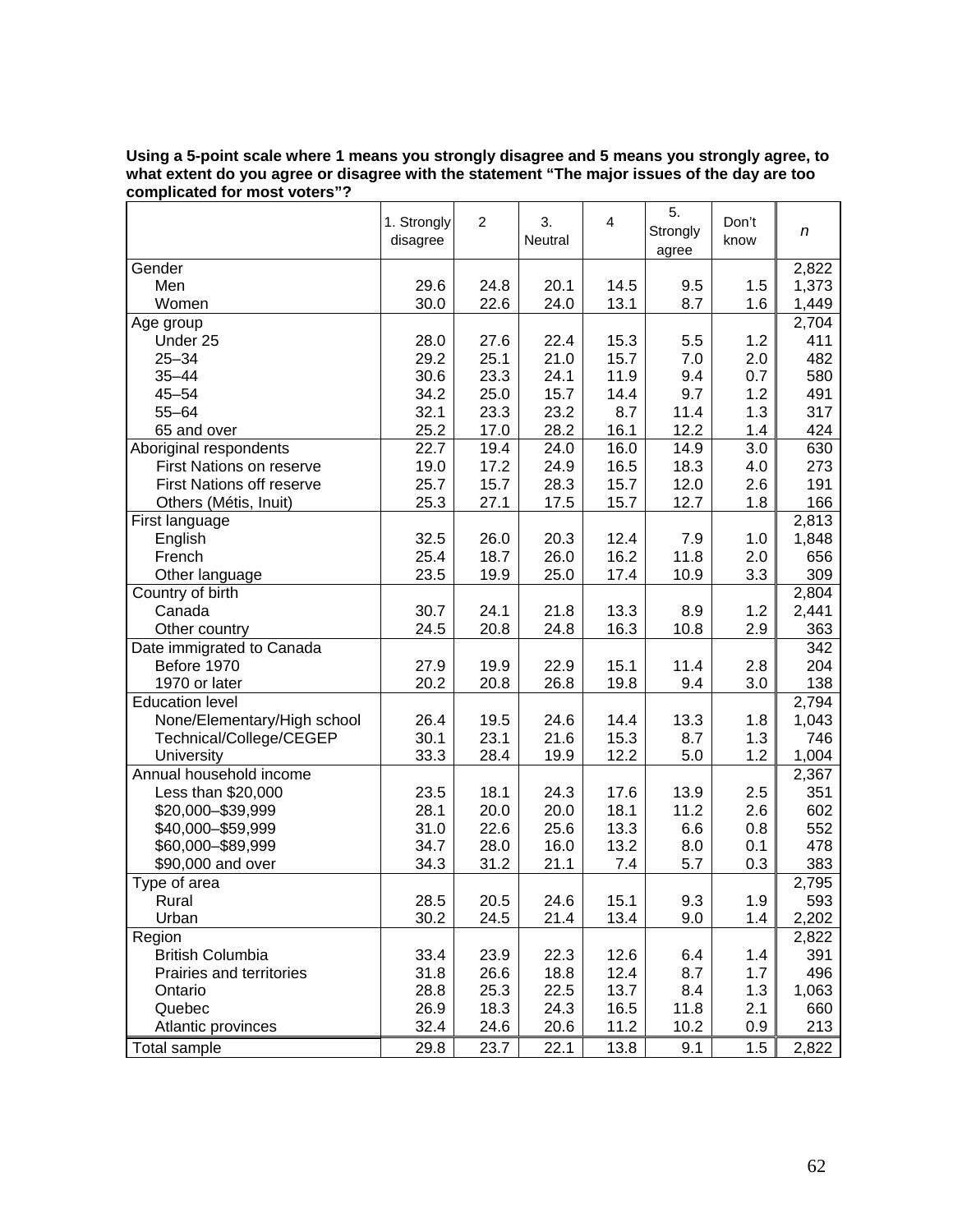**Using a 5-point scale where 1 means you strongly disagree and 5 means you strongly agree, to what extent do you agree or disagree with the statement “The major issues of the day are too complicated for most voters”?**

| | 1. Strongly disagree | 2 | 3. Neutral | 4 | 5. Strongly agree | Don’t know | *n* |
|---|---|---|---|---|---|---|---|
| Gender | | | | | | | 2,822 |
| Men | 29.6 | 24.8 | 20.1 | 14.5 | 9.5 | 1.5 | 1,373 |
| Women | 30.0 | 22.6 | 24.0 | 13.1 | 8.7 | 1.6 | 1,449 |
| Age group | | | | | | | 2,704 |
| Under 25 | 28.0 | 27.6 | 22.4 | 15.3 | 5.5 | 1.2 | 411 |
| 25–34 | 29.2 | 25.1 | 21.0 | 15.7 | 7.0 | 2.0 | 482 |
| 35–44 | 30.6 | 23.3 | 24.1 | 11.9 | 9.4 | 0.7 | 580 |
| 45–54 | 34.2 | 25.0 | 15.7 | 14.4 | 9.7 | 1.2 | 491 |
| 55–64 | 32.1 | 23.3 | 23.2 | 8.7 | 11.4 | 1.3 | 317 |
| 65 and over | 25.2 | 17.0 | 28.2 | 16.1 | 12.2 | 1.4 | 424 |
| Aboriginal respondents | 22.7 | 19.4 | 24.0 | 16.0 | 14.9 | 3.0 | 630 |
| First Nations on reserve | 19.0 | 17.2 | 24.9 | 16.5 | 18.3 | 4.0 | 273 |
| First Nations off reserve | 25.7 | 15.7 | 28.3 | 15.7 | 12.0 | 2.6 | 191 |
| Others (Métis, Inuit) | 25.3 | 27.1 | 17.5 | 15.7 | 12.7 | 1.8 | 166 |
| First language | | | | | | | 2,813 |
| English | 32.5 | 26.0 | 20.3 | 12.4 | 7.9 | 1.0 | 1,848 |
| French | 25.4 | 18.7 | 26.0 | 16.2 | 11.8 | 2.0 | 656 |
| Other language | 23.5 | 19.9 | 25.0 | 17.4 | 10.9 | 3.3 | 309 |
| Country of birth | | | | | | | 2,804 |
| Canada | 30.7 | 24.1 | 21.8 | 13.3 | 8.9 | 1.2 | 2,441 |
| Other country | 24.5 | 20.8 | 24.8 | 16.3 | 10.8 | 2.9 | 363 |
| Date immigrated to Canada | | | | | | | 342 |
| Before 1970 | 27.9 | 19.9 | 22.9 | 15.1 | 11.4 | 2.8 | 204 |
| 1970 or later | 20.2 | 20.8 | 26.8 | 19.8 | 9.4 | 3.0 | 138 |
| Education level | | | | | | | 2,794 |
| None/Elementary/High school | 26.4 | 19.5 | 24.6 | 14.4 | 13.3 | 1.8 | 1,043 |
| Technical/College/CEGEP | 30.1 | 23.1 | 21.6 | 15.3 | 8.7 | 1.3 | 746 |
| University | 33.3 | 28.4 | 19.9 | 12.2 | 5.0 | 1.2 | 1,004 |
| Annual household income | | | | | | | 2,367 |
| Less than $20,000 | 23.5 | 18.1 | 24.3 | 17.6 | 13.9 | 2.5 | 351 |
| $20,000–$39,999 | 28.1 | 20.0 | 20.0 | 18.1 | 11.2 | 2.6 | 602 |
| $40,000–$59,999 | 31.0 | 22.6 | 25.6 | 13.3 | 6.6 | 0.8 | 552 |
| $60,000–$89,999 | 34.7 | 28.0 | 16.0 | 13.2 | 8.0 | 0.1 | 478 |
| $90,000 and over | 34.3 | 31.2 | 21.1 | 7.4 | 5.7 | 0.3 | 383 |
| Type of area | | | | | | | 2,795 |
| Rural | 28.5 | 20.5 | 24.6 | 15.1 | 9.3 | 1.9 | 593 |
| Urban | 30.2 | 24.5 | 21.4 | 13.4 | 9.0 | 1.4 | 2,202 |
| Region | | | | | | | 2,822 |
| British Columbia | 33.4 | 23.9 | 22.3 | 12.6 | 6.4 | 1.4 | 391 |
| Prairies and territories | 31.8 | 26.6 | 18.8 | 12.4 | 8.7 | 1.7 | 496 |
| Ontario | 28.8 | 25.3 | 22.5 | 13.7 | 8.4 | 1.3 | 1,063 |
| Quebec | 26.9 | 18.3 | 24.3 | 16.5 | 11.8 | 2.1 | 660 |
| Atlantic provinces | 32.4 | 24.6 | 20.6 | 11.2 | 10.2 | 0.9 | 213 |
| Total sample | 29.8 | 23.7 | 22.1 | 13.8 | 9.1 | 1.5 | 2,822 |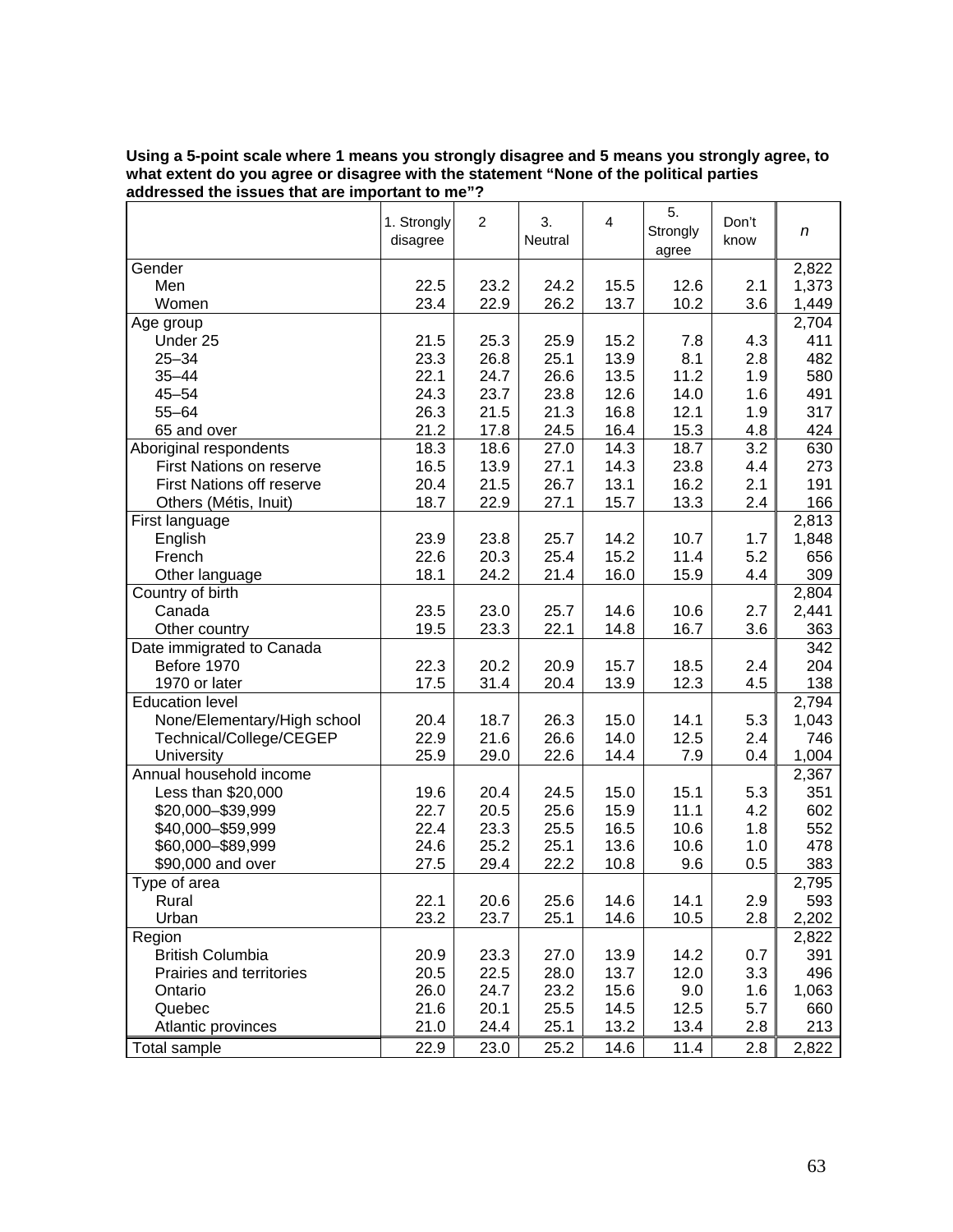**Using a 5-point scale where 1 means you strongly disagree and 5 means you strongly agree, to what extent do you agree or disagree with the statement "None of the political parties addressed the issues that are important to me"?**

| | 1. Strongly disagree | 2 | 3. Neutral | 4 | 5. Strongly agree | Don't know | *n* |
|---|---|---|---|---|---|---|---|
| Gender | | | | | | | 2,822 |
| Men | 22.5 | 23.2 | 24.2 | 15.5 | 12.6 | 2.1 | 1,373 |
| Women | 23.4 | 22.9 | 26.2 | 13.7 | 10.2 | 3.6 | 1,449 |
| Age group | | | | | | | 2,704 |
| Under 25 | 21.5 | 25.3 | 25.9 | 15.2 | 7.8 | 4.3 | 411 |
| 25–34 | 23.3 | 26.8 | 25.1 | 13.9 | 8.1 | 2.8 | 482 |
| 35–44 | 22.1 | 24.7 | 26.6 | 13.5 | 11.2 | 1.9 | 580 |
| 45–54 | 24.3 | 23.7 | 23.8 | 12.6 | 14.0 | 1.6 | 491 |
| 55–64 | 26.3 | 21.5 | 21.3 | 16.8 | 12.1 | 1.9 | 317 |
| 65 and over | 21.2 | 17.8 | 24.5 | 16.4 | 15.3 | 4.8 | 424 |
| Aboriginal respondents | 18.3 | 18.6 | 27.0 | 14.3 | 18.7 | 3.2 | 630 |
| First Nations on reserve | 16.5 | 13.9 | 27.1 | 14.3 | 23.8 | 4.4 | 273 |
| First Nations off reserve | 20.4 | 21.5 | 26.7 | 13.1 | 16.2 | 2.1 | 191 |
| Others (Métis, Inuit) | 18.7 | 22.9 | 27.1 | 15.7 | 13.3 | 2.4 | 166 |
| First language | | | | | | | 2,813 |
| English | 23.9 | 23.8 | 25.7 | 14.2 | 10.7 | 1.7 | 1,848 |
| French | 22.6 | 20.3 | 25.4 | 15.2 | 11.4 | 5.2 | 656 |
| Other language | 18.1 | 24.2 | 21.4 | 16.0 | 15.9 | 4.4 | 309 |
| Country of birth | | | | | | | 2,804 |
| Canada | 23.5 | 23.0 | 25.7 | 14.6 | 10.6 | 2.7 | 2,441 |
| Other country | 19.5 | 23.3 | 22.1 | 14.8 | 16.7 | 3.6 | 363 |
| Date immigrated to Canada | | | | | | | 342 |
| Before 1970 | 22.3 | 20.2 | 20.9 | 15.7 | 18.5 | 2.4 | 204 |
| 1970 or later | 17.5 | 31.4 | 20.4 | 13.9 | 12.3 | 4.5 | 138 |
| Education level | | | | | | | 2,794 |
| None/Elementary/High school | 20.4 | 18.7 | 26.3 | 15.0 | 14.1 | 5.3 | 1,043 |
| Technical/College/CEGEP | 22.9 | 21.6 | 26.6 | 14.0 | 12.5 | 2.4 | 746 |
| University | 25.9 | 29.0 | 22.6 | 14.4 | 7.9 | 0.4 | 1,004 |
| Annual household income | | | | | | | 2,367 |
| Less than $20,000 | 19.6 | 20.4 | 24.5 | 15.0 | 15.1 | 5.3 | 351 |
| $20,000–$39,999 | 22.7 | 20.5 | 25.6 | 15.9 | 11.1 | 4.2 | 602 |
| $40,000–$59,999 | 22.4 | 23.3 | 25.5 | 16.5 | 10.6 | 1.8 | 552 |
| $60,000–$89,999 | 24.6 | 25.2 | 25.1 | 13.6 | 10.6 | 1.0 | 478 |
| $90,000 and over | 27.5 | 29.4 | 22.2 | 10.8 | 9.6 | 0.5 | 383 |
| Type of area | | | | | | | 2,795 |
| Rural | 22.1 | 20.6 | 25.6 | 14.6 | 14.1 | 2.9 | 593 |
| Urban | 23.2 | 23.7 | 25.1 | 14.6 | 10.5 | 2.8 | 2,202 |
| Region | | | | | | | 2,822 |
| British Columbia | 20.9 | 23.3 | 27.0 | 13.9 | 14.2 | 0.7 | 391 |
| Prairies and territories | 20.5 | 22.5 | 28.0 | 13.7 | 12.0 | 3.3 | 496 |
| Ontario | 26.0 | 24.7 | 23.2 | 15.6 | 9.0 | 1.6 | 1,063 |
| Quebec | 21.6 | 20.1 | 25.5 | 14.5 | 12.5 | 5.7 | 660 |
| Atlantic provinces | 21.0 | 24.4 | 25.1 | 13.2 | 13.4 | 2.8 | 213 |
| Total sample | 22.9 | 23.0 | 25.2 | 14.6 | 11.4 | 2.8 | 2,822 |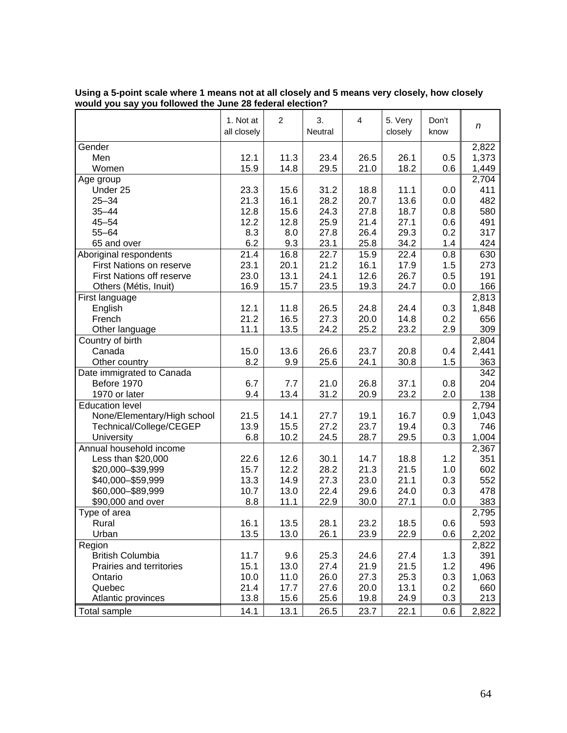**Using a 5-point scale where 1 means not at all closely and 5 means very closely, how closely would you say you followed the June 28 federal election?**

| | 1. Not at all closely | 2 | 3. Neutral | 4 | 5. Very closely | Don't know | *n* |
|---|---|---|---|---|---|---|---|
| Gender | | | | | | | 2,822 |
| Men | 12.1 | 11.3 | 23.4 | 26.5 | 26.1 | 0.5 | 1,373 |
| Women | 15.9 | 14.8 | 29.5 | 21.0 | 18.2 | 0.6 | 1,449 |
| Age group | | | | | | | 2,704 |
| Under 25 | 23.3 | 15.6 | 31.2 | 18.8 | 11.1 | 0.0 | 411 |
| 25–34 | 21.3 | 16.1 | 28.2 | 20.7 | 13.6 | 0.0 | 482 |
| 35–44 | 12.8 | 15.6 | 24.3 | 27.8 | 18.7 | 0.8 | 580 |
| 45–54 | 12.2 | 12.8 | 25.9 | 21.4 | 27.1 | 0.6 | 491 |
| 55–64 | 8.3 | 8.0 | 27.8 | 26.4 | 29.3 | 0.2 | 317 |
| 65 and over | 6.2 | 9.3 | 23.1 | 25.8 | 34.2 | 1.4 | 424 |
| Aboriginal respondents | 21.4 | 16.8 | 22.7 | 15.9 | 22.4 | 0.8 | 630 |
| First Nations on reserve | 23.1 | 20.1 | 21.2 | 16.1 | 17.9 | 1.5 | 273 |
| First Nations off reserve | 23.0 | 13.1 | 24.1 | 12.6 | 26.7 | 0.5 | 191 |
| Others (Métis, Inuit) | 16.9 | 15.7 | 23.5 | 19.3 | 24.7 | 0.0 | 166 |
| First language | | | | | | | 2,813 |
| English | 12.1 | 11.8 | 26.5 | 24.8 | 24.4 | 0.3 | 1,848 |
| French | 21.2 | 16.5 | 27.3 | 20.0 | 14.8 | 0.2 | 656 |
| Other language | 11.1 | 13.5 | 24.2 | 25.2 | 23.2 | 2.9 | 309 |
| Country of birth | | | | | | | 2,804 |
| Canada | 15.0 | 13.6 | 26.6 | 23.7 | 20.8 | 0.4 | 2,441 |
| Other country | 8.2 | 9.9 | 25.6 | 24.1 | 30.8 | 1.5 | 363 |
| Date immigrated to Canada | | | | | | | 342 |
| Before 1970 | 6.7 | 7.7 | 21.0 | 26.8 | 37.1 | 0.8 | 204 |
| 1970 or later | 9.4 | 13.4 | 31.2 | 20.9 | 23.2 | 2.0 | 138 |
| Education level | | | | | | | 2,794 |
| None/Elementary/High school | 21.5 | 14.1 | 27.7 | 19.1 | 16.7 | 0.9 | 1,043 |
| Technical/College/CEGEP | 13.9 | 15.5 | 27.2 | 23.7 | 19.4 | 0.3 | 746 |
| University | 6.8 | 10.2 | 24.5 | 28.7 | 29.5 | 0.3 | 1,004 |
| Annual household income | | | | | | | 2,367 |
| Less than $20,000 | 22.6 | 12.6 | 30.1 | 14.7 | 18.8 | 1.2 | 351 |
| $20,000–$39,999 | 15.7 | 12.2 | 28.2 | 21.3 | 21.5 | 1.0 | 602 |
| $40,000–$59,999 | 13.3 | 14.9 | 27.3 | 23.0 | 21.1 | 0.3 | 552 |
| $60,000–$89,999 | 10.7 | 13.0 | 22.4 | 29.6 | 24.0 | 0.3 | 478 |
| $90,000 and over | 8.8 | 11.1 | 22.9 | 30.0 | 27.1 | 0.0 | 383 |
| Type of area | | | | | | | 2,795 |
| Rural | 16.1 | 13.5 | 28.1 | 23.2 | 18.5 | 0.6 | 593 |
| Urban | 13.5 | 13.0 | 26.1 | 23.9 | 22.9 | 0.6 | 2,202 |
| Region | | | | | | | 2,822 |
| British Columbia | 11.7 | 9.6 | 25.3 | 24.6 | 27.4 | 1.3 | 391 |
| Prairies and territories | 15.1 | 13.0 | 27.4 | 21.9 | 21.5 | 1.2 | 496 |
| Ontario | 10.0 | 11.0 | 26.0 | 27.3 | 25.3 | 0.3 | 1,063 |
| Quebec | 21.4 | 17.7 | 27.6 | 20.0 | 13.1 | 0.2 | 660 |
| Atlantic provinces | 13.8 | 15.6 | 25.6 | 19.8 | 24.9 | 0.3 | 213 |
| Total sample | 14.1 | 13.1 | 26.5 | 23.7 | 22.1 | 0.6 | 2,822 |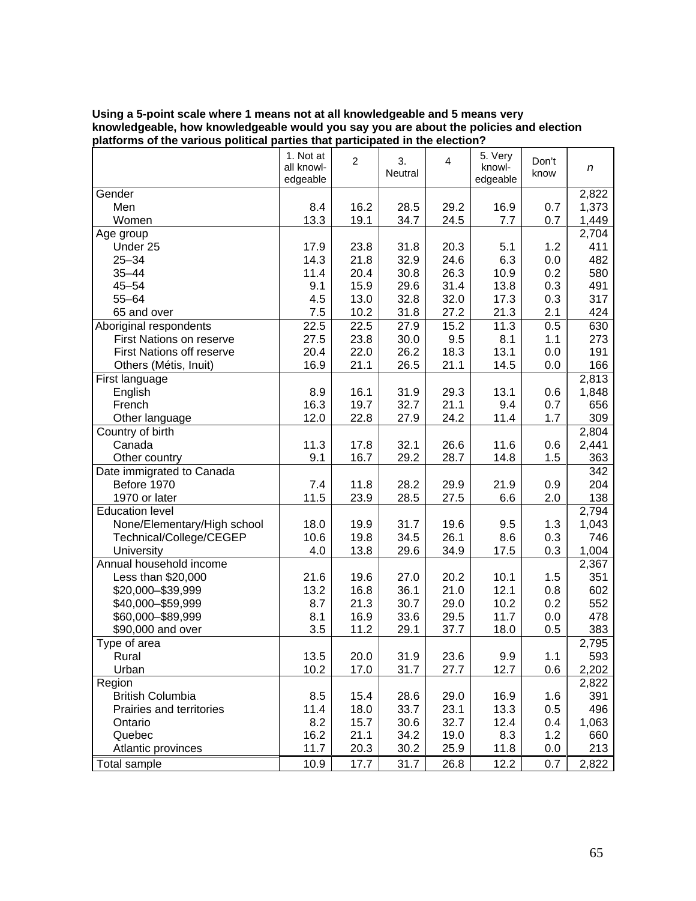**Using a 5-point scale where 1 means not at all knowledgeable and 5 means very knowledgeable, how knowledgeable would you say you are about the policies and election platforms of the various political parties that participated in the election?**

| | 1. Not at all knowl-edgeable | 2 | 3. Neutral | 4 | 5. Very knowl-edgeable | Don't know | *n* |
|---|---|---|---|---|---|---|---|
| Gender | | | | | | | 2,822 |
| Men | 8.4 | 16.2 | 28.5 | 29.2 | 16.9 | 0.7 | 1,373 |
| Women | 13.3 | 19.1 | 34.7 | 24.5 | 7.7 | 0.7 | 1,449 |
| Age group | | | | | | | 2,704 |
| Under 25 | 17.9 | 23.8 | 31.8 | 20.3 | 5.1 | 1.2 | 411 |
| 25–34 | 14.3 | 21.8 | 32.9 | 24.6 | 6.3 | 0.0 | 482 |
| 35–44 | 11.4 | 20.4 | 30.8 | 26.3 | 10.9 | 0.2 | 580 |
| 45–54 | 9.1 | 15.9 | 29.6 | 31.4 | 13.8 | 0.3 | 491 |
| 55–64 | 4.5 | 13.0 | 32.8 | 32.0 | 17.3 | 0.3 | 317 |
| 65 and over | 7.5 | 10.2 | 31.8 | 27.2 | 21.3 | 2.1 | 424 |
| Aboriginal respondents | 22.5 | 22.5 | 27.9 | 15.2 | 11.3 | 0.5 | 630 |
| First Nations on reserve | 27.5 | 23.8 | 30.0 | 9.5 | 8.1 | 1.1 | 273 |
| First Nations off reserve | 20.4 | 22.0 | 26.2 | 18.3 | 13.1 | 0.0 | 191 |
| Others (Métis, Inuit) | 16.9 | 21.1 | 26.5 | 21.1 | 14.5 | 0.0 | 166 |
| First language | | | | | | | 2,813 |
| English | 8.9 | 16.1 | 31.9 | 29.3 | 13.1 | 0.6 | 1,848 |
| French | 16.3 | 19.7 | 32.7 | 21.1 | 9.4 | 0.7 | 656 |
| Other language | 12.0 | 22.8 | 27.9 | 24.2 | 11.4 | 1.7 | 309 |
| Country of birth | | | | | | | 2,804 |
| Canada | 11.3 | 17.8 | 32.1 | 26.6 | 11.6 | 0.6 | 2,441 |
| Other country | 9.1 | 16.7 | 29.2 | 28.7 | 14.8 | 1.5 | 363 |
| Date immigrated to Canada | | | | | | | 342 |
| Before 1970 | 7.4 | 11.8 | 28.2 | 29.9 | 21.9 | 0.9 | 204 |
| 1970 or later | 11.5 | 23.9 | 28.5 | 27.5 | 6.6 | 2.0 | 138 |
| Education level | | | | | | | 2,794 |
| None/Elementary/High school | 18.0 | 19.9 | 31.7 | 19.6 | 9.5 | 1.3 | 1,043 |
| Technical/College/CEGEP | 10.6 | 19.8 | 34.5 | 26.1 | 8.6 | 0.3 | 746 |
| University | 4.0 | 13.8 | 29.6 | 34.9 | 17.5 | 0.3 | 1,004 |
| Annual household income | | | | | | | 2,367 |
| Less than $20,000 | 21.6 | 19.6 | 27.0 | 20.2 | 10.1 | 1.5 | 351 |
| $20,000–$39,999 | 13.2 | 16.8 | 36.1 | 21.0 | 12.1 | 0.8 | 602 |
| $40,000–$59,999 | 8.7 | 21.3 | 30.7 | 29.0 | 10.2 | 0.2 | 552 |
| $60,000–$89,999 | 8.1 | 16.9 | 33.6 | 29.5 | 11.7 | 0.0 | 478 |
| $90,000 and over | 3.5 | 11.2 | 29.1 | 37.7 | 18.0 | 0.5 | 383 |
| Type of area | | | | | | | 2,795 |
| Rural | 13.5 | 20.0 | 31.9 | 23.6 | 9.9 | 1.1 | 593 |
| Urban | 10.2 | 17.0 | 31.7 | 27.7 | 12.7 | 0.6 | 2,202 |
| Region | | | | | | | 2,822 |
| British Columbia | 8.5 | 15.4 | 28.6 | 29.0 | 16.9 | 1.6 | 391 |
| Prairies and territories | 11.4 | 18.0 | 33.7 | 23.1 | 13.3 | 0.5 | 496 |
| Ontario | 8.2 | 15.7 | 30.6 | 32.7 | 12.4 | 0.4 | 1,063 |
| Quebec | 16.2 | 21.1 | 34.2 | 19.0 | 8.3 | 1.2 | 660 |
| Atlantic provinces | 11.7 | 20.3 | 30.2 | 25.9 | 11.8 | 0.0 | 213 |
| Total sample | 10.9 | 17.7 | 31.7 | 26.8 | 12.2 | 0.7 | 2,822 |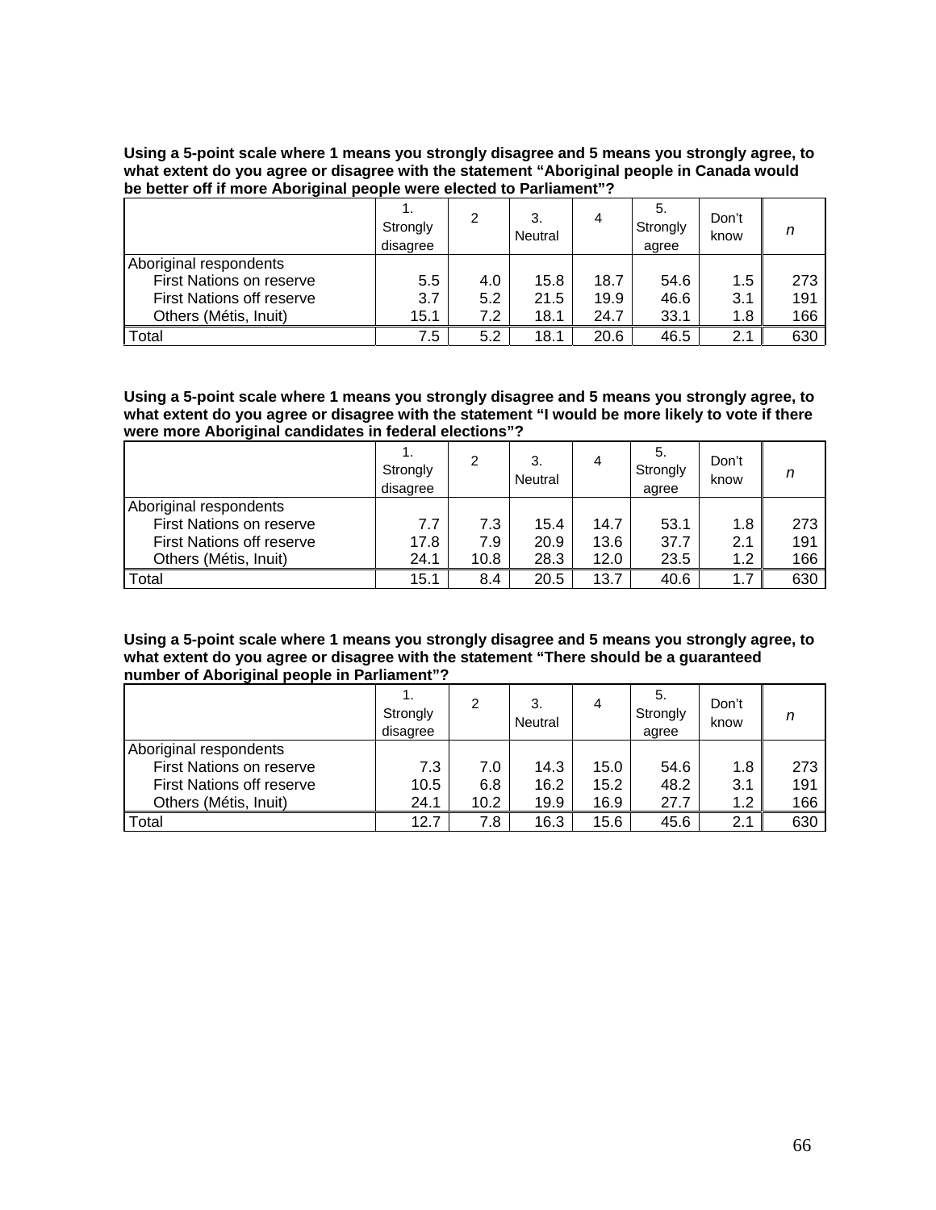**Using a 5-point scale where 1 means you strongly disagree and 5 means you strongly agree, to what extent do you agree or disagree with the statement "Aboriginal people in Canada would be better off if more Aboriginal people were elected to Parliament"?**

| | 1. Strongly disagree | 2 | 3. Neutral | 4 | 5. Strongly agree | Don't know | *n* |
|---|---|---|---|---|---|---|---|
| Aboriginal respondents | | | | | | | |
| First Nations on reserve | 5.5 | 4.0 | 15.8 | 18.7 | 54.6 | 1.5 | 273 |
| First Nations off reserve | 3.7 | 5.2 | 21.5 | 19.9 | 46.6 | 3.1 | 191 |
| Others (Métis, Inuit) | 15.1 | 7.2 | 18.1 | 24.7 | 33.1 | 1.8 | 166 |
| Total | 7.5 | 5.2 | 18.1 | 20.6 | 46.5 | 2.1 | 630 |

**Using a 5-point scale where 1 means you strongly disagree and 5 means you strongly agree, to what extent do you agree or disagree with the statement "I would be more likely to vote if there were more Aboriginal candidates in federal elections"?**

| | 1. Strongly disagree | 2 | 3. Neutral | 4 | 5. Strongly agree | Don't know | *n* |
|---|---|---|---|---|---|---|---|
| Aboriginal respondents | | | | | | | |
| First Nations on reserve | 7.7 | 7.3 | 15.4 | 14.7 | 53.1 | 1.8 | 273 |
| First Nations off reserve | 17.8 | 7.9 | 20.9 | 13.6 | 37.7 | 2.1 | 191 |
| Others (Métis, Inuit) | 24.1 | 10.8 | 28.3 | 12.0 | 23.5 | 1.2 | 166 |
| Total | 15.1 | 8.4 | 20.5 | 13.7 | 40.6 | 1.7 | 630 |

**Using a 5-point scale where 1 means you strongly disagree and 5 means you strongly agree, to what extent do you agree or disagree with the statement "There should be a guaranteed number of Aboriginal people in Parliament"?**

| | 1. Strongly disagree | 2 | 3. Neutral | 4 | 5. Strongly agree | Don't know | *n* |
|---|---|---|---|---|---|---|---|
| Aboriginal respondents | | | | | | | |
| First Nations on reserve | 7.3 | 7.0 | 14.3 | 15.0 | 54.6 | 1.8 | 273 |
| First Nations off reserve | 10.5 | 6.8 | 16.2 | 15.2 | 48.2 | 3.1 | 191 |
| Others (Métis, Inuit) | 24.1 | 10.2 | 19.9 | 16.9 | 27.7 | 1.2 | 166 |
| Total | 12.7 | 7.8 | 16.3 | 15.6 | 45.6 | 2.1 | 630 |